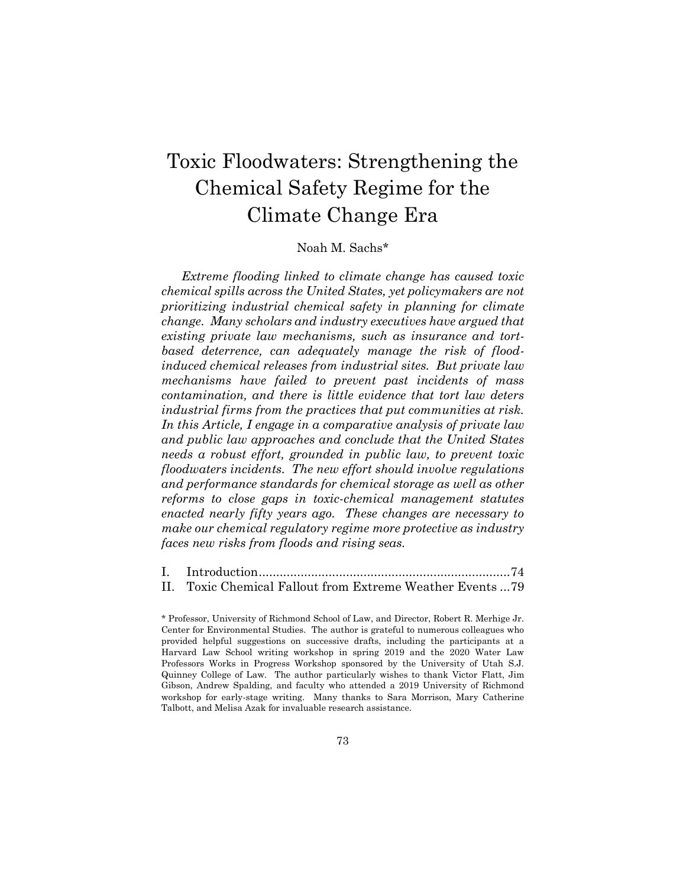# Toxic Floodwaters: Strengthening the Chemical Safety Regime for the Climate Change Era

Noah M. Sachs*

*Extreme flooding linked to climate change has caused toxic chemical spills across the United States, yet policymakers are not prioritizing industrial chemical safety in planning for climate change. Many scholars and industry executives have argued that existing private law mechanisms, such as insurance and tort-based deterrence, can adequately manage the risk of flood-induced chemical releases from industrial sites. But private law mechanisms have failed to prevent past incidents of mass contamination, and there is little evidence that tort law deters industrial firms from the practices that put communities at risk. In this Article, I engage in a comparative analysis of private law and public law approaches and conclude that the United States needs a robust effort, grounded in public law, to prevent toxic floodwaters incidents. The new effort should involve regulations and performance standards for chemical storage as well as other reforms to close gaps in toxic-chemical management statutes enacted nearly fifty years ago. These changes are necessary to make our chemical regulatory regime more protective as industry faces new risks from floods and rising seas.*

I. Introduction........................................................................74
II. Toxic Chemical Fallout from Extreme Weather Events ...79

\* Professor, University of Richmond School of Law, and Director, Robert R. Merhige Jr. Center for Environmental Studies. The author is grateful to numerous colleagues who provided helpful suggestions on successive drafts, including the participants at a Harvard Law School writing workshop in spring 2019 and the 2020 Water Law Professors Works in Progress Workshop sponsored by the University of Utah S.J. Quinney College of Law. The author particularly wishes to thank Victor Flatt, Jim Gibson, Andrew Spalding, and faculty who attended a 2019 University of Richmond workshop for early-stage writing. Many thanks to Sara Morrison, Mary Catherine Talbott, and Melisa Azak for invaluable research assistance.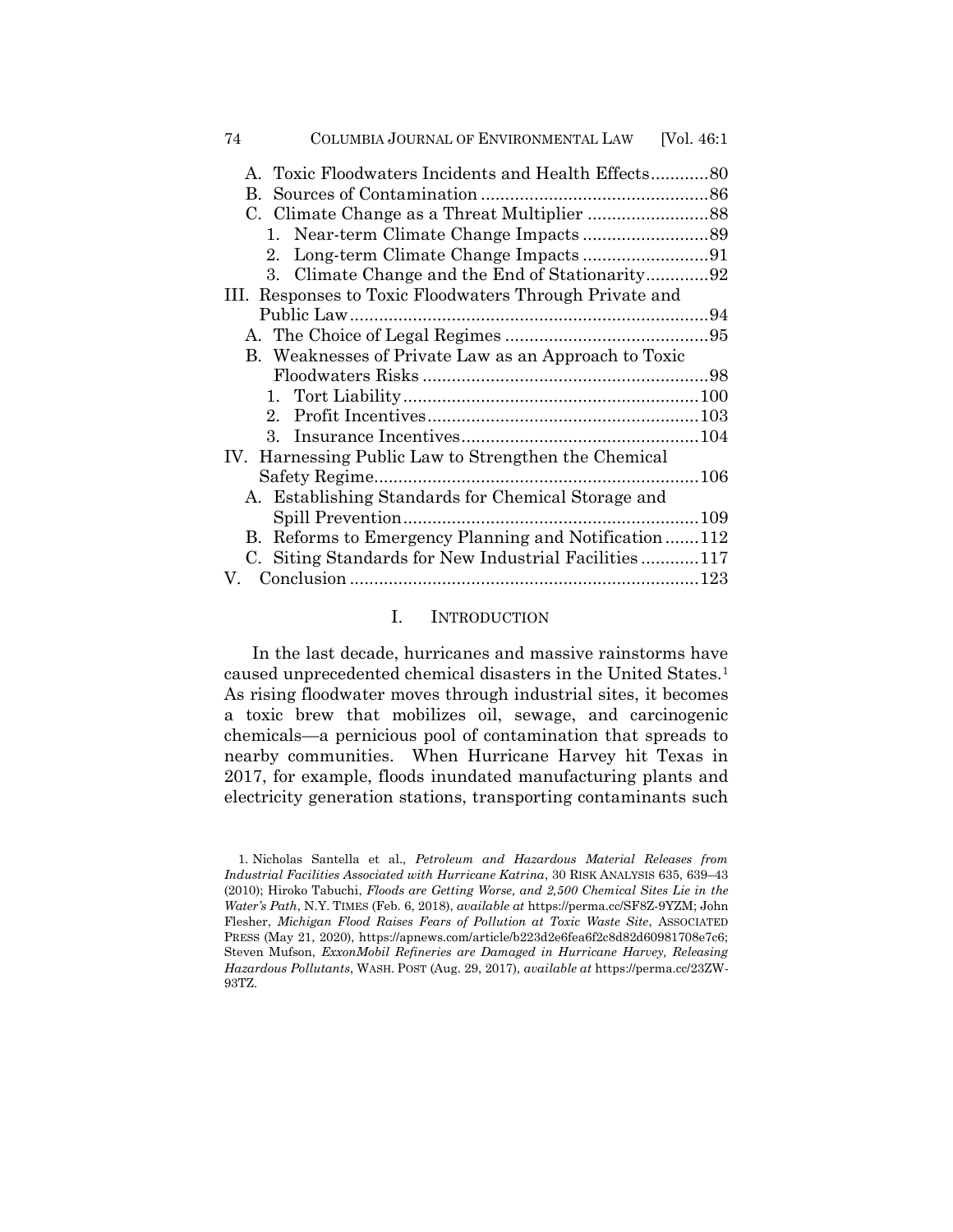A. Toxic Floodwaters Incidents and Health Effects............80
B. Sources of Contamination...............................................86
C. Climate Change as a Threat Multiplier .........................88
 1. Near-term Climate Change Impacts ..........................89
 2. Long-term Climate Change Impacts ..........................91
 3. Climate Change and the End of Stationarity.............92

III. Responses to Toxic Floodwaters Through Private and Public Law...........................................................................94
A. The Choice of Legal Regimes ..........................................95
B. Weaknesses of Private Law as an Approach to Toxic Floodwaters Risks ...........................................................98
 1. Tort Liability.............................................................100
 2. Profit Incentives........................................................103
 3. Insurance Incentives.................................................104

IV. Harnessing Public Law to Strengthen the Chemical Safety Regime...................................................................106
A. Establishing Standards for Chemical Storage and Spill Prevention.............................................................109
B. Reforms to Emergency Planning and Notification.......112
C. Siting Standards for New Industrial Facilities............117

V. Conclusion........................................................................123

# I. Introduction

In the last decade, hurricanes and massive rainstorms have caused unprecedented chemical disasters in the United States.[1] As rising floodwater moves through industrial sites, it becomes a toxic brew that mobilizes oil, sewage, and carcinogenic chemicals—a pernicious pool of contamination that spreads to nearby communities. When Hurricane Harvey hit Texas in 2017, for example, floods inundated manufacturing plants and electricity generation stations, transporting contaminants such

1. Nicholas Santella et al., *Petroleum and Hazardous Material Releases from Industrial Facilities Associated with Hurricane Katrina*, 30 Risk Analysis 635, 639–43 (2010); Hiroko Tabuchi, *Floods are Getting Worse, and 2,500 Chemical Sites Lie in the Water's Path*, N.Y. Times (Feb. 6, 2018), *available at* https://perma.cc/SF8Z-9YZM; John Flesher, *Michigan Flood Raises Fears of Pollution at Toxic Waste Site*, Associated Press (May 21, 2020), https://apnews.com/article/b223d2e6fea6f2c8d82d60981708e7c6; Steven Mufson, *ExxonMobil Refineries are Damaged in Hurricane Harvey, Releasing Hazardous Pollutants*, Wash. Post (Aug. 29, 2017), *available at* https://perma.cc/23ZW-93TZ.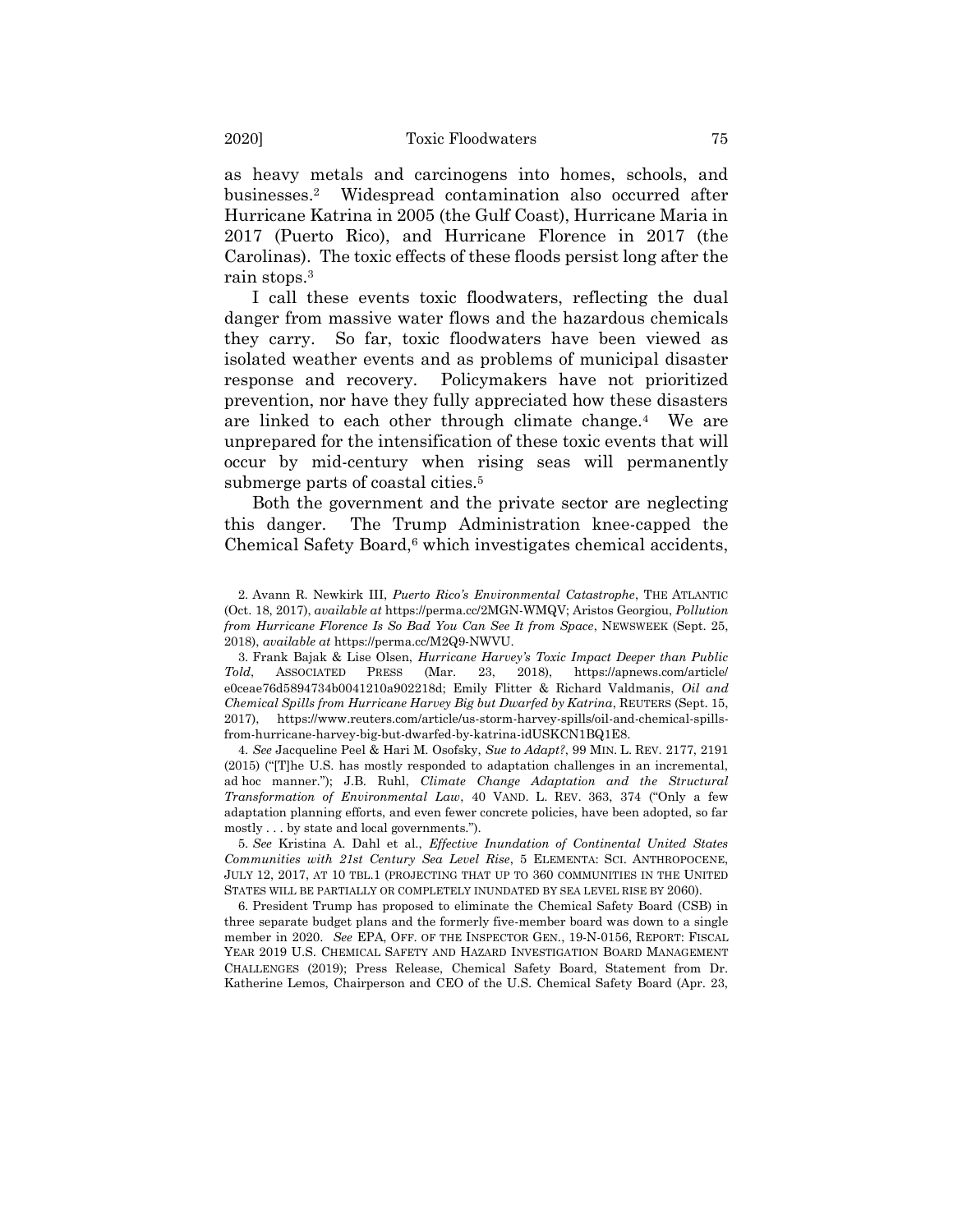as heavy metals and carcinogens into homes, schools, and businesses.[2] Widespread contamination also occurred after Hurricane Katrina in 2005 (the Gulf Coast), Hurricane Maria in 2017 (Puerto Rico), and Hurricane Florence in 2017 (the Carolinas). The toxic effects of these floods persist long after the rain stops.[3]

I call these events toxic floodwaters, reflecting the dual danger from massive water flows and the hazardous chemicals they carry. So far, toxic floodwaters have been viewed as isolated weather events and as problems of municipal disaster response and recovery. Policymakers have not prioritized prevention, nor have they fully appreciated how these disasters are linked to each other through climate change.[4] We are unprepared for the intensification of these toxic events that will occur by mid-century when rising seas will permanently submerge parts of coastal cities.[5]

Both the government and the private sector are neglecting this danger. The Trump Administration knee-capped the Chemical Safety Board,[6] which investigates chemical accidents,

---

2. Avann R. Newkirk III, *Puerto Rico's Environmental Catastrophe*, THE ATLANTIC (Oct. 18, 2017), *available at* https://perma.cc/2MGN-WMQV; Aristos Georgiou, *Pollution from Hurricane Florence Is So Bad You Can See It from Space*, NEWSWEEK (Sept. 25, 2018), *available at* https://perma.cc/M2Q9-NWVU.

3. Frank Bajak & Lise Olsen, *Hurricane Harvey's Toxic Impact Deeper than Public Told*, ASSOCIATED PRESS (Mar. 23, 2018), https://apnews.com/article/e0ceae76d5894734b0041210a902218d; Emily Flitter & Richard Valdmanis, *Oil and Chemical Spills from Hurricane Harvey Big but Dwarfed by Katrina*, REUTERS (Sept. 15, 2017), https://www.reuters.com/article/us-storm-harvey-spills/oil-and-chemical-spills-from-hurricane-harvey-big-but-dwarfed-by-katrina-idUSKCN1BQ1E8.

4. *See* Jacqueline Peel & Hari M. Osofsky, *Sue to Adapt?*, 99 MINN. L. REV. 2177, 2191 (2015) ("[T]he U.S. has mostly responded to adaptation challenges in an incremental, ad hoc manner."); J.B. Ruhl, *Climate Change Adaptation and the Structural Transformation of Environmental Law*, 40 VAND. L. REV. 363, 374 ("Only a few adaptation planning efforts, and even fewer concrete policies, have been adopted, so far mostly . . . by state and local governments.").

5. *See* Kristina A. Dahl et al., *Effective Inundation of Continental United States Communities with 21st Century Sea Level Rise*, 5 ELEMENTA: SCI. ANTHROPOCENE, JULY 12, 2017, AT 10 TBL.1 (PROJECTING THAT UP TO 360 COMMUNITIES IN THE UNITED STATES WILL BE PARTIALLY OR COMPLETELY INUNDATED BY SEA LEVEL RISE BY 2060).

6. President Trump has proposed to eliminate the Chemical Safety Board (CSB) in three separate budget plans and the formerly five-member board was down to a single member in 2020. *See* EPA, OFF. OF THE INSPECTOR GEN., 19-N-0156, REPORT: FISCAL YEAR 2019 U.S. CHEMICAL SAFETY AND HAZARD INVESTIGATION BOARD MANAGEMENT CHALLENGES (2019); Press Release, Chemical Safety Board, Statement from Dr. Katherine Lemos, Chairperson and CEO of the U.S. Chemical Safety Board (Apr. 23,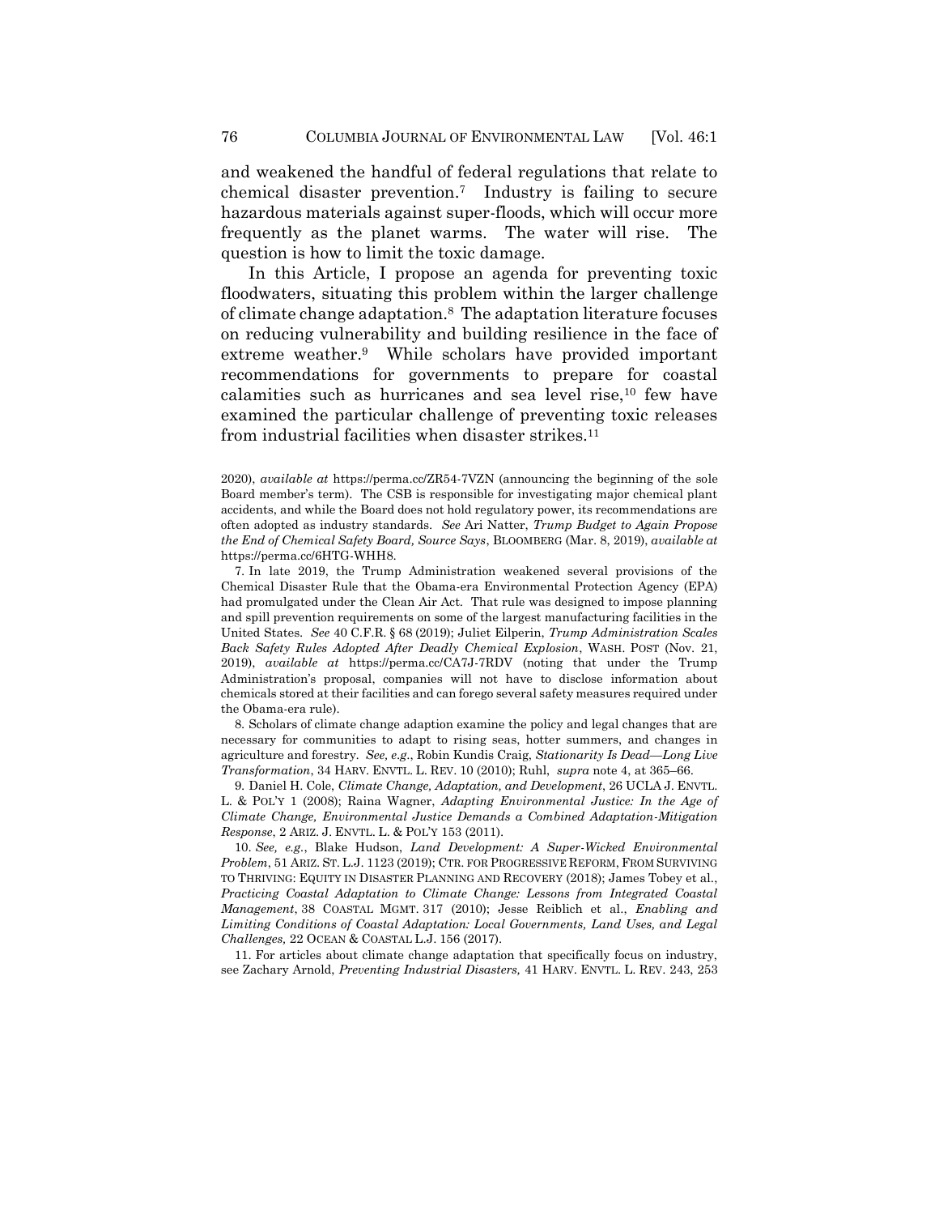and weakened the handful of federal regulations that relate to chemical disaster prevention.[7] Industry is failing to secure hazardous materials against super-floods, which will occur more frequently as the planet warms. The water will rise. The question is how to limit the toxic damage.

In this Article, I propose an agenda for preventing toxic floodwaters, situating this problem within the larger challenge of climate change adaptation.[8] The adaptation literature focuses on reducing vulnerability and building resilience in the face of extreme weather.[9] While scholars have provided important recommendations for governments to prepare for coastal calamities such as hurricanes and sea level rise,[10] few have examined the particular challenge of preventing toxic releases from industrial facilities when disaster strikes.[11]

2020), *available at* https://perma.cc/ZR54-7VZN (announcing the beginning of the sole Board member's term). The CSB is responsible for investigating major chemical plant accidents, and while the Board does not hold regulatory power, its recommendations are often adopted as industry standards. *See* Ari Natter, *Trump Budget to Again Propose the End of Chemical Safety Board, Source Says*, BLOOMBERG (Mar. 8, 2019), *available at* https://perma.cc/6HTG-WHH8.

7. In late 2019, the Trump Administration weakened several provisions of the Chemical Disaster Rule that the Obama-era Environmental Protection Agency (EPA) had promulgated under the Clean Air Act. That rule was designed to impose planning and spill prevention requirements on some of the largest manufacturing facilities in the United States. *See* 40 C.F.R. § 68 (2019); Juliet Eilperin, *Trump Administration Scales Back Safety Rules Adopted After Deadly Chemical Explosion*, WASH. POST (Nov. 21, 2019), *available at* https://perma.cc/CA7J-7RDV (noting that under the Trump Administration's proposal, companies will not have to disclose information about chemicals stored at their facilities and can forego several safety measures required under the Obama-era rule).

8. Scholars of climate change adaption examine the policy and legal changes that are necessary for communities to adapt to rising seas, hotter summers, and changes in agriculture and forestry. *See, e.g.*, Robin Kundis Craig, *Stationarity Is Dead—Long Live Transformation*, 34 HARV. ENVTL. L. REV. 10 (2010); Ruhl, *supra* note 4, at 365–66.

9. Daniel H. Cole, *Climate Change, Adaptation, and Development*, 26 UCLA J. ENVTL. L. & POL'Y 1 (2008); Raina Wagner, *Adapting Environmental Justice: In the Age of Climate Change, Environmental Justice Demands a Combined Adaptation-Mitigation Response*, 2 ARIZ. J. ENVTL. L. & POL'Y 153 (2011).

10. *See, e.g.*, Blake Hudson, *Land Development: A Super-Wicked Environmental Problem*, 51 ARIZ. ST. L.J. 1123 (2019); CTR. FOR PROGRESSIVE REFORM, FROM SURVIVING TO THRIVING: EQUITY IN DISASTER PLANNING AND RECOVERY (2018); James Tobey et al., *Practicing Coastal Adaptation to Climate Change: Lessons from Integrated Coastal Management*, 38 COASTAL MGMT. 317 (2010); Jesse Reiblich et al., *Enabling and Limiting Conditions of Coastal Adaptation: Local Governments, Land Uses, and Legal Challenges,* 22 OCEAN & COASTAL L.J. 156 (2017).

11. For articles about climate change adaptation that specifically focus on industry, see Zachary Arnold, *Preventing Industrial Disasters,* 41 HARV. ENVTL. L. REV. 243, 253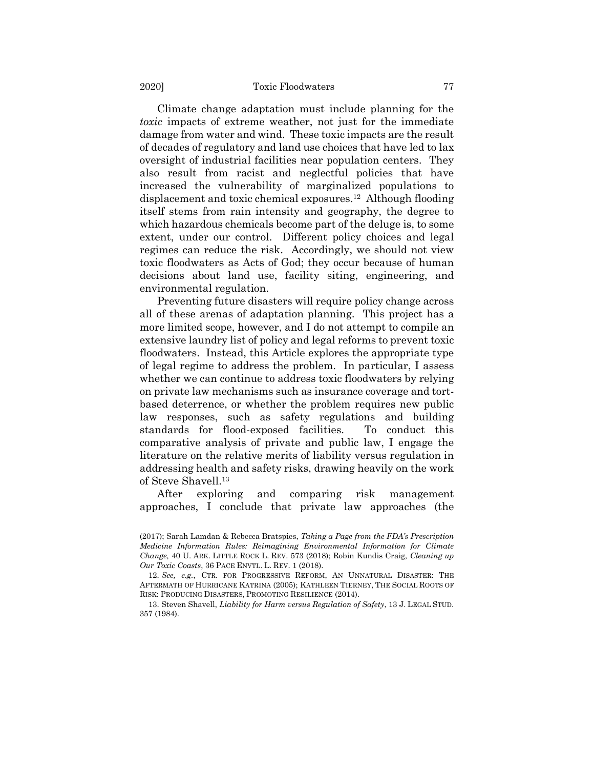Climate change adaptation must include planning for the *toxic* impacts of extreme weather, not just for the immediate damage from water and wind. These toxic impacts are the result of decades of regulatory and land use choices that have led to lax oversight of industrial facilities near population centers. They also result from racist and neglectful policies that have increased the vulnerability of marginalized populations to displacement and toxic chemical exposures.[12] Although flooding itself stems from rain intensity and geography, the degree to which hazardous chemicals become part of the deluge is, to some extent, under our control. Different policy choices and legal regimes can reduce the risk. Accordingly, we should not view toxic floodwaters as Acts of God; they occur because of human decisions about land use, facility siting, engineering, and environmental regulation.

Preventing future disasters will require policy change across all of these arenas of adaptation planning. This project has a more limited scope, however, and I do not attempt to compile an extensive laundry list of policy and legal reforms to prevent toxic floodwaters. Instead, this Article explores the appropriate type of legal regime to address the problem. In particular, I assess whether we can continue to address toxic floodwaters by relying on private law mechanisms such as insurance coverage and tort-based deterrence, or whether the problem requires new public law responses, such as safety regulations and building standards for flood-exposed facilities. To conduct this comparative analysis of private and public law, I engage the literature on the relative merits of liability versus regulation in addressing health and safety risks, drawing heavily on the work of Steve Shavell.[13]

After exploring and comparing risk management approaches, I conclude that private law approaches (the

(2017); Sarah Lamdan & Rebecca Bratspies, *Taking a Page from the FDA's Prescription Medicine Information Rules: Reimagining Environmental Information for Climate Change,* 40 U. ARK. LITTLE ROCK L. REV. 573 (2018); Robin Kundis Craig, *Cleaning up Our Toxic Coasts*, 36 PACE ENVTL. L. REV. 1 (2018).

12. *See, e.g.*, CTR. FOR PROGRESSIVE REFORM, AN UNNATURAL DISASTER: THE AFTERMATH OF HURRICANE KATRINA (2005); KATHLEEN TIERNEY, THE SOCIAL ROOTS OF RISK: PRODUCING DISASTERS, PROMOTING RESILIENCE (2014).

13. Steven Shavell, *Liability for Harm versus Regulation of Safety*, 13 J. LEGAL STUD. 357 (1984).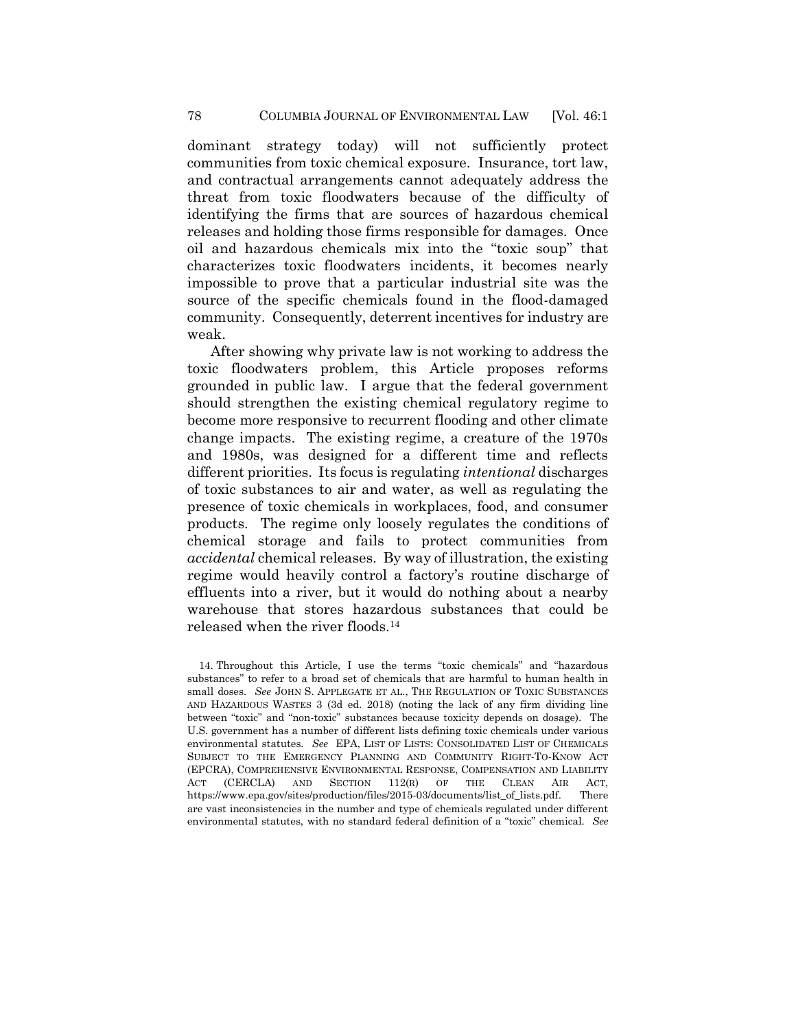dominant strategy today) will not sufficiently protect communities from toxic chemical exposure. Insurance, tort law, and contractual arrangements cannot adequately address the threat from toxic floodwaters because of the difficulty of identifying the firms that are sources of hazardous chemical releases and holding those firms responsible for damages. Once oil and hazardous chemicals mix into the "toxic soup" that characterizes toxic floodwaters incidents, it becomes nearly impossible to prove that a particular industrial site was the source of the specific chemicals found in the flood-damaged community. Consequently, deterrent incentives for industry are weak.

After showing why private law is not working to address the toxic floodwaters problem, this Article proposes reforms grounded in public law. I argue that the federal government should strengthen the existing chemical regulatory regime to become more responsive to recurrent flooding and other climate change impacts. The existing regime, a creature of the 1970s and 1980s, was designed for a different time and reflects different priorities. Its focus is regulating *intentional* discharges of toxic substances to air and water, as well as regulating the presence of toxic chemicals in workplaces, food, and consumer products. The regime only loosely regulates the conditions of chemical storage and fails to protect communities from *accidental* chemical releases. By way of illustration, the existing regime would heavily control a factory's routine discharge of effluents into a river, but it would do nothing about a nearby warehouse that stores hazardous substances that could be released when the river floods.[14]

14. Throughout this Article, I use the terms "toxic chemicals" and "hazardous substances" to refer to a broad set of chemicals that are harmful to human health in small doses. *See* JOHN S. APPLEGATE ET AL., THE REGULATION OF TOXIC SUBSTANCES AND HAZARDOUS WASTES 3 (3d ed. 2018) (noting the lack of any firm dividing line between "toxic" and "non-toxic" substances because toxicity depends on dosage). The U.S. government has a number of different lists defining toxic chemicals under various environmental statutes. *See* EPA, LIST OF LISTS: CONSOLIDATED LIST OF CHEMICALS SUBJECT TO THE EMERGENCY PLANNING AND COMMUNITY RIGHT-TO-KNOW ACT (EPCRA), COMPREHENSIVE ENVIRONMENTAL RESPONSE, COMPENSATION AND LIABILITY ACT (CERCLA) AND SECTION 112(R) OF THE CLEAN AIR ACT, https://www.epa.gov/sites/production/files/2015-03/documents/list_of_lists.pdf. There are vast inconsistencies in the number and type of chemicals regulated under different environmental statutes, with no standard federal definition of a "toxic" chemical. *See*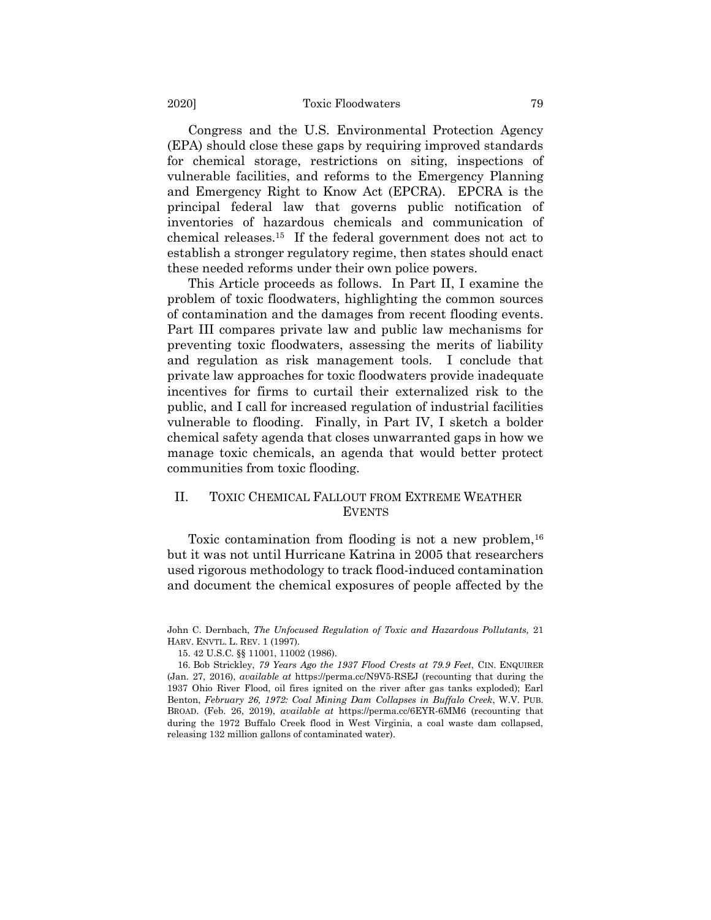Congress and the U.S. Environmental Protection Agency (EPA) should close these gaps by requiring improved standards for chemical storage, restrictions on siting, inspections of vulnerable facilities, and reforms to the Emergency Planning and Emergency Right to Know Act (EPCRA). EPCRA is the principal federal law that governs public notification of inventories of hazardous chemicals and communication of chemical releases.[15] If the federal government does not act to establish a stronger regulatory regime, then states should enact these needed reforms under their own police powers.

This Article proceeds as follows. In Part II, I examine the problem of toxic floodwaters, highlighting the common sources of contamination and the damages from recent flooding events. Part III compares private law and public law mechanisms for preventing toxic floodwaters, assessing the merits of liability and regulation as risk management tools. I conclude that private law approaches for toxic floodwaters provide inadequate incentives for firms to curtail their externalized risk to the public, and I call for increased regulation of industrial facilities vulnerable to flooding. Finally, in Part IV, I sketch a bolder chemical safety agenda that closes unwarranted gaps in how we manage toxic chemicals, an agenda that would better protect communities from toxic flooding.

## II. TOXIC CHEMICAL FALLOUT FROM EXTREME WEATHER EVENTS

Toxic contamination from flooding is not a new problem,[16] but it was not until Hurricane Katrina in 2005 that researchers used rigorous methodology to track flood-induced contamination and document the chemical exposures of people affected by the

---

John C. Dernbach, *The Unfocused Regulation of Toxic and Hazardous Pollutants,* 21 HARV. ENVTL. L. REV. 1 (1997).

15. 42 U.S.C. §§ 11001, 11002 (1986).

16. Bob Strickley, *79 Years Ago the 1937 Flood Crests at 79.9 Feet*, CIN. ENQUIRER (Jan. 27, 2016), *available at* https://perma.cc/N9V5-RSEJ (recounting that during the 1937 Ohio River Flood, oil fires ignited on the river after gas tanks exploded); Earl Benton, *February 26, 1972: Coal Mining Dam Collapses in Buffalo Creek*, W.V. PUB. BROAD. (Feb. 26, 2019), *available at* https://perma.cc/6EYR-6MM6 (recounting that during the 1972 Buffalo Creek flood in West Virginia, a coal waste dam collapsed, releasing 132 million gallons of contaminated water).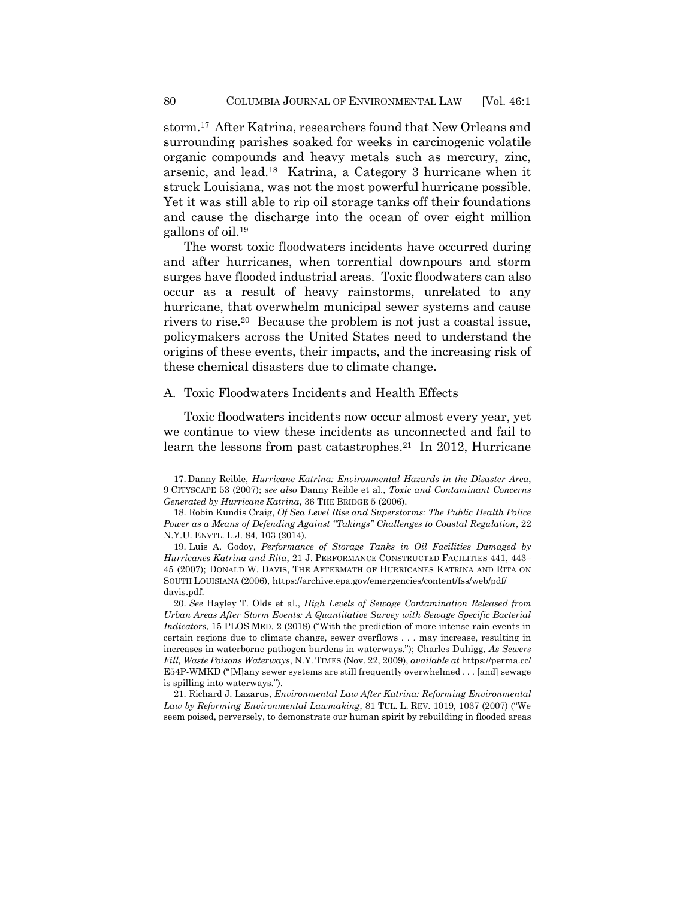storm.[17] After Katrina, researchers found that New Orleans and surrounding parishes soaked for weeks in carcinogenic volatile organic compounds and heavy metals such as mercury, zinc, arsenic, and lead.[18] Katrina, a Category 3 hurricane when it struck Louisiana, was not the most powerful hurricane possible. Yet it was still able to rip oil storage tanks off their foundations and cause the discharge into the ocean of over eight million gallons of oil.[19]

The worst toxic floodwaters incidents have occurred during and after hurricanes, when torrential downpours and storm surges have flooded industrial areas. Toxic floodwaters can also occur as a result of heavy rainstorms, unrelated to any hurricane, that overwhelm municipal sewer systems and cause rivers to rise.[20] Because the problem is not just a coastal issue, policymakers across the United States need to understand the origins of these events, their impacts, and the increasing risk of these chemical disasters due to climate change.

## A. Toxic Floodwaters Incidents and Health Effects

Toxic floodwaters incidents now occur almost every year, yet we continue to view these incidents as unconnected and fail to learn the lessons from past catastrophes.[21] In 2012, Hurricane

---

17. Danny Reible, *Hurricane Katrina: Environmental Hazards in the Disaster Area*, 9 CITYSCAPE 53 (2007); *see also* Danny Reible et al., *Toxic and Contaminant Concerns Generated by Hurricane Katrina*, 36 THE BRIDGE 5 (2006).

18. Robin Kundis Craig, *Of Sea Level Rise and Superstorms: The Public Health Police Power as a Means of Defending Against "Takings" Challenges to Coastal Regulation*, 22 N.Y.U. ENVTL. L.J. 84, 103 (2014).

19. Luis A. Godoy, *Performance of Storage Tanks in Oil Facilities Damaged by Hurricanes Katrina and Rita*, 21 J. PERFORMANCE CONSTRUCTED FACILITIES 441, 443–45 (2007); DONALD W. DAVIS, THE AFTERMATH OF HURRICANES KATRINA AND RITA ON SOUTH LOUISIANA (2006), https://archive.epa.gov/emergencies/content/fss/web/pdf/davis.pdf.

20. *See* Hayley T. Olds et al., *High Levels of Sewage Contamination Released from Urban Areas After Storm Events: A Quantitative Survey with Sewage Specific Bacterial Indicators*, 15 PLOS MED. 2 (2018) ("With the prediction of more intense rain events in certain regions due to climate change, sewer overflows . . . may increase, resulting in increases in waterborne pathogen burdens in waterways."); Charles Duhigg, *As Sewers Fill, Waste Poisons Waterways*, N.Y. TIMES (Nov. 22, 2009), *available at* https://perma.cc/E54P-WMKD ("[M]any sewer systems are still frequently overwhelmed . . . [and] sewage is spilling into waterways.").

21. Richard J. Lazarus, *Environmental Law After Katrina: Reforming Environmental Law by Reforming Environmental Lawmaking*, 81 TUL. L. REV. 1019, 1037 (2007) ("We seem poised, perversely, to demonstrate our human spirit by rebuilding in flooded areas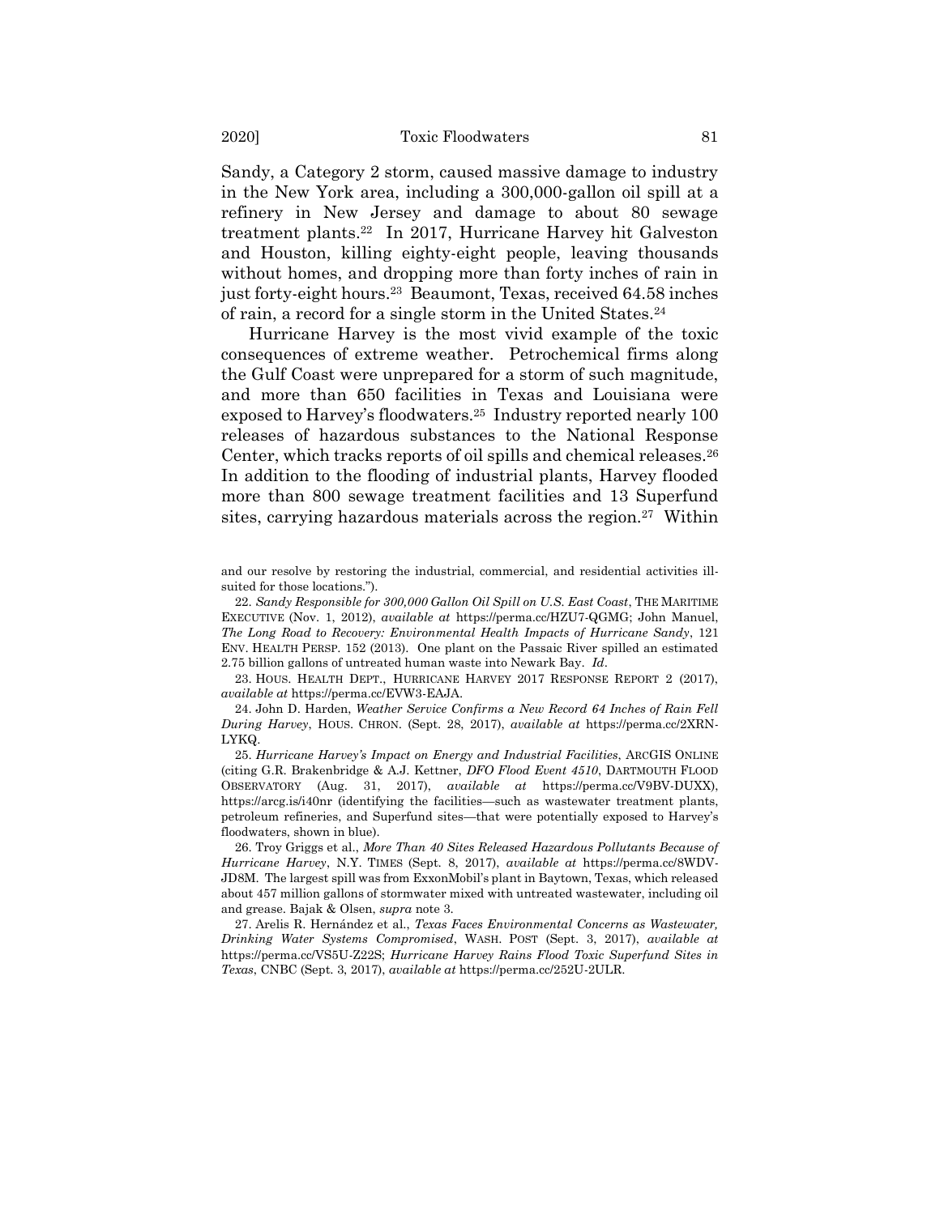Sandy, a Category 2 storm, caused massive damage to industry in the New York area, including a 300,000-gallon oil spill at a refinery in New Jersey and damage to about 80 sewage treatment plants.[22] In 2017, Hurricane Harvey hit Galveston and Houston, killing eighty-eight people, leaving thousands without homes, and dropping more than forty inches of rain in just forty-eight hours.[23] Beaumont, Texas, received 64.58 inches of rain, a record for a single storm in the United States.[24]

Hurricane Harvey is the most vivid example of the toxic consequences of extreme weather. Petrochemical firms along the Gulf Coast were unprepared for a storm of such magnitude, and more than 650 facilities in Texas and Louisiana were exposed to Harvey's floodwaters.[25] Industry reported nearly 100 releases of hazardous substances to the National Response Center, which tracks reports of oil spills and chemical releases.[26] In addition to the flooding of industrial plants, Harvey flooded more than 800 sewage treatment facilities and 13 Superfund sites, carrying hazardous materials across the region.[27] Within

---

and our resolve by restoring the industrial, commercial, and residential activities ill-suited for those locations.").

22. *Sandy Responsible for 300,000 Gallon Oil Spill on U.S. East Coast*, THE MARITIME EXECUTIVE (Nov. 1, 2012), *available at* https://perma.cc/HZU7-QGMG; John Manuel, *The Long Road to Recovery: Environmental Health Impacts of Hurricane Sandy*, 121 ENV. HEALTH PERSP. 152 (2013). One plant on the Passaic River spilled an estimated 2.75 billion gallons of untreated human waste into Newark Bay. *Id*.

23. HOUS. HEALTH DEPT., HURRICANE HARVEY 2017 RESPONSE REPORT 2 (2017), *available at* https://perma.cc/EVW3-EAJA.

24. John D. Harden, *Weather Service Confirms a New Record 64 Inches of Rain Fell During Harvey*, HOUS. CHRON. (Sept. 28, 2017), *available at* https://perma.cc/2XRN-LYKQ.

25. *Hurricane Harvey's Impact on Energy and Industrial Facilities*, ARCGIS ONLINE (citing G.R. Brakenbridge & A.J. Kettner, *DFO Flood Event 4510*, DARTMOUTH FLOOD OBSERVATORY (Aug. 31, 2017), *available at* https://perma.cc/V9BV-DUXX), https://arcg.is/i40nr (identifying the facilities—such as wastewater treatment plants, petroleum refineries, and Superfund sites—that were potentially exposed to Harvey's floodwaters, shown in blue).

26. Troy Griggs et al., *More Than 40 Sites Released Hazardous Pollutants Because of Hurricane Harvey*, N.Y. TIMES (Sept. 8, 2017), *available at* https://perma.cc/8WDV-JD8M. The largest spill was from ExxonMobil's plant in Baytown, Texas, which released about 457 million gallons of stormwater mixed with untreated wastewater, including oil and grease. Bajak & Olsen, *supra* note 3.

27. Arelis R. Hernández et al., *Texas Faces Environmental Concerns as Wastewater, Drinking Water Systems Compromised*, WASH. POST (Sept. 3, 2017), *available at* https://perma.cc/VS5U-Z22S; *Hurricane Harvey Rains Flood Toxic Superfund Sites in Texas*, CNBC (Sept. 3, 2017), *available at* https://perma.cc/252U-2ULR.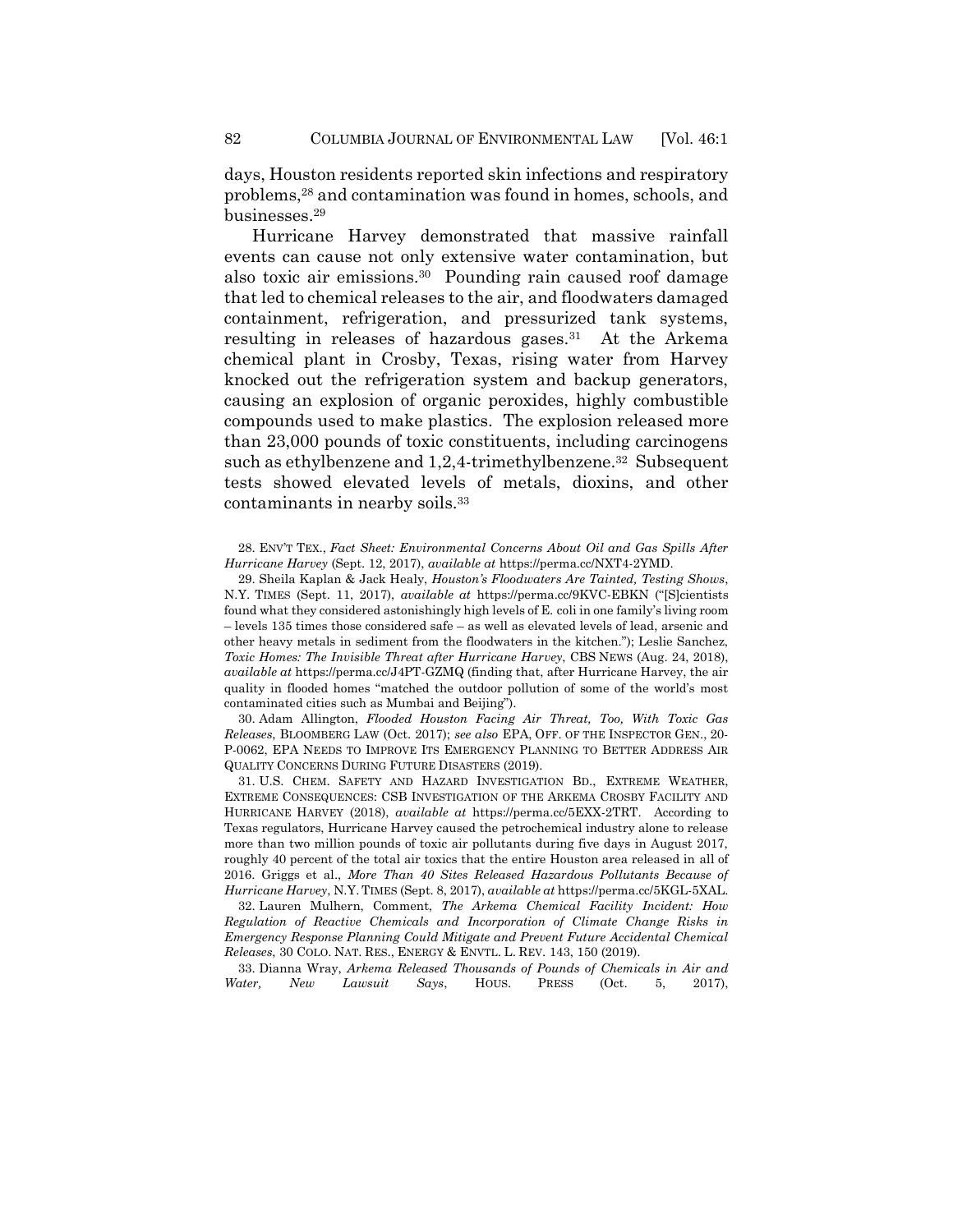days, Houston residents reported skin infections and respiratory problems,[28] and contamination was found in homes, schools, and businesses.[29]

Hurricane Harvey demonstrated that massive rainfall events can cause not only extensive water contamination, but also toxic air emissions.[30] Pounding rain caused roof damage that led to chemical releases to the air, and floodwaters damaged containment, refrigeration, and pressurized tank systems, resulting in releases of hazardous gases.[31] At the Arkema chemical plant in Crosby, Texas, rising water from Harvey knocked out the refrigeration system and backup generators, causing an explosion of organic peroxides, highly combustible compounds used to make plastics. The explosion released more than 23,000 pounds of toxic constituents, including carcinogens such as ethylbenzene and 1,2,4-trimethylbenzene.[32] Subsequent tests showed elevated levels of metals, dioxins, and other contaminants in nearby soils.[33]

28. ENV'T TEX., *Fact Sheet: Environmental Concerns About Oil and Gas Spills After Hurricane Harvey* (Sept. 12, 2017), *available at* https://perma.cc/NXT4-2YMD.

29. Sheila Kaplan & Jack Healy, *Houston's Floodwaters Are Tainted, Testing Shows*, N.Y. TIMES (Sept. 11, 2017), *available at* https://perma.cc/9KVC-EBKN ("[S]cientists found what they considered astonishingly high levels of E. coli in one family's living room – levels 135 times those considered safe – as well as elevated levels of lead, arsenic and other heavy metals in sediment from the floodwaters in the kitchen."); Leslie Sanchez, *Toxic Homes: The Invisible Threat after Hurricane Harvey*, CBS NEWS (Aug. 24, 2018), *available at* https://perma.cc/J4PT-GZMQ (finding that, after Hurricane Harvey, the air quality in flooded homes "matched the outdoor pollution of some of the world's most contaminated cities such as Mumbai and Beijing").

30. Adam Allington, *Flooded Houston Facing Air Threat, Too, With Toxic Gas Releases*, BLOOMBERG LAW (Oct. 2017); *see also* EPA, OFF. OF THE INSPECTOR GEN., 20-P-0062, EPA NEEDS TO IMPROVE ITS EMERGENCY PLANNING TO BETTER ADDRESS AIR QUALITY CONCERNS DURING FUTURE DISASTERS (2019).

31. U.S. CHEM. SAFETY AND HAZARD INVESTIGATION BD., EXTREME WEATHER, EXTREME CONSEQUENCES: CSB INVESTIGATION OF THE ARKEMA CROSBY FACILITY AND HURRICANE HARVEY (2018), *available at* https://perma.cc/5EXX-2TRT. According to Texas regulators, Hurricane Harvey caused the petrochemical industry alone to release more than two million pounds of toxic air pollutants during five days in August 2017, roughly 40 percent of the total air toxics that the entire Houston area released in all of 2016. Griggs et al., *More Than 40 Sites Released Hazardous Pollutants Because of Hurricane Harvey*, N.Y. TIMES (Sept. 8, 2017), *available at* https://perma.cc/5KGL-5XAL.

32. Lauren Mulhern, Comment, *The Arkema Chemical Facility Incident: How Regulation of Reactive Chemicals and Incorporation of Climate Change Risks in Emergency Response Planning Could Mitigate and Prevent Future Accidental Chemical Releases*, 30 COLO. NAT. RES., ENERGY & ENVTL. L. REV. 143, 150 (2019).

33. Dianna Wray, *Arkema Released Thousands of Pounds of Chemicals in Air and Water, New Lawsuit Says*, HOUS. PRESS (Oct. 5, 2017),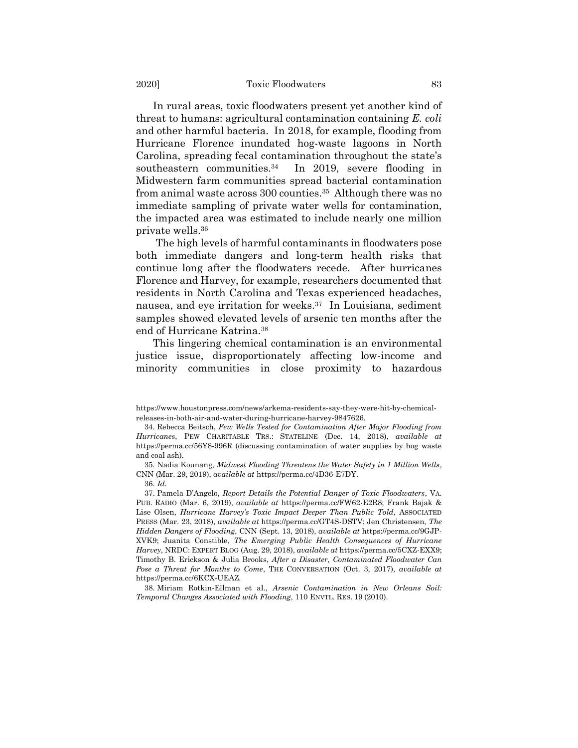In rural areas, toxic floodwaters present yet another kind of threat to humans: agricultural contamination containing *E. coli* and other harmful bacteria. In 2018, for example, flooding from Hurricane Florence inundated hog-waste lagoons in North Carolina, spreading fecal contamination throughout the state's southeastern communities.[34] In 2019, severe flooding in Midwestern farm communities spread bacterial contamination from animal waste across 300 counties.[35] Although there was no immediate sampling of private water wells for contamination, the impacted area was estimated to include nearly one million private wells.[36]

The high levels of harmful contaminants in floodwaters pose both immediate dangers and long-term health risks that continue long after the floodwaters recede. After hurricanes Florence and Harvey, for example, researchers documented that residents in North Carolina and Texas experienced headaches, nausea, and eye irritation for weeks.[37] In Louisiana, sediment samples showed elevated levels of arsenic ten months after the end of Hurricane Katrina.[38]

This lingering chemical contamination is an environmental justice issue, disproportionately affecting low-income and minority communities in close proximity to hazardous

---

https://www.houstonpress.com/news/arkema-residents-say-they-were-hit-by-chemical-releases-in-both-air-and-water-during-hurricane-harvey-9847626.

34. Rebecca Beitsch, *Few Wells Tested for Contamination After Major Flooding from Hurricanes*, PEW CHARITABLE TRS.: STATELINE (Dec. 14, 2018), *available at* https://perma.cc/56Y8-996R (discussing contamination of water supplies by hog waste and coal ash).

35. Nadia Kounang, *Midwest Flooding Threatens the Water Safety in 1 Million Wells*, CNN (Mar. 29, 2019), *available at* https://perma.cc/4D36-E7DY.

36. *Id*.

37. Pamela D'Angelo, *Report Details the Potential Danger of Toxic Floodwaters*, VA. PUB. RADIO (Mar. 6, 2019), *available at* https://perma.cc/FW62-E2R8; Frank Bajak & Lise Olsen, *Hurricane Harvey's Toxic Impact Deeper Than Public Told*, ASSOCIATED PRESS (Mar. 23, 2018), *available at* https://perma.cc/GT4S-DSTV; Jen Christensen, *The Hidden Dangers of Flooding*, CNN (Sept. 13, 2018), *available at* https://perma.cc/9GJP-XVK9; Juanita Constible, *The Emerging Public Health Consequences of Hurricane Harvey*, NRDC: EXPERT BLOG (Aug. 29, 2018), *available at* https://perma.cc/5CXZ-EXX9; Timothy B. Erickson & Julia Brooks, *After a Disaster, Contaminated Floodwater Can Pose a Threat for Months to Come*, THE CONVERSATION (Oct. 3, 2017), *available at* https://perma.cc/6KCX-UEAZ.

38. Miriam Rotkin-Ellman et al., *Arsenic Contamination in New Orleans Soil: Temporal Changes Associated with Flooding*, 110 ENVTL. RES. 19 (2010).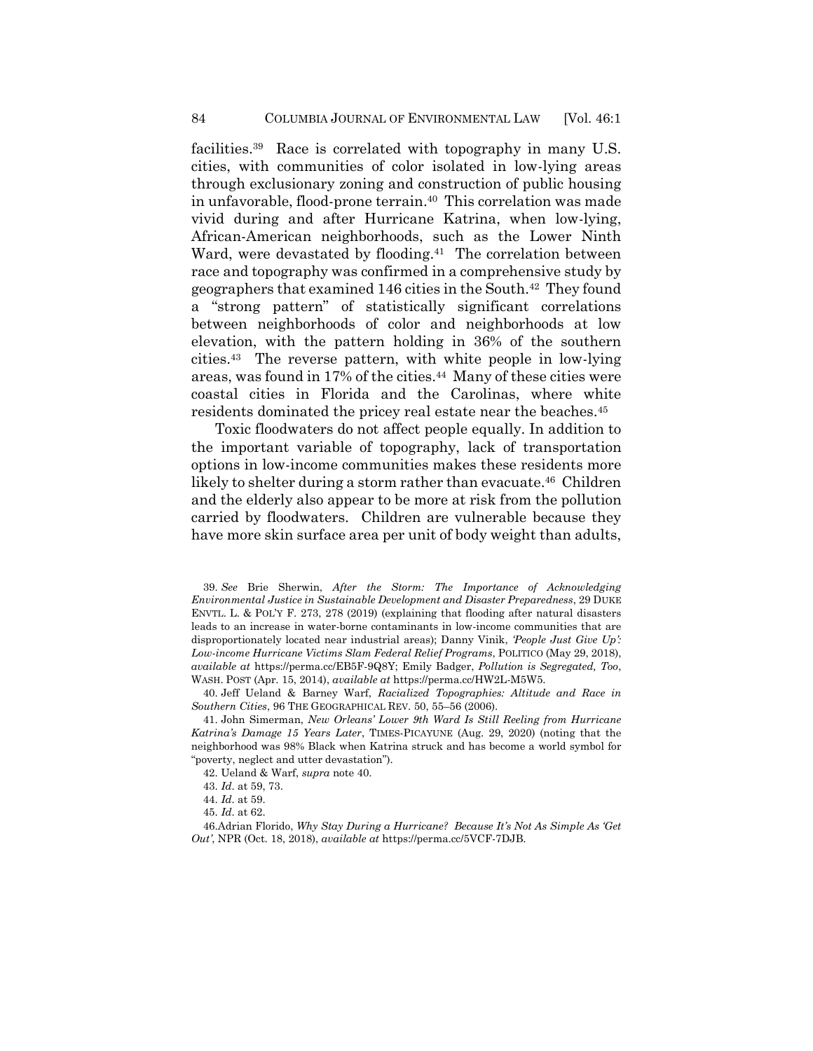facilities.[39] Race is correlated with topography in many U.S. cities, with communities of color isolated in low-lying areas through exclusionary zoning and construction of public housing in unfavorable, flood-prone terrain.[40] This correlation was made vivid during and after Hurricane Katrina, when low-lying, African-American neighborhoods, such as the Lower Ninth Ward, were devastated by flooding.[41] The correlation between race and topography was confirmed in a comprehensive study by geographers that examined 146 cities in the South.[42] They found a "strong pattern" of statistically significant correlations between neighborhoods of color and neighborhoods at low elevation, with the pattern holding in 36% of the southern cities.[43] The reverse pattern, with white people in low-lying areas, was found in 17% of the cities.[44] Many of these cities were coastal cities in Florida and the Carolinas, where white residents dominated the pricey real estate near the beaches.[45]

Toxic floodwaters do not affect people equally. In addition to the important variable of topography, lack of transportation options in low-income communities makes these residents more likely to shelter during a storm rather than evacuate.[46] Children and the elderly also appear to be more at risk from the pollution carried by floodwaters. Children are vulnerable because they have more skin surface area per unit of body weight than adults,

---

39. *See* Brie Sherwin, *After the Storm: The Importance of Acknowledging Environmental Justice in Sustainable Development and Disaster Preparedness*, 29 DUKE ENVTL. L. & POL'Y F. 273, 278 (2019) (explaining that flooding after natural disasters leads to an increase in water-borne contaminants in low-income communities that are disproportionately located near industrial areas); Danny Vinik, *'People Just Give Up': Low-income Hurricane Victims Slam Federal Relief Programs*, POLITICO (May 29, 2018), *available at* https://perma.cc/EB5F-9Q8Y; Emily Badger, *Pollution is Segregated, Too*, WASH. POST (Apr. 15, 2014), *available at* https://perma.cc/HW2L-M5W5.

40. Jeff Ueland & Barney Warf, *Racialized Topographies: Altitude and Race in Southern Cities*, 96 THE GEOGRAPHICAL REV. 50, 55–56 (2006).

41. John Simerman, *New Orleans' Lower 9th Ward Is Still Reeling from Hurricane Katrina's Damage 15 Years Later*, TIMES-PICAYUNE (Aug. 29, 2020) (noting that the neighborhood was 98% Black when Katrina struck and has become a world symbol for "poverty, neglect and utter devastation").

42. Ueland & Warf, *supra* note 40.

43. *Id*. at 59, 73.

44. *Id*. at 59.

45. *Id*. at 62.

46. Adrian Florido, *Why Stay During a Hurricane? Because It's Not As Simple As 'Get Out'*, NPR (Oct. 18, 2018), *available at* https://perma.cc/5VCF-7DJB.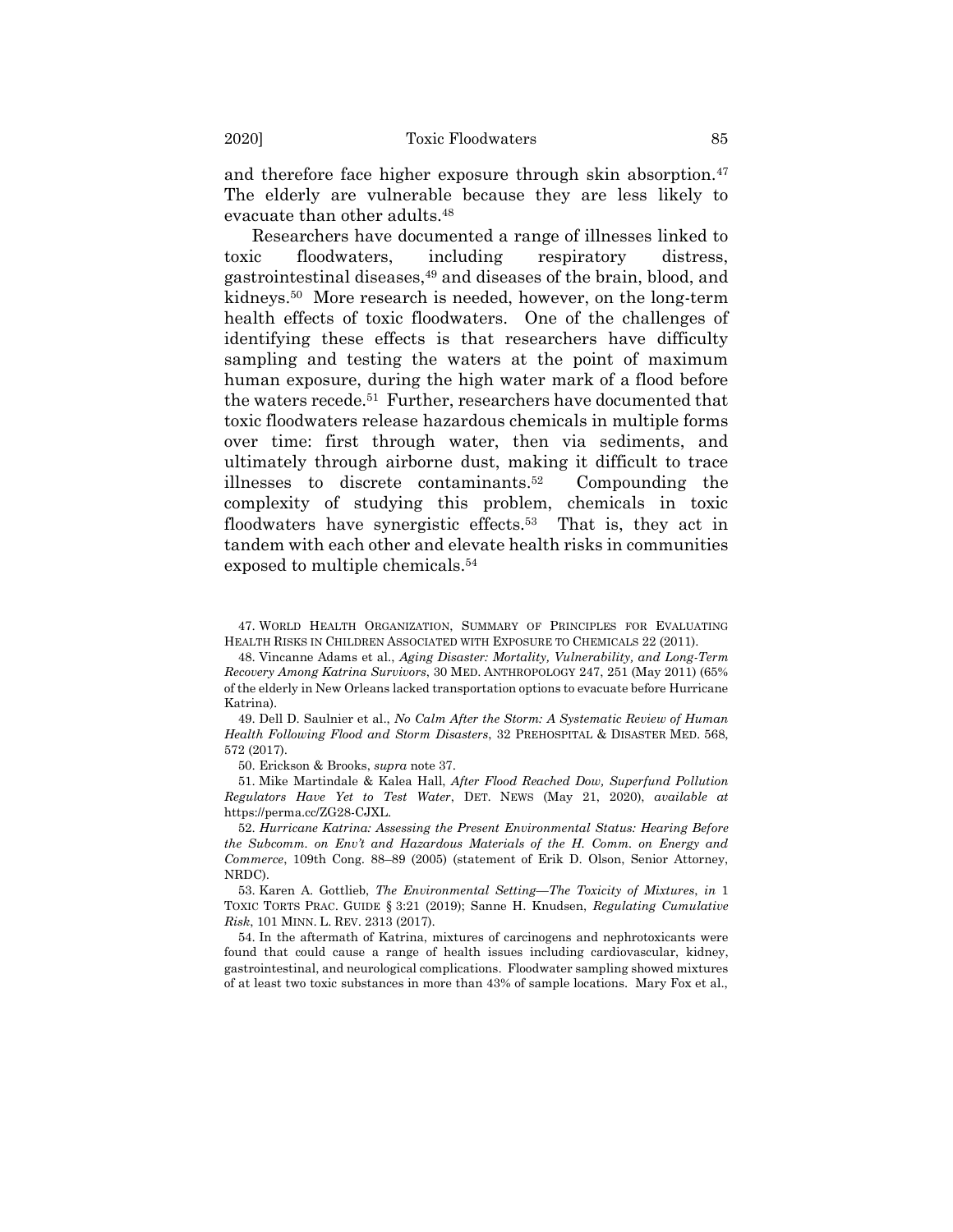and therefore face higher exposure through skin absorption.[47] The elderly are vulnerable because they are less likely to evacuate than other adults.[48]

Researchers have documented a range of illnesses linked to toxic floodwaters, including respiratory distress, gastrointestinal diseases,[49] and diseases of the brain, blood, and kidneys.[50] More research is needed, however, on the long-term health effects of toxic floodwaters. One of the challenges of identifying these effects is that researchers have difficulty sampling and testing the waters at the point of maximum human exposure, during the high water mark of a flood before the waters recede.[51] Further, researchers have documented that toxic floodwaters release hazardous chemicals in multiple forms over time: first through water, then via sediments, and ultimately through airborne dust, making it difficult to trace illnesses to discrete contaminants.[52] Compounding the complexity of studying this problem, chemicals in toxic floodwaters have synergistic effects.[53] That is, they act in tandem with each other and elevate health risks in communities exposed to multiple chemicals.[54]

---

47. WORLD HEALTH ORGANIZATION, SUMMARY OF PRINCIPLES FOR EVALUATING HEALTH RISKS IN CHILDREN ASSOCIATED WITH EXPOSURE TO CHEMICALS 22 (2011).

48. Vincanne Adams et al., *Aging Disaster: Mortality, Vulnerability, and Long-Term Recovery Among Katrina Survivors*, 30 MED. ANTHROPOLOGY 247, 251 (May 2011) (65% of the elderly in New Orleans lacked transportation options to evacuate before Hurricane Katrina).

49. Dell D. Saulnier et al., *No Calm After the Storm: A Systematic Review of Human Health Following Flood and Storm Disasters*, 32 PREHOSPITAL & DISASTER MED. 568, 572 (2017).

50. Erickson & Brooks, *supra* note 37.

51. Mike Martindale & Kalea Hall, *After Flood Reached Dow, Superfund Pollution Regulators Have Yet to Test Water*, DET. NEWS (May 21, 2020), *available at* https://perma.cc/ZG28-CJXL.

52. *Hurricane Katrina: Assessing the Present Environmental Status: Hearing Before the Subcomm. on Env't and Hazardous Materials of the H. Comm. on Energy and Commerce*, 109th Cong. 88–89 (2005) (statement of Erik D. Olson, Senior Attorney, NRDC).

53. Karen A. Gottlieb, *The Environmental Setting—The Toxicity of Mixtures*, *in* 1 TOXIC TORTS PRAC. GUIDE § 3:21 (2019); Sanne H. Knudsen, *Regulating Cumulative Risk*, 101 MINN. L. REV. 2313 (2017).

54. In the aftermath of Katrina, mixtures of carcinogens and nephrotoxicants were found that could cause a range of health issues including cardiovascular, kidney, gastrointestinal, and neurological complications. Floodwater sampling showed mixtures of at least two toxic substances in more than 43% of sample locations. Mary Fox et al.,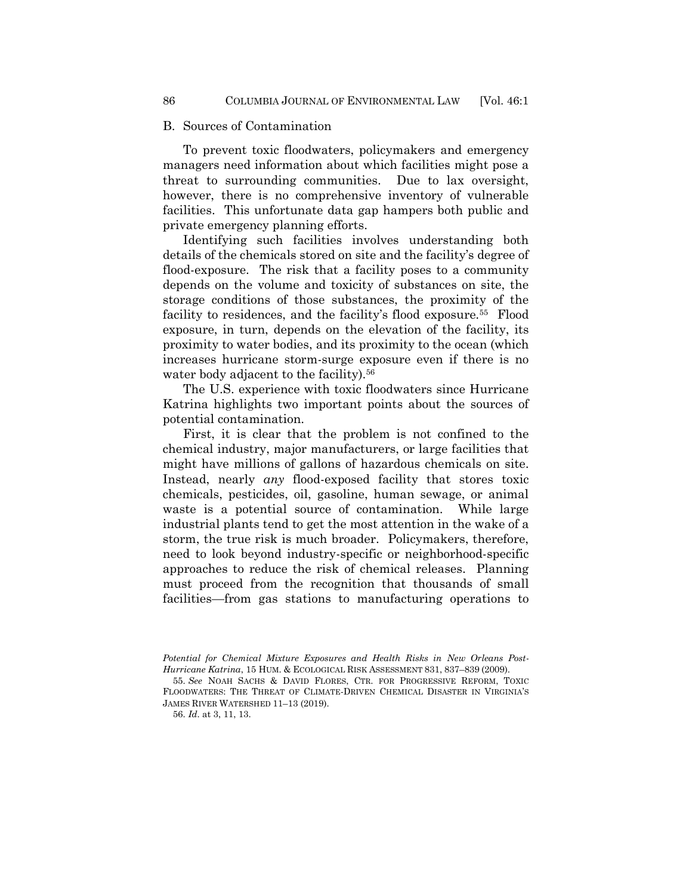## B. Sources of Contamination

To prevent toxic floodwaters, policymakers and emergency managers need information about which facilities might pose a threat to surrounding communities. Due to lax oversight, however, there is no comprehensive inventory of vulnerable facilities. This unfortunate data gap hampers both public and private emergency planning efforts.

Identifying such facilities involves understanding both details of the chemicals stored on site and the facility's degree of flood-exposure. The risk that a facility poses to a community depends on the volume and toxicity of substances on site, the storage conditions of those substances, the proximity of the facility to residences, and the facility's flood exposure.[55] Flood exposure, in turn, depends on the elevation of the facility, its proximity to water bodies, and its proximity to the ocean (which increases hurricane storm-surge exposure even if there is no water body adjacent to the facility).[56]

The U.S. experience with toxic floodwaters since Hurricane Katrina highlights two important points about the sources of potential contamination.

First, it is clear that the problem is not confined to the chemical industry, major manufacturers, or large facilities that might have millions of gallons of hazardous chemicals on site. Instead, nearly *any* flood-exposed facility that stores toxic chemicals, pesticides, oil, gasoline, human sewage, or animal waste is a potential source of contamination. While large industrial plants tend to get the most attention in the wake of a storm, the true risk is much broader. Policymakers, therefore, need to look beyond industry-specific or neighborhood-specific approaches to reduce the risk of chemical releases. Planning must proceed from the recognition that thousands of small facilities—from gas stations to manufacturing operations to

---

*Potential for Chemical Mixture Exposures and Health Risks in New Orleans Post-Hurricane Katrina*, 15 HUM. & ECOLOGICAL RISK ASSESSMENT 831, 837–839 (2009).

55. *See* NOAH SACHS & DAVID FLORES, CTR. FOR PROGRESSIVE REFORM, TOXIC FLOODWATERS: THE THREAT OF CLIMATE-DRIVEN CHEMICAL DISASTER IN VIRGINIA'S JAMES RIVER WATERSHED 11–13 (2019).

56. *Id*. at 3, 11, 13.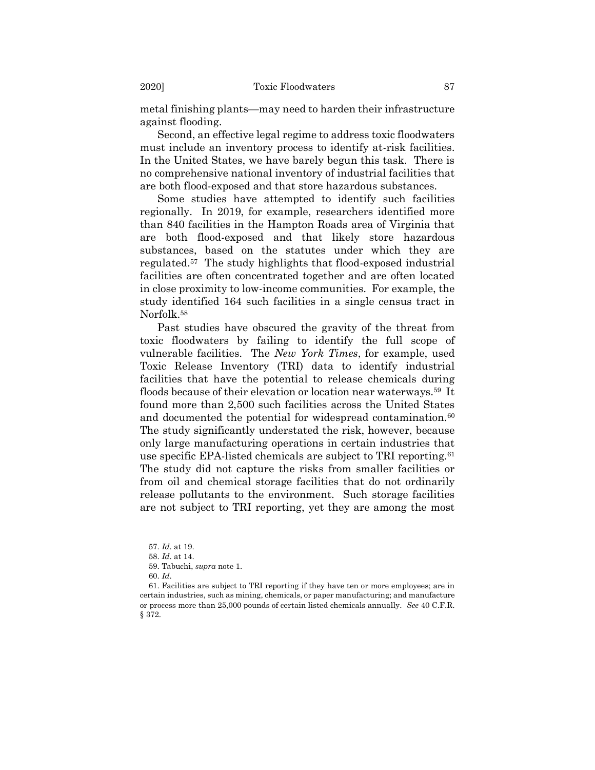metal finishing plants—may need to harden their infrastructure against flooding.

Second, an effective legal regime to address toxic floodwaters must include an inventory process to identify at-risk facilities. In the United States, we have barely begun this task. There is no comprehensive national inventory of industrial facilities that are both flood-exposed and that store hazardous substances.

Some studies have attempted to identify such facilities regionally. In 2019, for example, researchers identified more than 840 facilities in the Hampton Roads area of Virginia that are both flood-exposed and that likely store hazardous substances, based on the statutes under which they are regulated.[57] The study highlights that flood-exposed industrial facilities are often concentrated together and are often located in close proximity to low-income communities. For example, the study identified 164 such facilities in a single census tract in Norfolk.[58]

Past studies have obscured the gravity of the threat from toxic floodwaters by failing to identify the full scope of vulnerable facilities. The *New York Times*, for example, used Toxic Release Inventory (TRI) data to identify industrial facilities that have the potential to release chemicals during floods because of their elevation or location near waterways.[59] It found more than 2,500 such facilities across the United States and documented the potential for widespread contamination.[60] The study significantly understated the risk, however, because only large manufacturing operations in certain industries that use specific EPA-listed chemicals are subject to TRI reporting.[61] The study did not capture the risks from smaller facilities or from oil and chemical storage facilities that do not ordinarily release pollutants to the environment. Such storage facilities are not subject to TRI reporting, yet they are among the most

57. *Id*. at 19.

58. *Id*. at 14.

59. Tabuchi, *supra* note 1.

60. *Id*.

61. Facilities are subject to TRI reporting if they have ten or more employees; are in certain industries, such as mining, chemicals, or paper manufacturing; and manufacture or process more than 25,000 pounds of certain listed chemicals annually. *See* 40 C.F.R. § 372.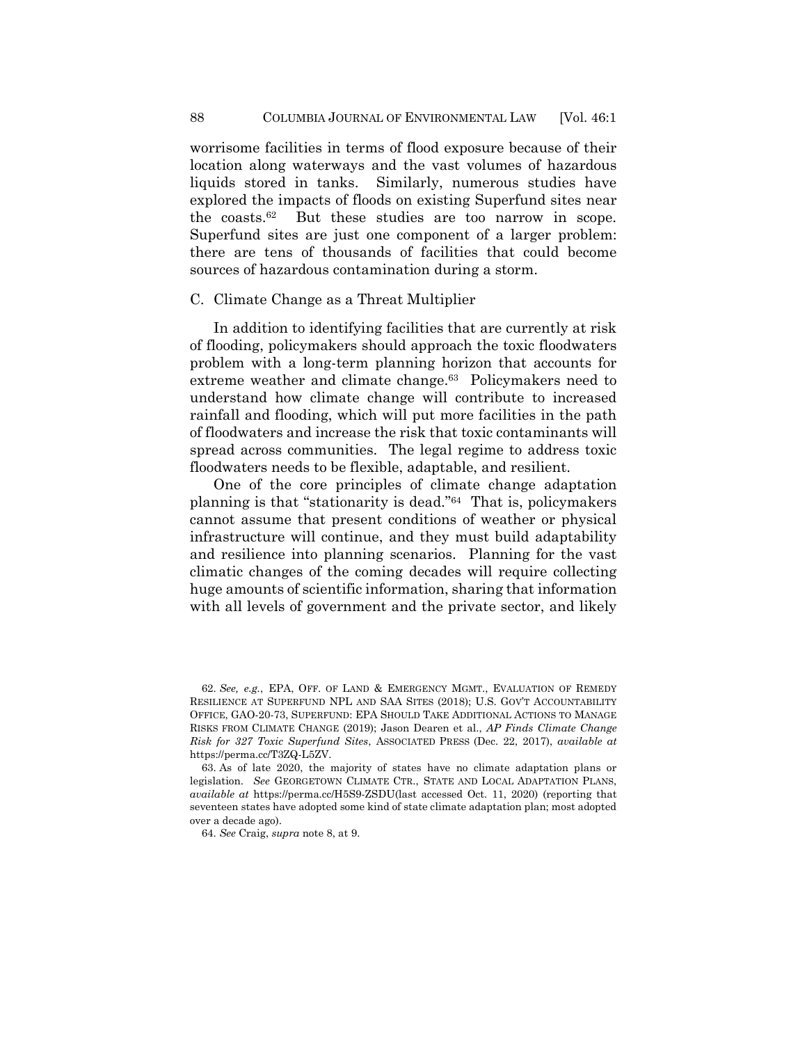worrisome facilities in terms of flood exposure because of their location along waterways and the vast volumes of hazardous liquids stored in tanks. Similarly, numerous studies have explored the impacts of floods on existing Superfund sites near the coasts.[62] But these studies are too narrow in scope. Superfund sites are just one component of a larger problem: there are tens of thousands of facilities that could become sources of hazardous contamination during a storm.

### C. Climate Change as a Threat Multiplier

In addition to identifying facilities that are currently at risk of flooding, policymakers should approach the toxic floodwaters problem with a long-term planning horizon that accounts for extreme weather and climate change.[63] Policymakers need to understand how climate change will contribute to increased rainfall and flooding, which will put more facilities in the path of floodwaters and increase the risk that toxic contaminants will spread across communities. The legal regime to address toxic floodwaters needs to be flexible, adaptable, and resilient.

One of the core principles of climate change adaptation planning is that "stationarity is dead."[64] That is, policymakers cannot assume that present conditions of weather or physical infrastructure will continue, and they must build adaptability and resilience into planning scenarios. Planning for the vast climatic changes of the coming decades will require collecting huge amounts of scientific information, sharing that information with all levels of government and the private sector, and likely

---

62. *See, e.g.*, EPA, OFF. OF LAND & EMERGENCY MGMT., EVALUATION OF REMEDY RESILIENCE AT SUPERFUND NPL AND SAA SITES (2018); U.S. GOV'T ACCOUNTABILITY OFFICE, GAO-20-73, SUPERFUND: EPA SHOULD TAKE ADDITIONAL ACTIONS TO MANAGE RISKS FROM CLIMATE CHANGE (2019); Jason Dearen et al., *AP Finds Climate Change Risk for 327 Toxic Superfund Sites*, ASSOCIATED PRESS (Dec. 22, 2017), *available at* https://perma.cc/T3ZQ-L5ZV.

63. As of late 2020, the majority of states have no climate adaptation plans or legislation. *See* GEORGETOWN CLIMATE CTR., STATE AND LOCAL ADAPTATION PLANS, *available at* https://perma.cc/H5S9-ZSDU(last accessed Oct. 11, 2020) (reporting that seventeen states have adopted some kind of state climate adaptation plan; most adopted over a decade ago).

64. *See* Craig, *supra* note 8, at 9.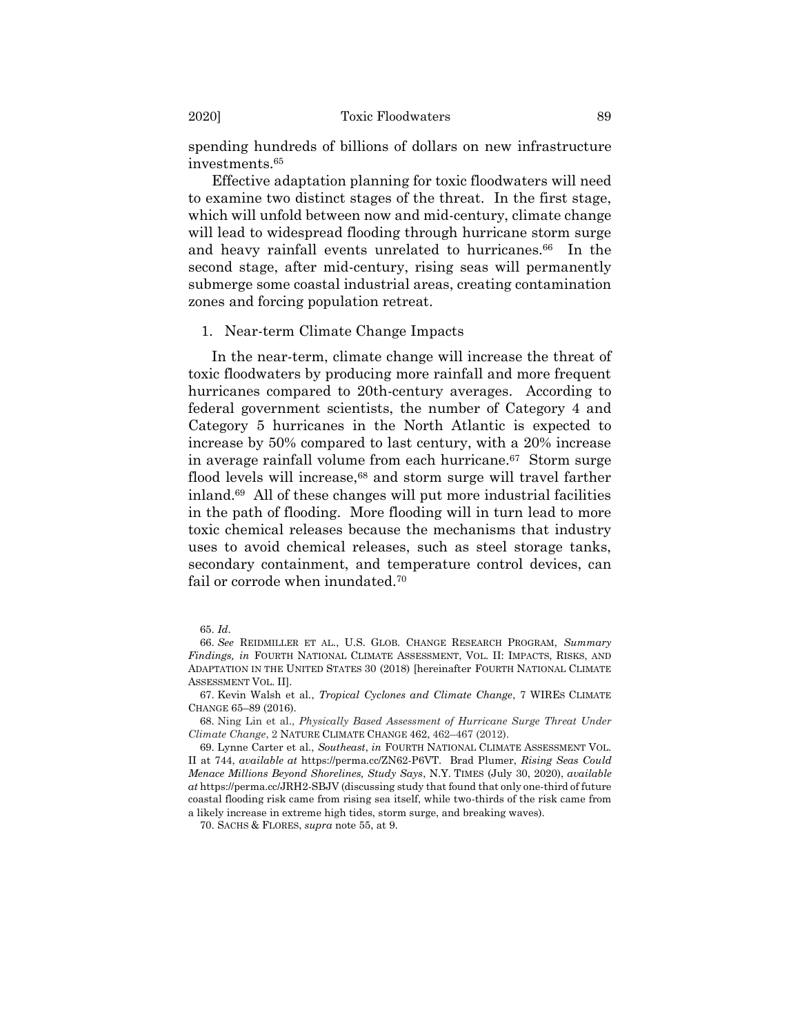spending hundreds of billions of dollars on new infrastructure investments.[65]

Effective adaptation planning for toxic floodwaters will need to examine two distinct stages of the threat. In the first stage, which will unfold between now and mid-century, climate change will lead to widespread flooding through hurricane storm surge and heavy rainfall events unrelated to hurricanes.[66] In the second stage, after mid-century, rising seas will permanently submerge some coastal industrial areas, creating contamination zones and forcing population retreat.

### 1. Near-term Climate Change Impacts

In the near-term, climate change will increase the threat of toxic floodwaters by producing more rainfall and more frequent hurricanes compared to 20th-century averages. According to federal government scientists, the number of Category 4 and Category 5 hurricanes in the North Atlantic is expected to increase by 50% compared to last century, with a 20% increase in average rainfall volume from each hurricane.[67] Storm surge flood levels will increase,[68] and storm surge will travel farther inland.[69] All of these changes will put more industrial facilities in the path of flooding. More flooding will in turn lead to more toxic chemical releases because the mechanisms that industry uses to avoid chemical releases, such as steel storage tanks, secondary containment, and temperature control devices, can fail or corrode when inundated.[70]

---

65. *Id*.

66. *See* REIDMILLER ET AL., U.S. GLOB. CHANGE RESEARCH PROGRAM, *Summary Findings, in* FOURTH NATIONAL CLIMATE ASSESSMENT, VOL. II: IMPACTS, RISKS, AND ADAPTATION IN THE UNITED STATES 30 (2018) [hereinafter FOURTH NATIONAL CLIMATE ASSESSMENT VOL. II].

67. Kevin Walsh et al., *Tropical Cyclones and Climate Change*, 7 WIREs CLIMATE CHANGE 65–89 (2016).

68. Ning Lin et al., *Physically Based Assessment of Hurricane Surge Threat Under Climate Change*, 2 NATURE CLIMATE CHANGE 462, 462–467 (2012).

69. Lynne Carter et al., *Southeast*, *in* FOURTH NATIONAL CLIMATE ASSESSMENT VOL. II at 744, *available at* https://perma.cc/ZN62-P6VT. Brad Plumer, *Rising Seas Could Menace Millions Beyond Shorelines, Study Says*, N.Y. TIMES (July 30, 2020), *available at* https://perma.cc/JRH2-SBJV (discussing study that found that only one-third of future coastal flooding risk came from rising sea itself, while two-thirds of the risk came from a likely increase in extreme high tides, storm surge, and breaking waves).

70. SACHS & FLORES, *supra* note 55, at 9.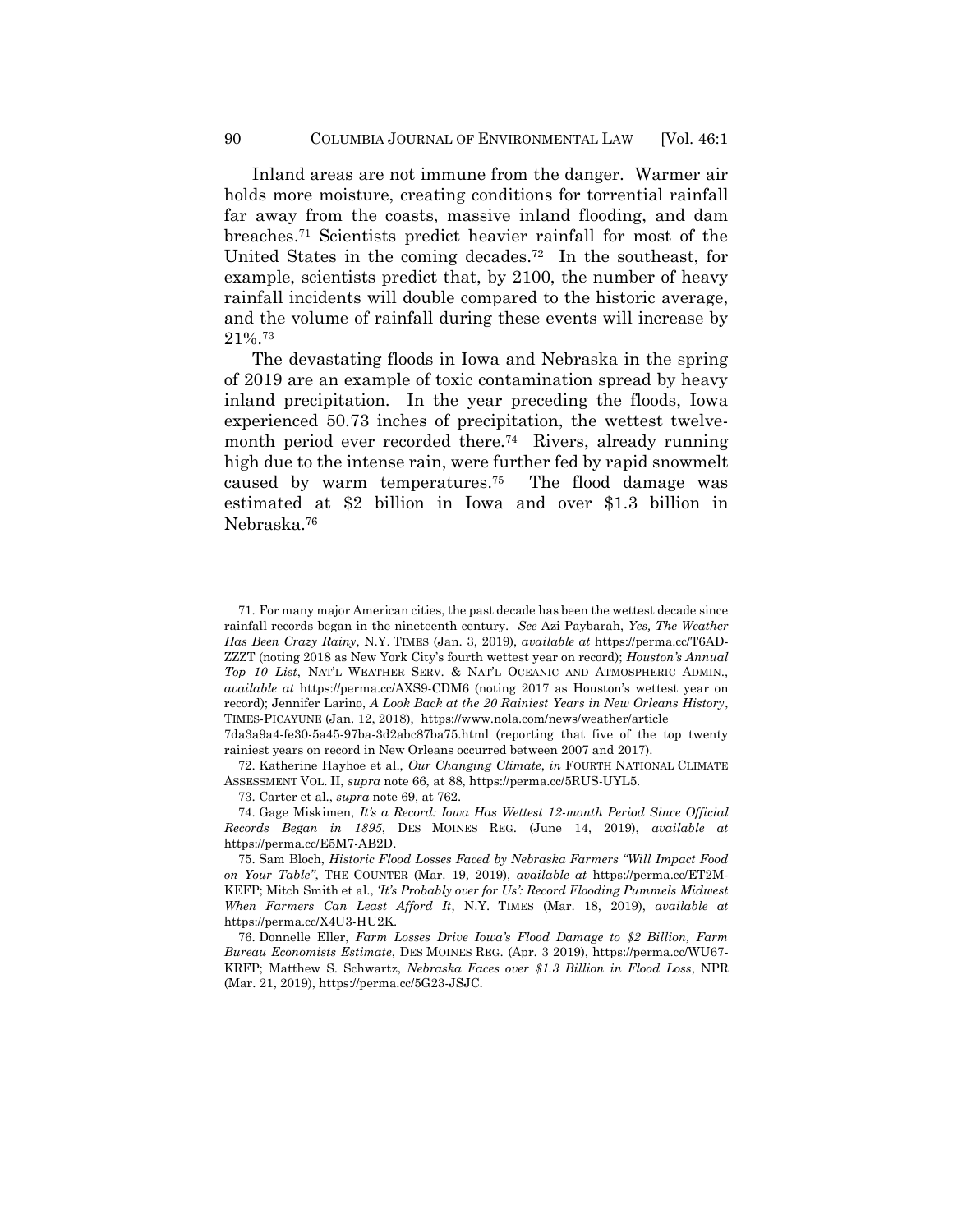Inland areas are not immune from the danger. Warmer air holds more moisture, creating conditions for torrential rainfall far away from the coasts, massive inland flooding, and dam breaches.[71] Scientists predict heavier rainfall for most of the United States in the coming decades.[72] In the southeast, for example, scientists predict that, by 2100, the number of heavy rainfall incidents will double compared to the historic average, and the volume of rainfall during these events will increase by 21%.[73]

The devastating floods in Iowa and Nebraska in the spring of 2019 are an example of toxic contamination spread by heavy inland precipitation. In the year preceding the floods, Iowa experienced 50.73 inches of precipitation, the wettest twelve-month period ever recorded there.[74] Rivers, already running high due to the intense rain, were further fed by rapid snowmelt caused by warm temperatures.[75] The flood damage was estimated at $2 billion in Iowa and over $1.3 billion in Nebraska.[76]

---

71. For many major American cities, the past decade has been the wettest decade since rainfall records began in the nineteenth century. *See* Azi Paybarah, *Yes, The Weather Has Been Crazy Rainy*, N.Y. TIMES (Jan. 3, 2019), *available at* https://perma.cc/T6AD-ZZZT (noting 2018 as New York City's fourth wettest year on record); *Houston's Annual Top 10 List*, NAT'L WEATHER SERV. & NAT'L OCEANIC AND ATMOSPHERIC ADMIN., *available at* https://perma.cc/AXS9-CDM6 (noting 2017 as Houston's wettest year on record); Jennifer Larino, *A Look Back at the 20 Rainiest Years in New Orleans History*, TIMES-PICAYUNE (Jan. 12, 2018), https://www.nola.com/news/weather/article_7da3a9a4-fe30-5a45-97ba-3d2abc87ba75.html (reporting that five of the top twenty rainiest years on record in New Orleans occurred between 2007 and 2017).

72. Katherine Hayhoe et al., *Our Changing Climate*, *in* FOURTH NATIONAL CLIMATE ASSESSMENT VOL. II, *supra* note 66, at 88, https://perma.cc/5RUS-UYL5.

73. Carter et al., *supra* note 69, at 762.

74. Gage Miskimen, *It's a Record: Iowa Has Wettest 12-month Period Since Official Records Began in 1895*, DES MOINES REG. (June 14, 2019), *available at* https://perma.cc/E5M7-AB2D.

75. Sam Bloch, *Historic Flood Losses Faced by Nebraska Farmers "Will Impact Food on Your Table"*, THE COUNTER (Mar. 19, 2019), *available at* https://perma.cc/ET2M-KEFP; Mitch Smith et al., *'It's Probably over for Us': Record Flooding Pummels Midwest When Farmers Can Least Afford It*, N.Y. TIMES (Mar. 18, 2019), *available at* https://perma.cc/X4U3-HU2K.

76. Donnelle Eller, *Farm Losses Drive Iowa's Flood Damage to $2 Billion, Farm Bureau Economists Estimate*, DES MOINES REG. (Apr. 3 2019), https://perma.cc/WU67-KRFP; Matthew S. Schwartz, *Nebraska Faces over $1.3 Billion in Flood Loss*, NPR (Mar. 21, 2019), https://perma.cc/5G23-JSJC.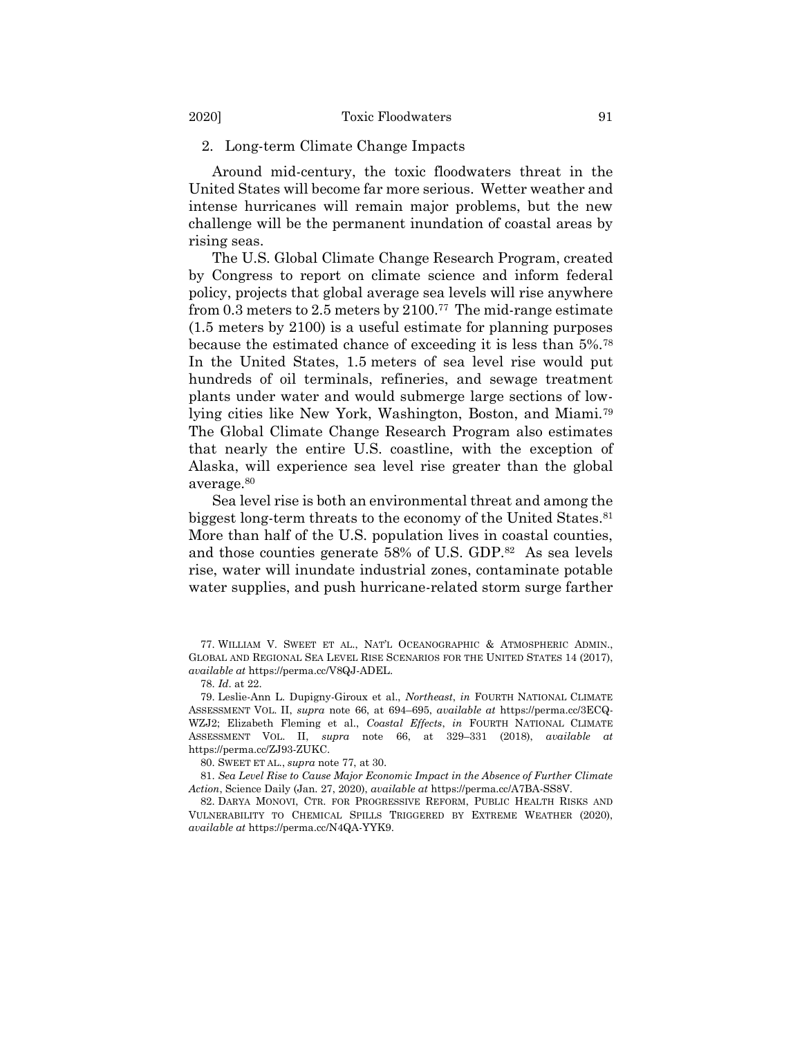### 2. Long-term Climate Change Impacts

Around mid-century, the toxic floodwaters threat in the United States will become far more serious. Wetter weather and intense hurricanes will remain major problems, but the new challenge will be the permanent inundation of coastal areas by rising seas.

The U.S. Global Climate Change Research Program, created by Congress to report on climate science and inform federal policy, projects that global average sea levels will rise anywhere from 0.3 meters to 2.5 meters by 2100.[77] The mid-range estimate (1.5 meters by 2100) is a useful estimate for planning purposes because the estimated chance of exceeding it is less than 5%.[78] In the United States, 1.5 meters of sea level rise would put hundreds of oil terminals, refineries, and sewage treatment plants under water and would submerge large sections of low-lying cities like New York, Washington, Boston, and Miami.[79] The Global Climate Change Research Program also estimates that nearly the entire U.S. coastline, with the exception of Alaska, will experience sea level rise greater than the global average.[80]

Sea level rise is both an environmental threat and among the biggest long-term threats to the economy of the United States.[81] More than half of the U.S. population lives in coastal counties, and those counties generate 58% of U.S. GDP.[82] As sea levels rise, water will inundate industrial zones, contaminate potable water supplies, and push hurricane-related storm surge farther

---

77. WILLIAM V. SWEET ET AL., NAT'L OCEANOGRAPHIC & ATMOSPHERIC ADMIN., GLOBAL AND REGIONAL SEA LEVEL RISE SCENARIOS FOR THE UNITED STATES 14 (2017), *available at* https://perma.cc/V8QJ-ADEL.

78. *Id*. at 22.

79. Leslie-Ann L. Dupigny-Giroux et al., *Northeast*, *in* FOURTH NATIONAL CLIMATE ASSESSMENT VOL. II, *supra* note 66, at 694–695, *available at* https://perma.cc/3ECQ-WZJ2; Elizabeth Fleming et al., *Coastal Effects*, *in* FOURTH NATIONAL CLIMATE ASSESSMENT VOL. II, *supra* note 66, at 329–331 (2018), *available at* https://perma.cc/ZJ93-ZUKC.

80. SWEET ET AL., *supra* note 77, at 30.

81. *Sea Level Rise to Cause Major Economic Impact in the Absence of Further Climate Action*, Science Daily (Jan. 27, 2020), *available at* https://perma.cc/A7BA-SS8V.

82. DARYA MONOVI, CTR. FOR PROGRESSIVE REFORM, PUBLIC HEALTH RISKS AND VULNERABILITY TO CHEMICAL SPILLS TRIGGERED BY EXTREME WEATHER (2020), *available at* https://perma.cc/N4QA-YYK9.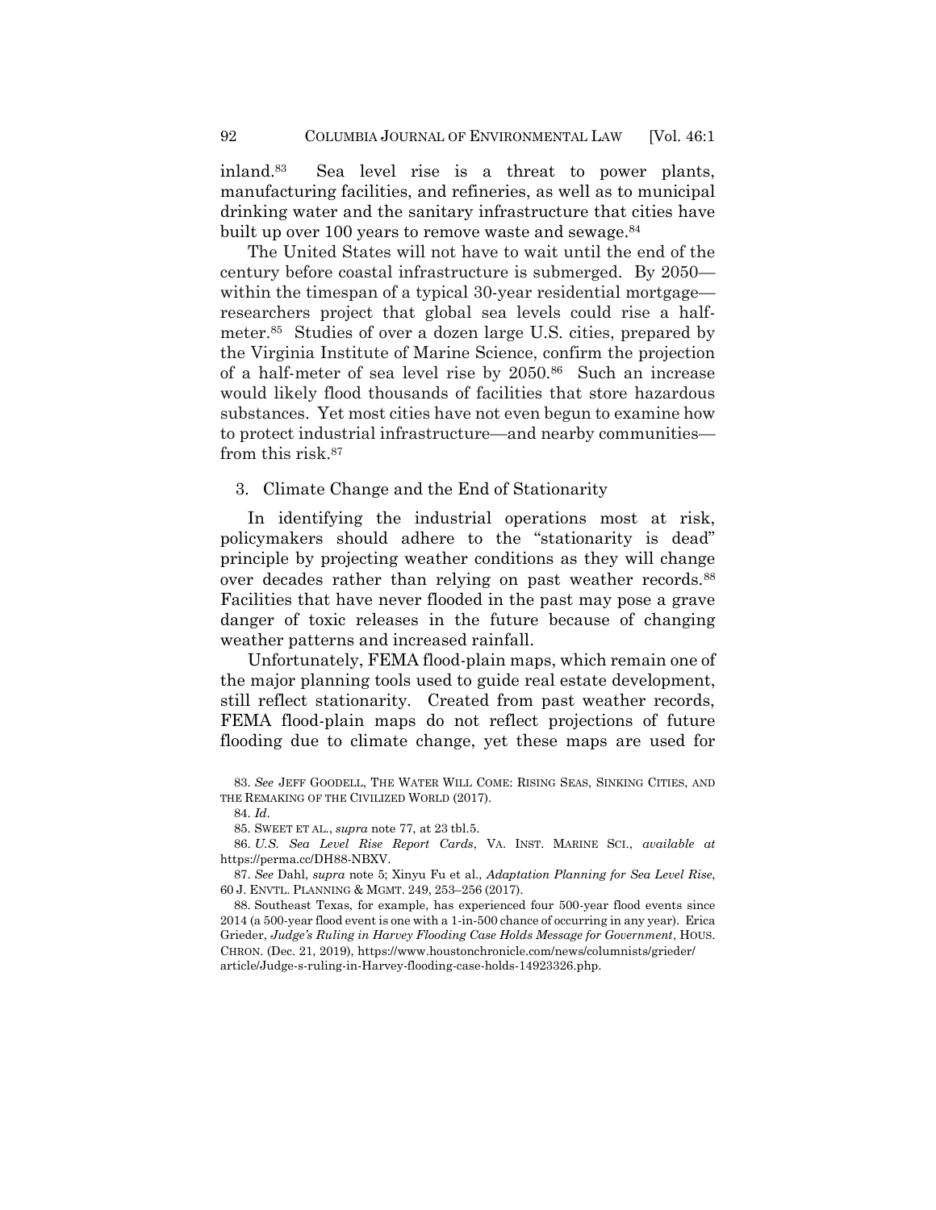inland.[83] Sea level rise is a threat to power plants, manufacturing facilities, and refineries, as well as to municipal drinking water and the sanitary infrastructure that cities have built up over 100 years to remove waste and sewage.[84]

The United States will not have to wait until the end of the century before coastal infrastructure is submerged. By 2050—within the timespan of a typical 30-year residential mortgage—researchers project that global sea levels could rise a half-meter.[85] Studies of over a dozen large U.S. cities, prepared by the Virginia Institute of Marine Science, confirm the projection of a half-meter of sea level rise by 2050.[86] Such an increase would likely flood thousands of facilities that store hazardous substances. Yet most cities have not even begun to examine how to protect industrial infrastructure—and nearby communities—from this risk.[87]

### 3. Climate Change and the End of Stationarity

In identifying the industrial operations most at risk, policymakers should adhere to the "stationarity is dead" principle by projecting weather conditions as they will change over decades rather than relying on past weather records.[88] Facilities that have never flooded in the past may pose a grave danger of toxic releases in the future because of changing weather patterns and increased rainfall.

Unfortunately, FEMA flood-plain maps, which remain one of the major planning tools used to guide real estate development, still reflect stationarity. Created from past weather records, FEMA flood-plain maps do not reflect projections of future flooding due to climate change, yet these maps are used for

---

83. *See* JEFF GOODELL, THE WATER WILL COME: RISING SEAS, SINKING CITIES, AND THE REMAKING OF THE CIVILIZED WORLD (2017).

84. *Id*.

85. SWEET ET AL., *supra* note 77, at 23 tbl.5.

86. *U.S. Sea Level Rise Report Cards*, VA. INST. MARINE SCI., *available at* https://perma.cc/DH88-NBXV.

87. *See* Dahl, *supra* note 5; Xinyu Fu et al., *Adaptation Planning for Sea Level Rise*, 60 J. ENVTL. PLANNING & MGMT. 249, 253–256 (2017).

88. Southeast Texas, for example, has experienced four 500-year flood events since 2014 (a 500-year flood event is one with a 1-in-500 chance of occurring in any year). Erica Grieder, *Judge's Ruling in Harvey Flooding Case Holds Message for Government*, HOUS. CHRON. (Dec. 21, 2019), https://www.houstonchronicle.com/news/columnists/grieder/article/Judge-s-ruling-in-Harvey-flooding-case-holds-14923326.php.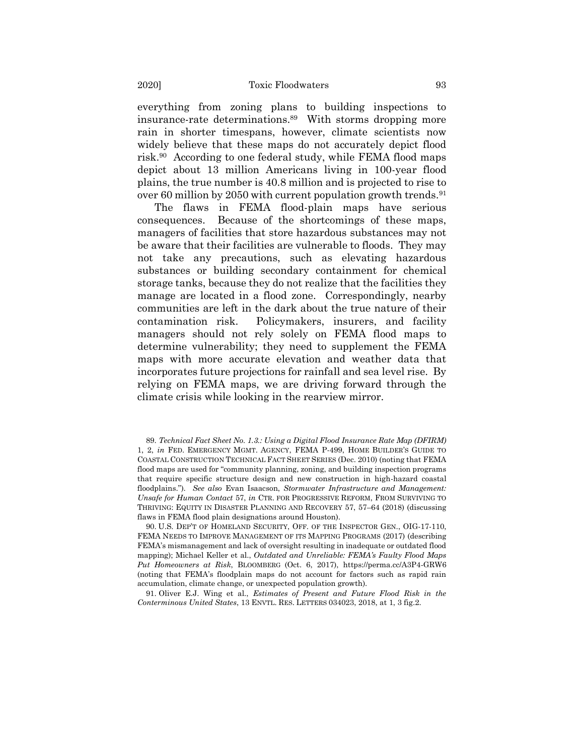everything from zoning plans to building inspections to insurance-rate determinations.[89] With storms dropping more rain in shorter timespans, however, climate scientists now widely believe that these maps do not accurately depict flood risk.[90] According to one federal study, while FEMA flood maps depict about 13 million Americans living in 100-year flood plains, the true number is 40.8 million and is projected to rise to over 60 million by 2050 with current population growth trends.[91]

The flaws in FEMA flood-plain maps have serious consequences. Because of the shortcomings of these maps, managers of facilities that store hazardous substances may not be aware that their facilities are vulnerable to floods. They may not take any precautions, such as elevating hazardous substances or building secondary containment for chemical storage tanks, because they do not realize that the facilities they manage are located in a flood zone. Correspondingly, nearby communities are left in the dark about the true nature of their contamination risk. Policymakers, insurers, and facility managers should not rely solely on FEMA flood maps to determine vulnerability; they need to supplement the FEMA maps with more accurate elevation and weather data that incorporates future projections for rainfall and sea level rise. By relying on FEMA maps, we are driving forward through the climate crisis while looking in the rearview mirror.

---

89. *Technical Fact Sheet No. 1.3.: Using a Digital Flood Insurance Rate Map (DFIRM)* 1, 2, *in* FED. EMERGENCY MGMT. AGENCY, FEMA P-499, HOME BUILDER'S GUIDE TO COASTAL CONSTRUCTION TECHNICAL FACT SHEET SERIES (Dec. 2010) (noting that FEMA flood maps are used for "community planning, zoning, and building inspection programs that require specific structure design and new construction in high-hazard coastal floodplains."). *See also* Evan Isaacson, *Stormwater Infrastructure and Management: Unsafe for Human Contact* 57, *in* CTR. FOR PROGRESSIVE REFORM, FROM SURVIVING TO THRIVING: EQUITY IN DISASTER PLANNING AND RECOVERY 57, 57–64 (2018) (discussing flaws in FEMA flood plain designations around Houston).

90. U.S. DEP'T OF HOMELAND SECURITY, OFF. OF THE INSPECTOR GEN., OIG-17-110, FEMA NEEDS TO IMPROVE MANAGEMENT OF ITS MAPPING PROGRAMS (2017) (describing FEMA's mismanagement and lack of oversight resulting in inadequate or outdated flood mapping); Michael Keller et al., *Outdated and Unreliable: FEMA's Faulty Flood Maps Put Homeowners at Risk*, BLOOMBERG (Oct. 6, 2017), https://perma.cc/A3P4-GRW6 (noting that FEMA's floodplain maps do not account for factors such as rapid rain accumulation, climate change, or unexpected population growth).

91. Oliver E.J. Wing et al., *Estimates of Present and Future Flood Risk in the Conterminous United States*, 13 ENVTL. RES. LETTERS 034023, 2018, at 1, 3 fig.2.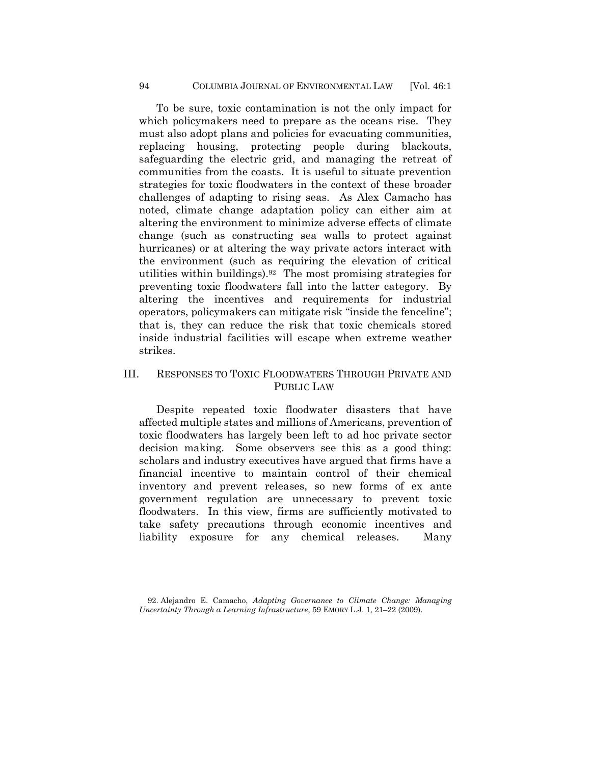To be sure, toxic contamination is not the only impact for which policymakers need to prepare as the oceans rise. They must also adopt plans and policies for evacuating communities, replacing housing, protecting people during blackouts, safeguarding the electric grid, and managing the retreat of communities from the coasts. It is useful to situate prevention strategies for toxic floodwaters in the context of these broader challenges of adapting to rising seas. As Alex Camacho has noted, climate change adaptation policy can either aim at altering the environment to minimize adverse effects of climate change (such as constructing sea walls to protect against hurricanes) or at altering the way private actors interact with the environment (such as requiring the elevation of critical utilities within buildings).[92] The most promising strategies for preventing toxic floodwaters fall into the latter category. By altering the incentives and requirements for industrial operators, policymakers can mitigate risk "inside the fenceline"; that is, they can reduce the risk that toxic chemicals stored inside industrial facilities will escape when extreme weather strikes.

## III. RESPONSES TO TOXIC FLOODWATERS THROUGH PRIVATE AND PUBLIC LAW

Despite repeated toxic floodwater disasters that have affected multiple states and millions of Americans, prevention of toxic floodwaters has largely been left to ad hoc private sector decision making. Some observers see this as a good thing: scholars and industry executives have argued that firms have a financial incentive to maintain control of their chemical inventory and prevent releases, so new forms of ex ante government regulation are unnecessary to prevent toxic floodwaters. In this view, firms are sufficiently motivated to take safety precautions through economic incentives and liability exposure for any chemical releases. Many

92. Alejandro E. Camacho, *Adapting Governance to Climate Change: Managing Uncertainty Through a Learning Infrastructure*, 59 EMORY L.J. 1, 21–22 (2009).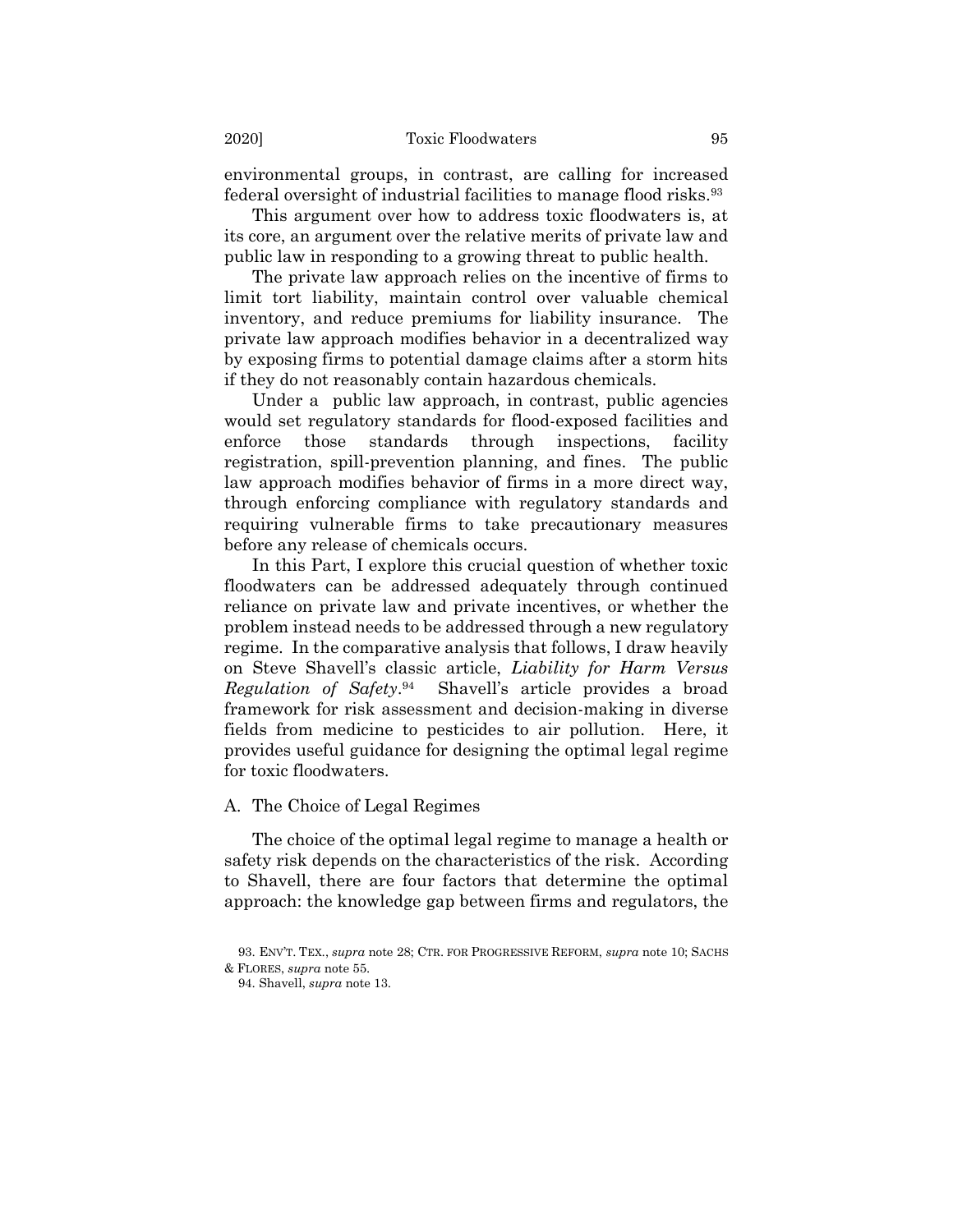environmental groups, in contrast, are calling for increased federal oversight of industrial facilities to manage flood risks.[93]

This argument over how to address toxic floodwaters is, at its core, an argument over the relative merits of private law and public law in responding to a growing threat to public health.

The private law approach relies on the incentive of firms to limit tort liability, maintain control over valuable chemical inventory, and reduce premiums for liability insurance. The private law approach modifies behavior in a decentralized way by exposing firms to potential damage claims after a storm hits if they do not reasonably contain hazardous chemicals.

Under a public law approach, in contrast, public agencies would set regulatory standards for flood-exposed facilities and enforce those standards through inspections, facility registration, spill-prevention planning, and fines. The public law approach modifies behavior of firms in a more direct way, through enforcing compliance with regulatory standards and requiring vulnerable firms to take precautionary measures before any release of chemicals occurs.

In this Part, I explore this crucial question of whether toxic floodwaters can be addressed adequately through continued reliance on private law and private incentives, or whether the problem instead needs to be addressed through a new regulatory regime. In the comparative analysis that follows, I draw heavily on Steve Shavell's classic article, *Liability for Harm Versus Regulation of Safety*.[94] Shavell's article provides a broad framework for risk assessment and decision-making in diverse fields from medicine to pesticides to air pollution. Here, it provides useful guidance for designing the optimal legal regime for toxic floodwaters.

## A. The Choice of Legal Regimes

The choice of the optimal legal regime to manage a health or safety risk depends on the characteristics of the risk. According to Shavell, there are four factors that determine the optimal approach: the knowledge gap between firms and regulators, the

93. ENV'T. TEX., *supra* note 28; CTR. FOR PROGRESSIVE REFORM, *supra* note 10; SACHS & FLORES, *supra* note 55.

94. Shavell, *supra* note 13.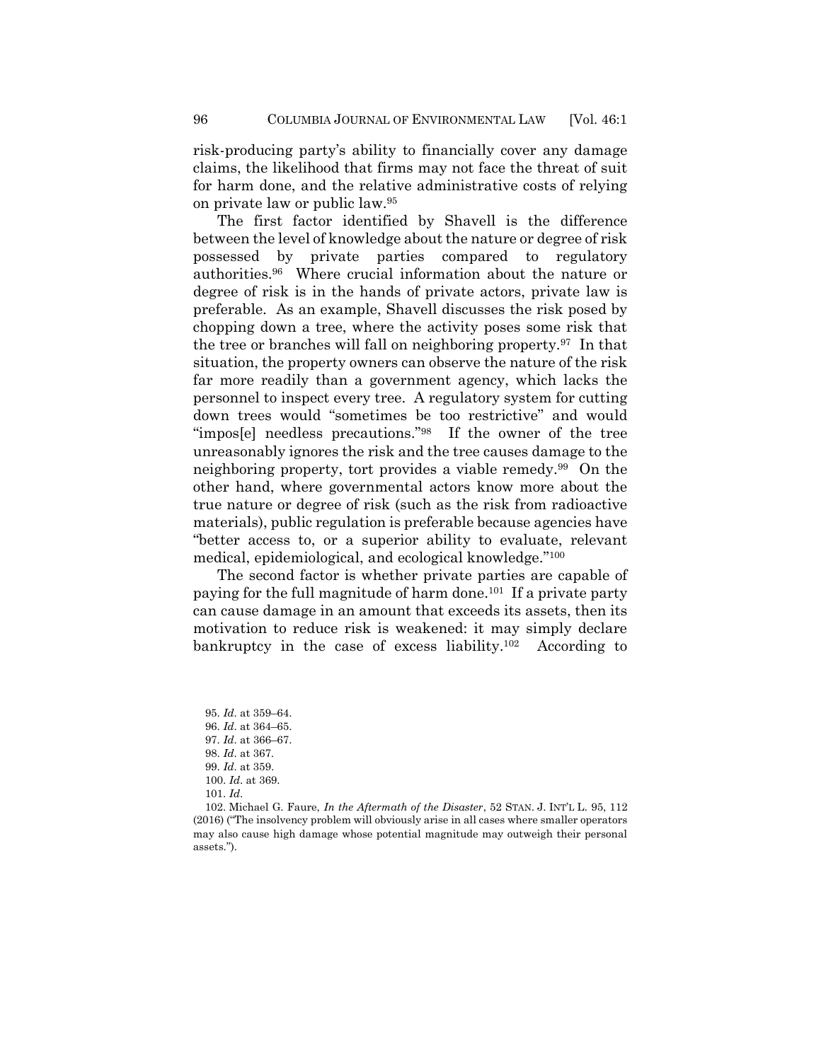risk-producing party's ability to financially cover any damage claims, the likelihood that firms may not face the threat of suit for harm done, and the relative administrative costs of relying on private law or public law.[95]

The first factor identified by Shavell is the difference between the level of knowledge about the nature or degree of risk possessed by private parties compared to regulatory authorities.[96] Where crucial information about the nature or degree of risk is in the hands of private actors, private law is preferable. As an example, Shavell discusses the risk posed by chopping down a tree, where the activity poses some risk that the tree or branches will fall on neighboring property.[97] In that situation, the property owners can observe the nature of the risk far more readily than a government agency, which lacks the personnel to inspect every tree. A regulatory system for cutting down trees would "sometimes be too restrictive" and would "impos[e] needless precautions."[98] If the owner of the tree unreasonably ignores the risk and the tree causes damage to the neighboring property, tort provides a viable remedy.[99] On the other hand, where governmental actors know more about the true nature or degree of risk (such as the risk from radioactive materials), public regulation is preferable because agencies have "better access to, or a superior ability to evaluate, relevant medical, epidemiological, and ecological knowledge."[100]

The second factor is whether private parties are capable of paying for the full magnitude of harm done.[101] If a private party can cause damage in an amount that exceeds its assets, then its motivation to reduce risk is weakened: it may simply declare bankruptcy in the case of excess liability.[102] According to

95. *Id*. at 359–64.
96. *Id*. at 364–65.
97. *Id*. at 366–67.
98. *Id*. at 367.
99. *Id*. at 359.
100. *Id*. at 369.
101. *Id*.
102. Michael G. Faure, *In the Aftermath of the Disaster*, 52 STAN. J. INT'L L. 95, 112 (2016) ("The insolvency problem will obviously arise in all cases where smaller operators may also cause high damage whose potential magnitude may outweigh their personal assets.").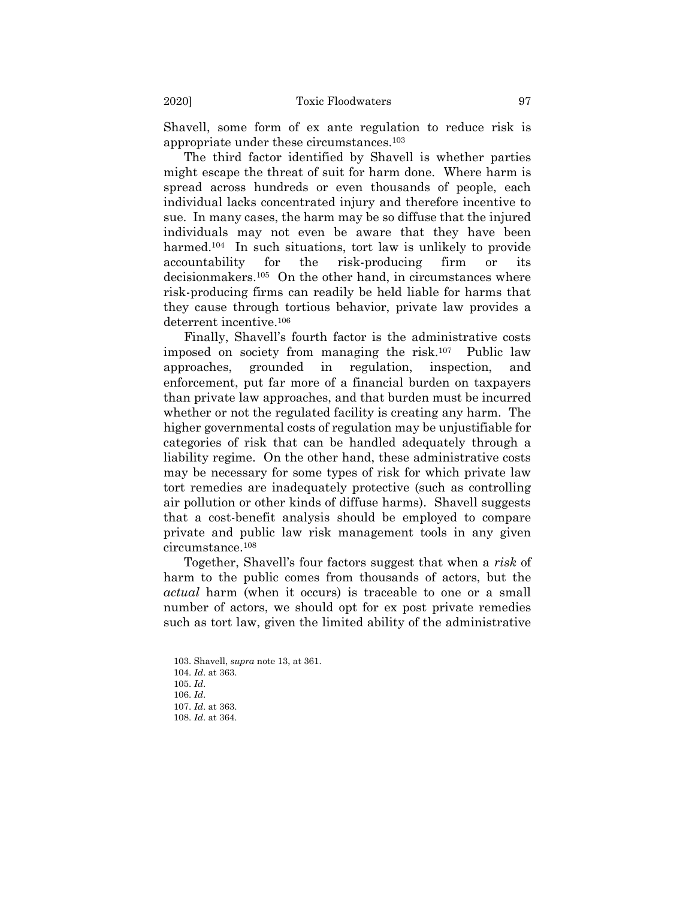Shavell, some form of ex ante regulation to reduce risk is appropriate under these circumstances.[103]

The third factor identified by Shavell is whether parties might escape the threat of suit for harm done. Where harm is spread across hundreds or even thousands of people, each individual lacks concentrated injury and therefore incentive to sue. In many cases, the harm may be so diffuse that the injured individuals may not even be aware that they have been harmed.[104] In such situations, tort law is unlikely to provide accountability for the risk-producing firm or its decisionmakers.[105] On the other hand, in circumstances where risk-producing firms can readily be held liable for harms that they cause through tortious behavior, private law provides a deterrent incentive.[106]

Finally, Shavell's fourth factor is the administrative costs imposed on society from managing the risk.[107] Public law approaches, grounded in regulation, inspection, and enforcement, put far more of a financial burden on taxpayers than private law approaches, and that burden must be incurred whether or not the regulated facility is creating any harm. The higher governmental costs of regulation may be unjustifiable for categories of risk that can be handled adequately through a liability regime. On the other hand, these administrative costs may be necessary for some types of risk for which private law tort remedies are inadequately protective (such as controlling air pollution or other kinds of diffuse harms). Shavell suggests that a cost-benefit analysis should be employed to compare private and public law risk management tools in any given circumstance.[108]

Together, Shavell's four factors suggest that when a *risk* of harm to the public comes from thousands of actors, but the *actual* harm (when it occurs) is traceable to one or a small number of actors, we should opt for ex post private remedies such as tort law, given the limited ability of the administrative

103. Shavell, *supra* note 13, at 361.
104. *Id.* at 363.
105. *Id.*
106. *Id.*
107. *Id.* at 363.
108. *Id.* at 364.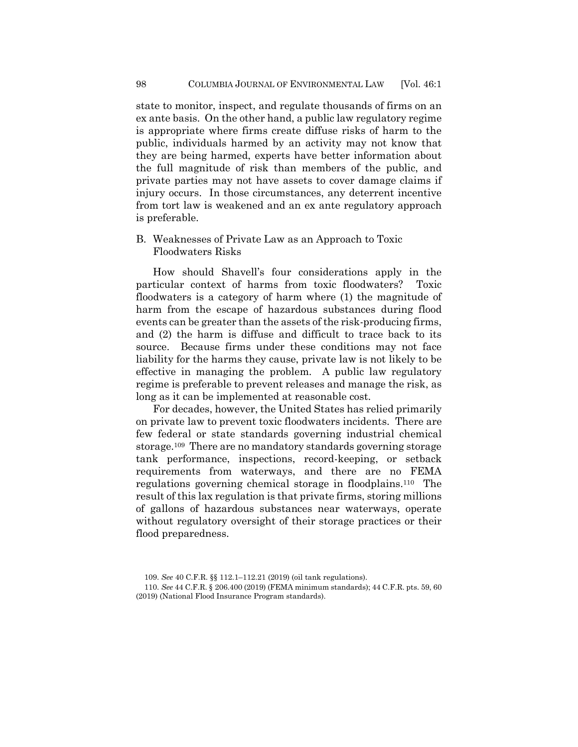state to monitor, inspect, and regulate thousands of firms on an ex ante basis. On the other hand, a public law regulatory regime is appropriate where firms create diffuse risks of harm to the public, individuals harmed by an activity may not know that they are being harmed, experts have better information about the full magnitude of risk than members of the public, and private parties may not have assets to cover damage claims if injury occurs. In those circumstances, any deterrent incentive from tort law is weakened and an ex ante regulatory approach is preferable.

## B. Weaknesses of Private Law as an Approach to Toxic Floodwaters Risks

How should Shavell's four considerations apply in the particular context of harms from toxic floodwaters? Toxic floodwaters is a category of harm where (1) the magnitude of harm from the escape of hazardous substances during flood events can be greater than the assets of the risk-producing firms, and (2) the harm is diffuse and difficult to trace back to its source. Because firms under these conditions may not face liability for the harms they cause, private law is not likely to be effective in managing the problem. A public law regulatory regime is preferable to prevent releases and manage the risk, as long as it can be implemented at reasonable cost.

For decades, however, the United States has relied primarily on private law to prevent toxic floodwaters incidents. There are few federal or state standards governing industrial chemical storage.[109] There are no mandatory standards governing storage tank performance, inspections, record-keeping, or setback requirements from waterways, and there are no FEMA regulations governing chemical storage in floodplains.[110] The result of this lax regulation is that private firms, storing millions of gallons of hazardous substances near waterways, operate without regulatory oversight of their storage practices or their flood preparedness.

109. *See* 40 C.F.R. §§ 112.1–112.21 (2019) (oil tank regulations).

110. *See* 44 C.F.R. § 206.400 (2019) (FEMA minimum standards); 44 C.F.R. pts. 59, 60 (2019) (National Flood Insurance Program standards).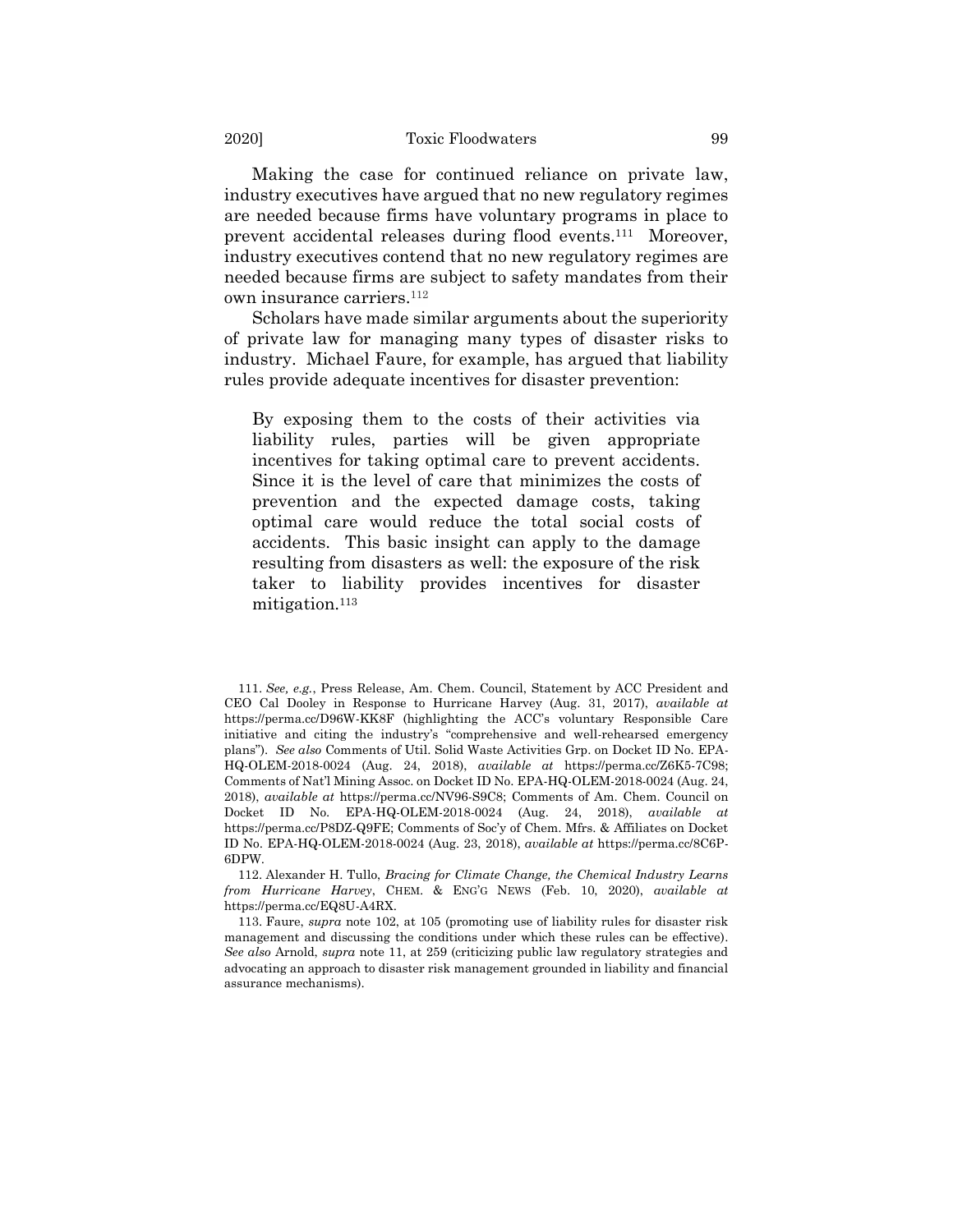Making the case for continued reliance on private law, industry executives have argued that no new regulatory regimes are needed because firms have voluntary programs in place to prevent accidental releases during flood events.[111] Moreover, industry executives contend that no new regulatory regimes are needed because firms are subject to safety mandates from their own insurance carriers.[112]

Scholars have made similar arguments about the superiority of private law for managing many types of disaster risks to industry. Michael Faure, for example, has argued that liability rules provide adequate incentives for disaster prevention:

> By exposing them to the costs of their activities via liability rules, parties will be given appropriate incentives for taking optimal care to prevent accidents. Since it is the level of care that minimizes the costs of prevention and the expected damage costs, taking optimal care would reduce the total social costs of accidents. This basic insight can apply to the damage resulting from disasters as well: the exposure of the risk taker to liability provides incentives for disaster mitigation.[113]

---

111. *See, e.g.*, Press Release, Am. Chem. Council, Statement by ACC President and CEO Cal Dooley in Response to Hurricane Harvey (Aug. 31, 2017), *available at* https://perma.cc/D96W-KK8F (highlighting the ACC's voluntary Responsible Care initiative and citing the industry's "comprehensive and well-rehearsed emergency plans"). *See also* Comments of Util. Solid Waste Activities Grp. on Docket ID No. EPA-HQ-OLEM-2018-0024 (Aug. 24, 2018), *available at* https://perma.cc/Z6K5-7C98; Comments of Nat'l Mining Assoc. on Docket ID No. EPA-HQ-OLEM-2018-0024 (Aug. 24, 2018), *available at* https://perma.cc/NV96-S9C8; Comments of Am. Chem. Council on Docket ID No. EPA-HQ-OLEM-2018-0024 (Aug. 24, 2018), *available at* https://perma.cc/P8DZ-Q9FE; Comments of Soc'y of Chem. Mfrs. & Affiliates on Docket ID No. EPA-HQ-OLEM-2018-0024 (Aug. 23, 2018), *available at* https://perma.cc/8C6P-6DPW.

112. Alexander H. Tullo, *Bracing for Climate Change, the Chemical Industry Learns from Hurricane Harvey*, CHEM. & ENG'G NEWS (Feb. 10, 2020), *available at* https://perma.cc/EQ8U-A4RX.

113. Faure, *supra* note 102, at 105 (promoting use of liability rules for disaster risk management and discussing the conditions under which these rules can be effective). *See also* Arnold, *supra* note 11, at 259 (criticizing public law regulatory strategies and advocating an approach to disaster risk management grounded in liability and financial assurance mechanisms).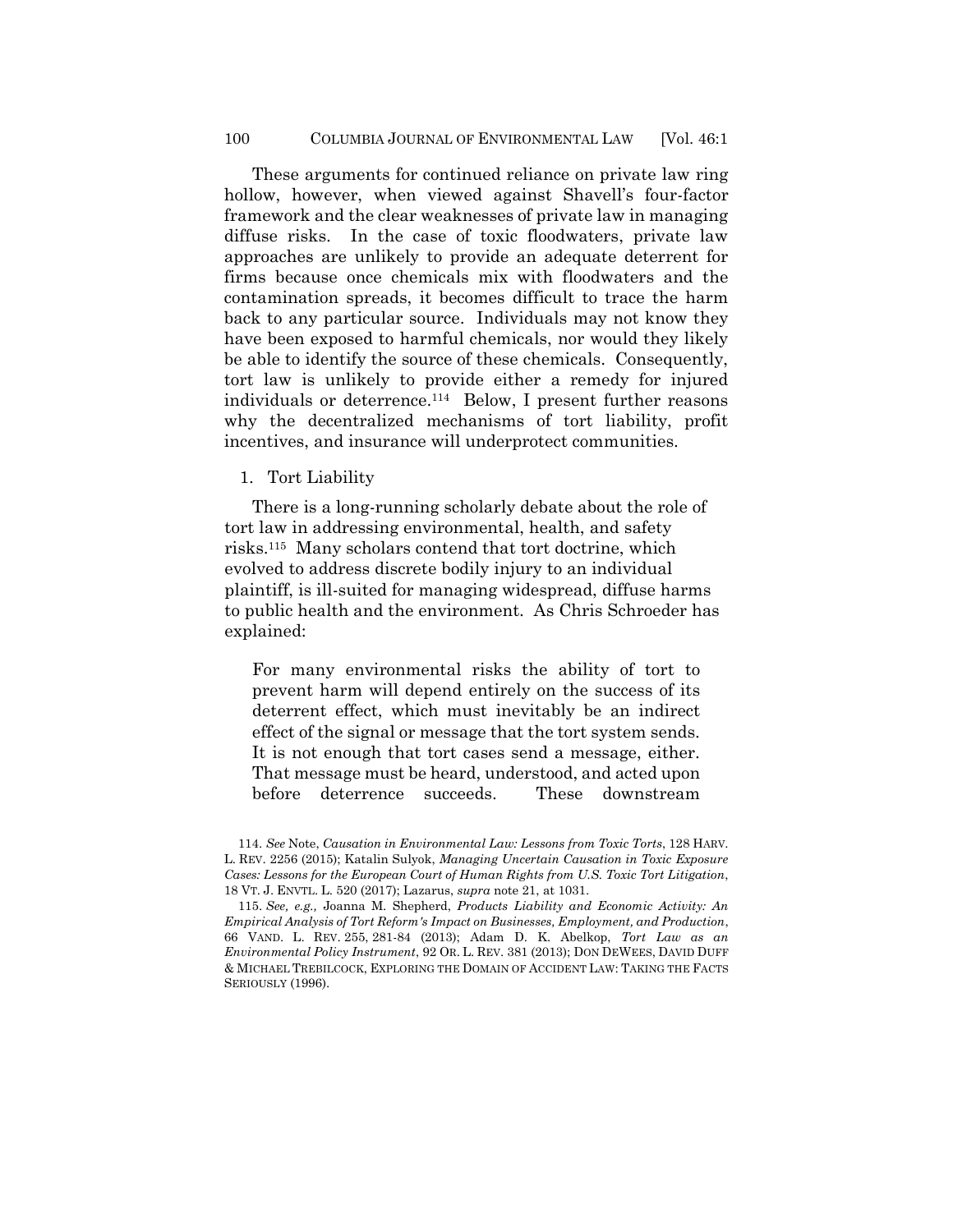These arguments for continued reliance on private law ring hollow, however, when viewed against Shavell's four-factor framework and the clear weaknesses of private law in managing diffuse risks. In the case of toxic floodwaters, private law approaches are unlikely to provide an adequate deterrent for firms because once chemicals mix with floodwaters and the contamination spreads, it becomes difficult to trace the harm back to any particular source. Individuals may not know they have been exposed to harmful chemicals, nor would they likely be able to identify the source of these chemicals. Consequently, tort law is unlikely to provide either a remedy for injured individuals or deterrence.[114] Below, I present further reasons why the decentralized mechanisms of tort liability, profit incentives, and insurance will underprotect communities.

1. Tort Liability

There is a long-running scholarly debate about the role of tort law in addressing environmental, health, and safety risks.[115] Many scholars contend that tort doctrine, which evolved to address discrete bodily injury to an individual plaintiff, is ill-suited for managing widespread, diffuse harms to public health and the environment. As Chris Schroeder has explained:

> For many environmental risks the ability of tort to prevent harm will depend entirely on the success of its deterrent effect, which must inevitably be an indirect effect of the signal or message that the tort system sends. It is not enough that tort cases send a message, either. That message must be heard, understood, and acted upon before deterrence succeeds. These downstream

114. *See* Note, *Causation in Environmental Law: Lessons from Toxic Torts*, 128 HARV. L. REV. 2256 (2015); Katalin Sulyok, *Managing Uncertain Causation in Toxic Exposure Cases: Lessons for the European Court of Human Rights from U.S. Toxic Tort Litigation*, 18 VT. J. ENVTL. L. 520 (2017); Lazarus, *supra* note 21, at 1031.

115. *See, e.g.,* Joanna M. Shepherd, *Products Liability and Economic Activity: An Empirical Analysis of Tort Reform's Impact on Businesses, Employment, and Production*, 66 VAND. L. REV. 255, 281-84 (2013); Adam D. K. Abelkop, *Tort Law as an Environmental Policy Instrument*, 92 OR. L. REV. 381 (2013); DON DEWEES, DAVID DUFF & MICHAEL TREBILCOCK, EXPLORING THE DOMAIN OF ACCIDENT LAW: TAKING THE FACTS SERIOUSLY (1996).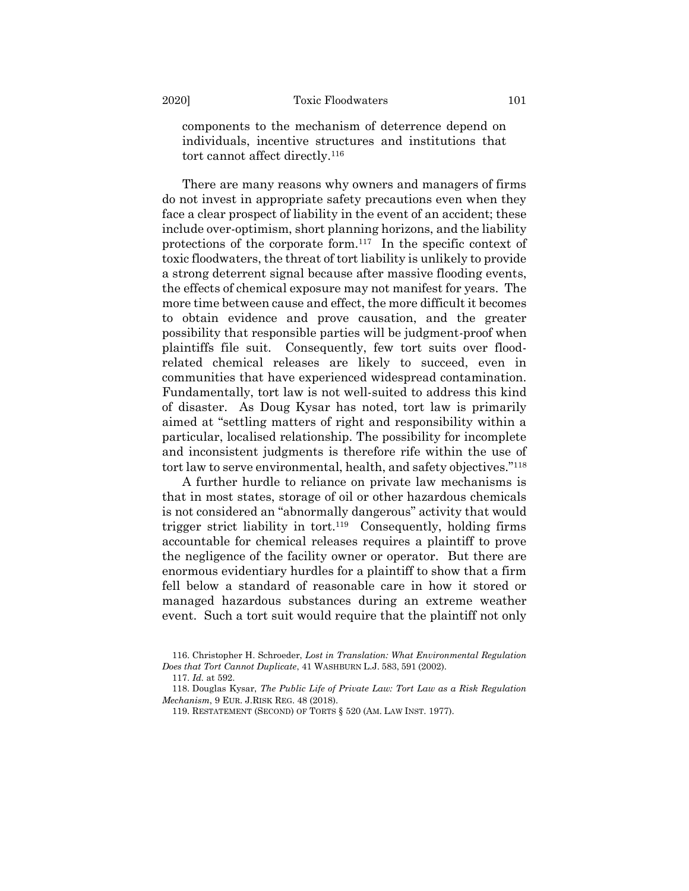components to the mechanism of deterrence depend on individuals, incentive structures and institutions that tort cannot affect directly.[116]

There are many reasons why owners and managers of firms do not invest in appropriate safety precautions even when they face a clear prospect of liability in the event of an accident; these include over-optimism, short planning horizons, and the liability protections of the corporate form.[117] In the specific context of toxic floodwaters, the threat of tort liability is unlikely to provide a strong deterrent signal because after massive flooding events, the effects of chemical exposure may not manifest for years. The more time between cause and effect, the more difficult it becomes to obtain evidence and prove causation, and the greater possibility that responsible parties will be judgment-proof when plaintiffs file suit. Consequently, few tort suits over flood-related chemical releases are likely to succeed, even in communities that have experienced widespread contamination. Fundamentally, tort law is not well-suited to address this kind of disaster. As Doug Kysar has noted, tort law is primarily aimed at "settling matters of right and responsibility within a particular, localised relationship. The possibility for incomplete and inconsistent judgments is therefore rife within the use of tort law to serve environmental, health, and safety objectives."[118]

A further hurdle to reliance on private law mechanisms is that in most states, storage of oil or other hazardous chemicals is not considered an "abnormally dangerous" activity that would trigger strict liability in tort.[119] Consequently, holding firms accountable for chemical releases requires a plaintiff to prove the negligence of the facility owner or operator. But there are enormous evidentiary hurdles for a plaintiff to show that a firm fell below a standard of reasonable care in how it stored or managed hazardous substances during an extreme weather event. Such a tort suit would require that the plaintiff not only

116. Christopher H. Schroeder, *Lost in Translation: What Environmental Regulation Does that Tort Cannot Duplicate*, 41 WASHBURN L.J. 583, 591 (2002).

117. *Id.* at 592.

118. Douglas Kysar, *The Public Life of Private Law: Tort Law as a Risk Regulation Mechanism*, 9 EUR. J.RISK REG. 48 (2018).

119. RESTATEMENT (SECOND) OF TORTS § 520 (AM. LAW INST. 1977).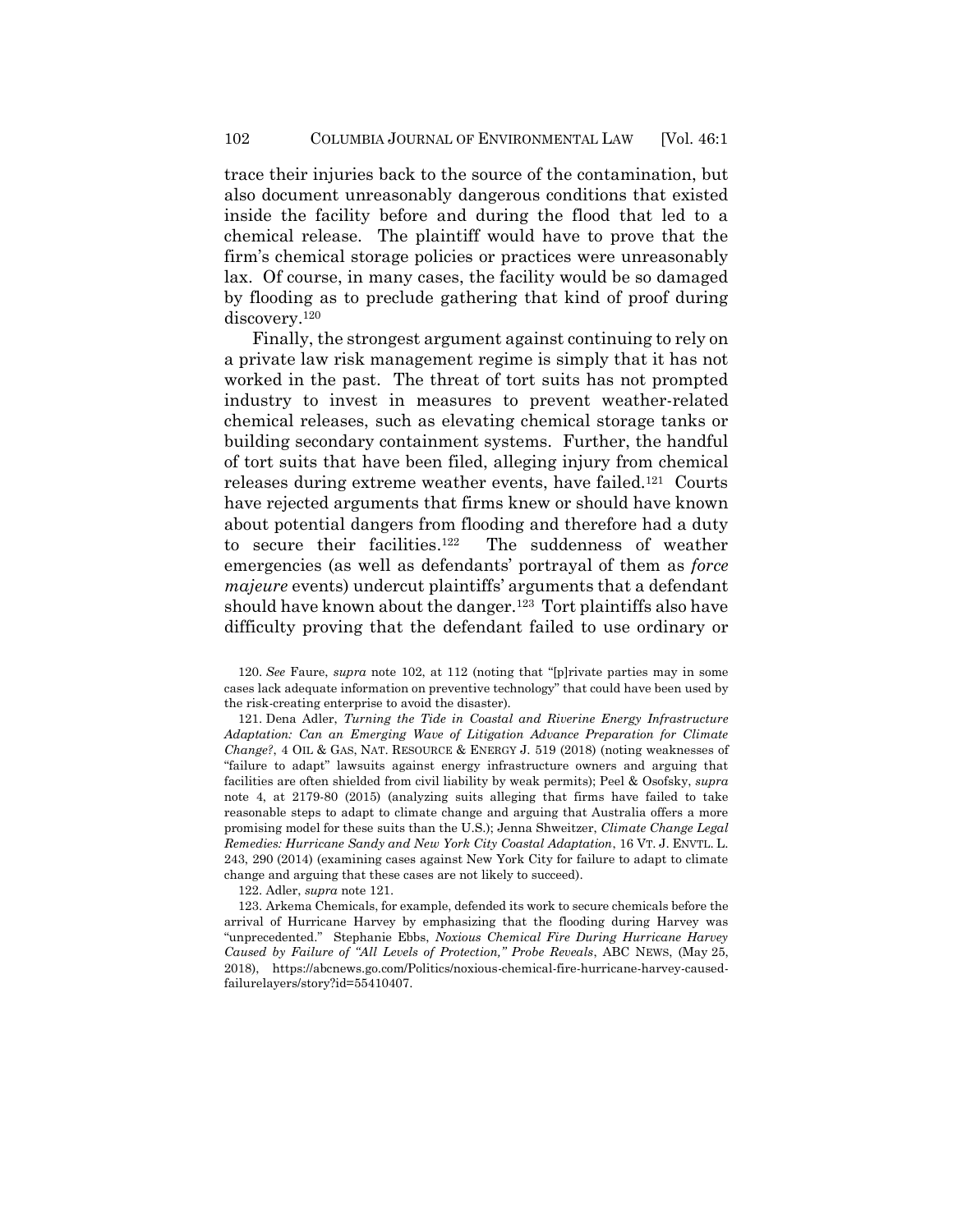trace their injuries back to the source of the contamination, but also document unreasonably dangerous conditions that existed inside the facility before and during the flood that led to a chemical release. The plaintiff would have to prove that the firm's chemical storage policies or practices were unreasonably lax. Of course, in many cases, the facility would be so damaged by flooding as to preclude gathering that kind of proof during discovery.[120]

Finally, the strongest argument against continuing to rely on a private law risk management regime is simply that it has not worked in the past. The threat of tort suits has not prompted industry to invest in measures to prevent weather-related chemical releases, such as elevating chemical storage tanks or building secondary containment systems. Further, the handful of tort suits that have been filed, alleging injury from chemical releases during extreme weather events, have failed.[121] Courts have rejected arguments that firms knew or should have known about potential dangers from flooding and therefore had a duty to secure their facilities.[122] The suddenness of weather emergencies (as well as defendants' portrayal of them as *force majeure* events) undercut plaintiffs' arguments that a defendant should have known about the danger.[123] Tort plaintiffs also have difficulty proving that the defendant failed to use ordinary or

120. *See* Faure, *supra* note 102, at 112 (noting that "[p]rivate parties may in some cases lack adequate information on preventive technology" that could have been used by the risk-creating enterprise to avoid the disaster).

121. Dena Adler, *Turning the Tide in Coastal and Riverine Energy Infrastructure Adaptation: Can an Emerging Wave of Litigation Advance Preparation for Climate Change?*, 4 OIL & GAS, NAT. RESOURCE & ENERGY J. 519 (2018) (noting weaknesses of "failure to adapt" lawsuits against energy infrastructure owners and arguing that facilities are often shielded from civil liability by weak permits); Peel & Osofsky, *supra* note 4, at 2179-80 (2015) (analyzing suits alleging that firms have failed to take reasonable steps to adapt to climate change and arguing that Australia offers a more promising model for these suits than the U.S.); Jenna Shweitzer, *Climate Change Legal Remedies: Hurricane Sandy and New York City Coastal Adaptation*, 16 VT. J. ENVTL. L. 243, 290 (2014) (examining cases against New York City for failure to adapt to climate change and arguing that these cases are not likely to succeed).

122. Adler, *supra* note 121.

123. Arkema Chemicals, for example, defended its work to secure chemicals before the arrival of Hurricane Harvey by emphasizing that the flooding during Harvey was "unprecedented." Stephanie Ebbs, *Noxious Chemical Fire During Hurricane Harvey Caused by Failure of "All Levels of Protection," Probe Reveals*, ABC NEWS, (May 25, 2018), https://abcnews.go.com/Politics/noxious-chemical-fire-hurricane-harvey-caused-failurelayers/story?id=55410407.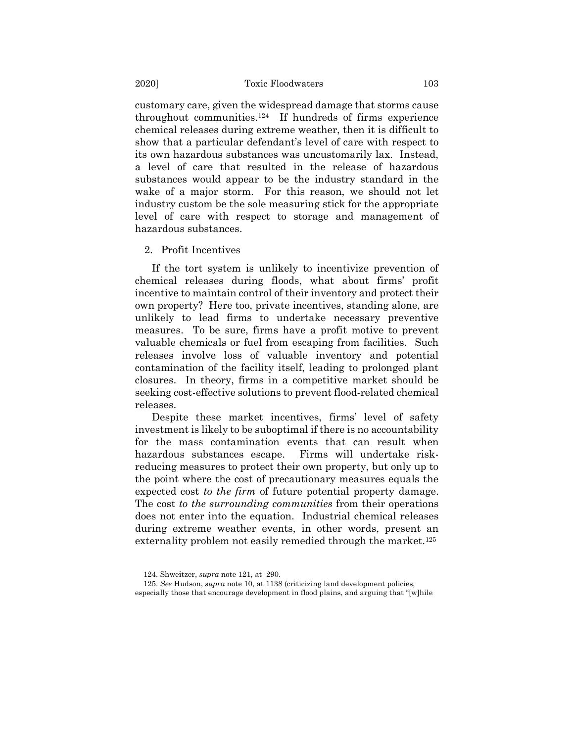customary care, given the widespread damage that storms cause throughout communities.[124] If hundreds of firms experience chemical releases during extreme weather, then it is difficult to show that a particular defendant's level of care with respect to its own hazardous substances was uncustomarily lax. Instead, a level of care that resulted in the release of hazardous substances would appear to be the industry standard in the wake of a major storm. For this reason, we should not let industry custom be the sole measuring stick for the appropriate level of care with respect to storage and management of hazardous substances.

### 2. Profit Incentives

If the tort system is unlikely to incentivize prevention of chemical releases during floods, what about firms' profit incentive to maintain control of their inventory and protect their own property? Here too, private incentives, standing alone, are unlikely to lead firms to undertake necessary preventive measures. To be sure, firms have a profit motive to prevent valuable chemicals or fuel from escaping from facilities. Such releases involve loss of valuable inventory and potential contamination of the facility itself, leading to prolonged plant closures. In theory, firms in a competitive market should be seeking cost-effective solutions to prevent flood-related chemical releases.

Despite these market incentives, firms' level of safety investment is likely to be suboptimal if there is no accountability for the mass contamination events that can result when hazardous substances escape. Firms will undertake risk-reducing measures to protect their own property, but only up to the point where the cost of precautionary measures equals the expected cost *to the firm* of future potential property damage. The cost *to the surrounding communities* from their operations does not enter into the equation. Industrial chemical releases during extreme weather events, in other words, present an externality problem not easily remedied through the market.[125]

124. Shweitzer, *supra* note 121, at 290.

125. *See* Hudson, *supra* note 10, at 1138 (criticizing land development policies, especially those that encourage development in flood plains, and arguing that "[w]hile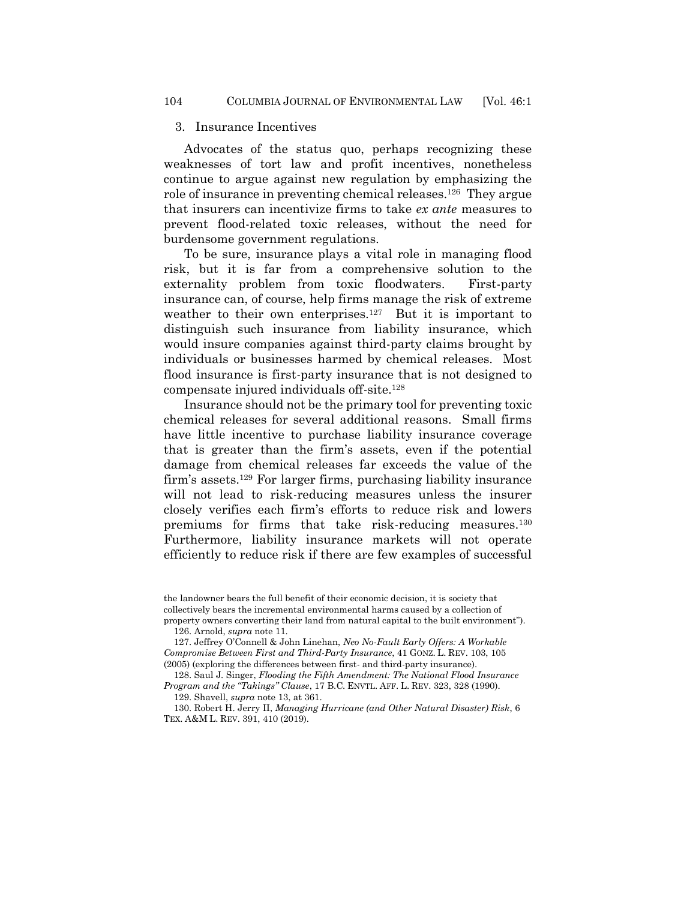### 3. Insurance Incentives

Advocates of the status quo, perhaps recognizing these weaknesses of tort law and profit incentives, nonetheless continue to argue against new regulation by emphasizing the role of insurance in preventing chemical releases.[126] They argue that insurers can incentivize firms to take *ex ante* measures to prevent flood-related toxic releases, without the need for burdensome government regulations.

To be sure, insurance plays a vital role in managing flood risk, but it is far from a comprehensive solution to the externality problem from toxic floodwaters. First-party insurance can, of course, help firms manage the risk of extreme weather to their own enterprises.[127] But it is important to distinguish such insurance from liability insurance, which would insure companies against third-party claims brought by individuals or businesses harmed by chemical releases. Most flood insurance is first-party insurance that is not designed to compensate injured individuals off-site.[128]

Insurance should not be the primary tool for preventing toxic chemical releases for several additional reasons. Small firms have little incentive to purchase liability insurance coverage that is greater than the firm's assets, even if the potential damage from chemical releases far exceeds the value of the firm's assets.[129] For larger firms, purchasing liability insurance will not lead to risk-reducing measures unless the insurer closely verifies each firm's efforts to reduce risk and lowers premiums for firms that take risk-reducing measures.[130] Furthermore, liability insurance markets will not operate efficiently to reduce risk if there are few examples of successful

---

the landowner bears the full benefit of their economic decision, it is society that collectively bears the incremental environmental harms caused by a collection of property owners converting their land from natural capital to the built environment").

126. Arnold, *supra* note 11.

127. Jeffrey O'Connell & John Linehan, *Neo No-Fault Early Offers: A Workable Compromise Between First and Third-Party Insurance*, 41 GONZ. L. REV. 103, 105 (2005) (exploring the differences between first- and third-party insurance).

128. Saul J. Singer, *Flooding the Fifth Amendment: The National Flood Insurance Program and the "Takings" Clause*, 17 B.C. ENVTL. AFF. L. REV. 323, 328 (1990).

129. Shavell, *supra* note 13, at 361.

130. Robert H. Jerry II, *Managing Hurricane (and Other Natural Disaster) Risk*, 6 TEX. A&M L. REV. 391, 410 (2019).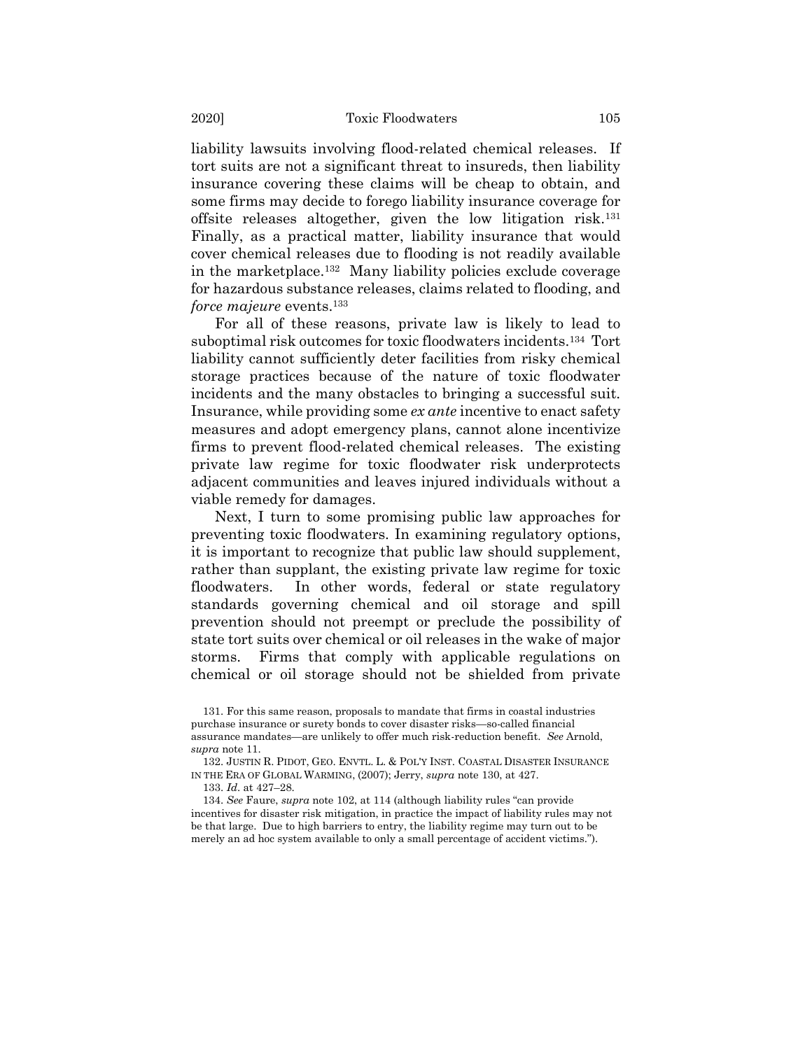liability lawsuits involving flood-related chemical releases. If tort suits are not a significant threat to insureds, then liability insurance covering these claims will be cheap to obtain, and some firms may decide to forego liability insurance coverage for offsite releases altogether, given the low litigation risk.[131] Finally, as a practical matter, liability insurance that would cover chemical releases due to flooding is not readily available in the marketplace.[132] Many liability policies exclude coverage for hazardous substance releases, claims related to flooding, and *force majeure* events.[133]

For all of these reasons, private law is likely to lead to suboptimal risk outcomes for toxic floodwaters incidents.[134] Tort liability cannot sufficiently deter facilities from risky chemical storage practices because of the nature of toxic floodwater incidents and the many obstacles to bringing a successful suit. Insurance, while providing some *ex ante* incentive to enact safety measures and adopt emergency plans, cannot alone incentivize firms to prevent flood-related chemical releases. The existing private law regime for toxic floodwater risk underprotects adjacent communities and leaves injured individuals without a viable remedy for damages.

Next, I turn to some promising public law approaches for preventing toxic floodwaters. In examining regulatory options, it is important to recognize that public law should supplement, rather than supplant, the existing private law regime for toxic floodwaters. In other words, federal or state regulatory standards governing chemical and oil storage and spill prevention should not preempt or preclude the possibility of state tort suits over chemical or oil releases in the wake of major storms. Firms that comply with applicable regulations on chemical or oil storage should not be shielded from private

131. For this same reason, proposals to mandate that firms in coastal industries purchase insurance or surety bonds to cover disaster risks—so-called financial assurance mandates—are unlikely to offer much risk-reduction benefit. *See* Arnold, *supra* note 11.

132. JUSTIN R. PIDOT, GEO. ENVTL. L. & POL'Y INST. COASTAL DISASTER INSURANCE IN THE ERA OF GLOBAL WARMING, (2007); Jerry, *supra* note 130, at 427.

133. *Id.* at 427–28.

134. *See* Faure, *supra* note 102, at 114 (although liability rules "can provide incentives for disaster risk mitigation, in practice the impact of liability rules may not be that large. Due to high barriers to entry, the liability regime may turn out to be merely an ad hoc system available to only a small percentage of accident victims.").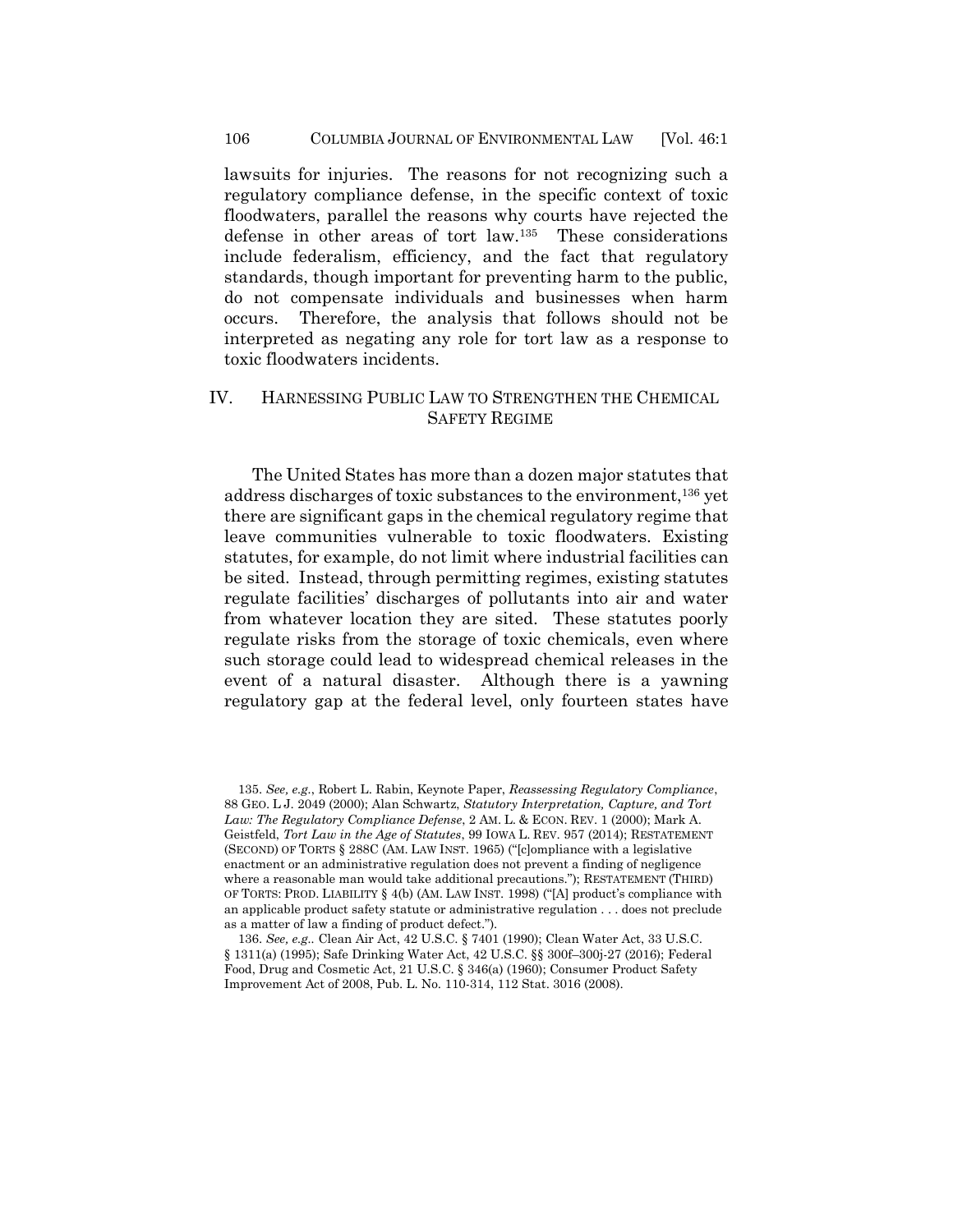lawsuits for injuries. The reasons for not recognizing such a regulatory compliance defense, in the specific context of toxic floodwaters, parallel the reasons why courts have rejected the defense in other areas of tort law.[135] These considerations include federalism, efficiency, and the fact that regulatory standards, though important for preventing harm to the public, do not compensate individuals and businesses when harm occurs. Therefore, the analysis that follows should not be interpreted as negating any role for tort law as a response to toxic floodwaters incidents.

## IV. HARNESSING PUBLIC LAW TO STRENGTHEN THE CHEMICAL SAFETY REGIME

The United States has more than a dozen major statutes that address discharges of toxic substances to the environment,[136] yet there are significant gaps in the chemical regulatory regime that leave communities vulnerable to toxic floodwaters. Existing statutes, for example, do not limit where industrial facilities can be sited. Instead, through permitting regimes, existing statutes regulate facilities' discharges of pollutants into air and water from whatever location they are sited. These statutes poorly regulate risks from the storage of toxic chemicals, even where such storage could lead to widespread chemical releases in the event of a natural disaster. Although there is a yawning regulatory gap at the federal level, only fourteen states have

135. *See, e.g.*, Robert L. Rabin, Keynote Paper, *Reassessing Regulatory Compliance*, 88 GEO. L J. 2049 (2000); Alan Schwartz, *Statutory Interpretation, Capture, and Tort Law: The Regulatory Compliance Defense*, 2 AM. L. & ECON. REV. 1 (2000); Mark A. Geistfeld, *Tort Law in the Age of Statutes*, 99 IOWA L. REV. 957 (2014); RESTATEMENT (SECOND) OF TORTS § 288C (AM. LAW INST. 1965) ("[c]ompliance with a legislative enactment or an administrative regulation does not prevent a finding of negligence where a reasonable man would take additional precautions."); RESTATEMENT (THIRD) OF TORTS: PROD. LIABILITY § 4(b) (AM. LAW INST. 1998) ("[A] product's compliance with an applicable product safety statute or administrative regulation . . . does not preclude as a matter of law a finding of product defect.").

136. *See, e.g.*. Clean Air Act, 42 U.S.C. § 7401 (1990); Clean Water Act, 33 U.S.C. § 1311(a) (1995); Safe Drinking Water Act, 42 U.S.C. §§ 300f–300j-27 (2016); Federal Food, Drug and Cosmetic Act, 21 U.S.C. § 346(a) (1960); Consumer Product Safety Improvement Act of 2008, Pub. L. No. 110-314, 112 Stat. 3016 (2008).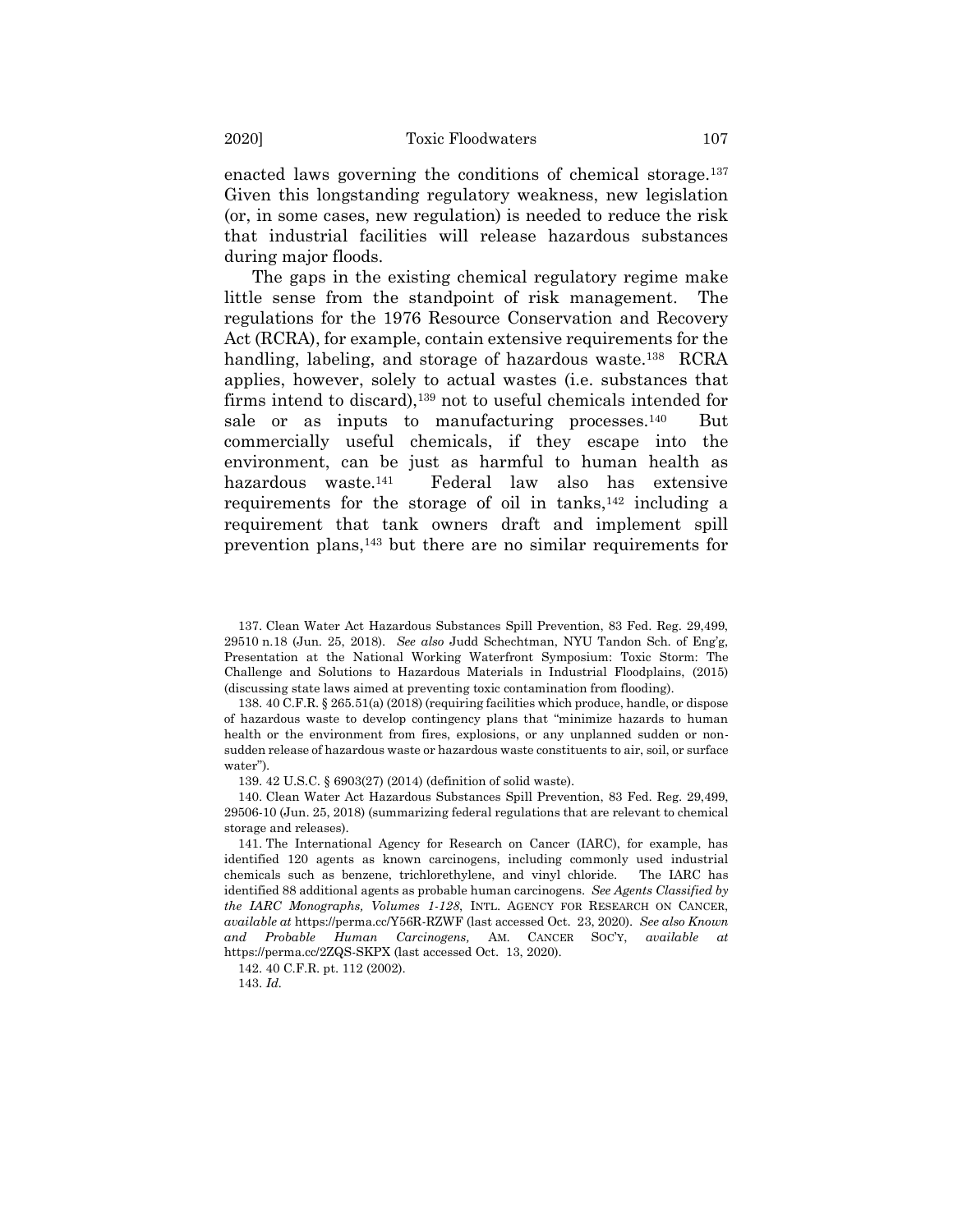enacted laws governing the conditions of chemical storage.[137] Given this longstanding regulatory weakness, new legislation (or, in some cases, new regulation) is needed to reduce the risk that industrial facilities will release hazardous substances during major floods.

The gaps in the existing chemical regulatory regime make little sense from the standpoint of risk management. The regulations for the 1976 Resource Conservation and Recovery Act (RCRA), for example, contain extensive requirements for the handling, labeling, and storage of hazardous waste.[138] RCRA applies, however, solely to actual wastes (i.e. substances that firms intend to discard),[139] not to useful chemicals intended for sale or as inputs to manufacturing processes.[140] But commercially useful chemicals, if they escape into the environment, can be just as harmful to human health as hazardous waste.[141] Federal law also has extensive requirements for the storage of oil in tanks,[142] including a requirement that tank owners draft and implement spill prevention plans,[143] but there are no similar requirements for

137. Clean Water Act Hazardous Substances Spill Prevention, 83 Fed. Reg. 29,499, 29510 n.18 (Jun. 25, 2018). *See also* Judd Schechtman, NYU Tandon Sch. of Eng'g, Presentation at the National Working Waterfront Symposium: Toxic Storm: The Challenge and Solutions to Hazardous Materials in Industrial Floodplains, (2015) (discussing state laws aimed at preventing toxic contamination from flooding).

138. 40 C.F.R. § 265.51(a) (2018) (requiring facilities which produce, handle, or dispose of hazardous waste to develop contingency plans that "minimize hazards to human health or the environment from fires, explosions, or any unplanned sudden or non-sudden release of hazardous waste or hazardous waste constituents to air, soil, or surface water").

139. 42 U.S.C. § 6903(27) (2014) (definition of solid waste).

140. Clean Water Act Hazardous Substances Spill Prevention, 83 Fed. Reg. 29,499, 29506-10 (Jun. 25, 2018) (summarizing federal regulations that are relevant to chemical storage and releases).

141. The International Agency for Research on Cancer (IARC), for example, has identified 120 agents as known carcinogens, including commonly used industrial chemicals such as benzene, trichlorethylene, and vinyl chloride. The IARC has identified 88 additional agents as probable human carcinogens. *See Agents Classified by the IARC Monographs, Volumes 1-128*, INTL. AGENCY FOR RESEARCH ON CANCER, *available at* https://perma.cc/Y56R-RZWF (last accessed Oct. 23, 2020). *See also Known and Probable Human Carcinogens,* AM. CANCER SOC'Y, *available at* https://perma.cc/2ZQS-SKPX (last accessed Oct. 13, 2020).

142. 40 C.F.R. pt. 112 (2002).

143. *Id.*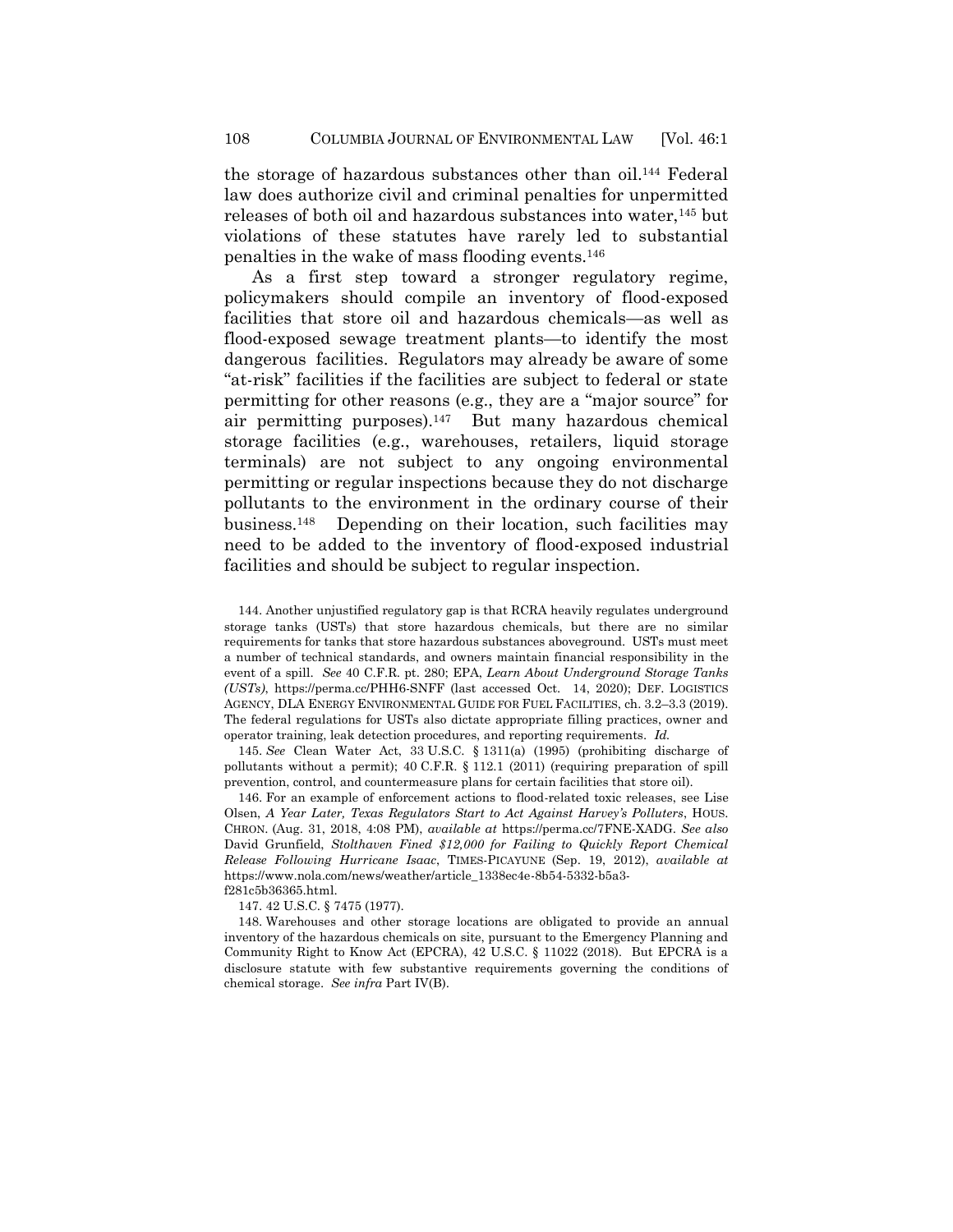the storage of hazardous substances other than oil.[144] Federal law does authorize civil and criminal penalties for unpermitted releases of both oil and hazardous substances into water,[145] but violations of these statutes have rarely led to substantial penalties in the wake of mass flooding events.[146]

As a first step toward a stronger regulatory regime, policymakers should compile an inventory of flood-exposed facilities that store oil and hazardous chemicals—as well as flood-exposed sewage treatment plants—to identify the most dangerous facilities. Regulators may already be aware of some "at-risk" facilities if the facilities are subject to federal or state permitting for other reasons (e.g., they are a "major source" for air permitting purposes).[147] But many hazardous chemical storage facilities (e.g., warehouses, retailers, liquid storage terminals) are not subject to any ongoing environmental permitting or regular inspections because they do not discharge pollutants to the environment in the ordinary course of their business.[148] Depending on their location, such facilities may need to be added to the inventory of flood-exposed industrial facilities and should be subject to regular inspection.

144. Another unjustified regulatory gap is that RCRA heavily regulates underground storage tanks (USTs) that store hazardous chemicals, but there are no similar requirements for tanks that store hazardous substances aboveground. USTs must meet a number of technical standards, and owners maintain financial responsibility in the event of a spill. *See* 40 C.F.R. pt. 280; EPA, *Learn About Underground Storage Tanks (USTs)*, https://perma.cc/PHH6-SNFF (last accessed Oct. 14, 2020); DEF. LOGISTICS AGENCY, DLA ENERGY ENVIRONMENTAL GUIDE FOR FUEL FACILITIES, ch. 3.2–3.3 (2019). The federal regulations for USTs also dictate appropriate filling practices, owner and operator training, leak detection procedures, and reporting requirements. *Id.*

145. *See* Clean Water Act, 33 U.S.C. § 1311(a) (1995) (prohibiting discharge of pollutants without a permit); 40 C.F.R. § 112.1 (2011) (requiring preparation of spill prevention, control, and countermeasure plans for certain facilities that store oil).

146. For an example of enforcement actions to flood-related toxic releases, see Lise Olsen, *A Year Later, Texas Regulators Start to Act Against Harvey's Polluters*, HOUS. CHRON. (Aug. 31, 2018, 4:08 PM), *available at* https://perma.cc/7FNE-XADG. *See also* David Grunfield, *Stolthaven Fined $12,000 for Failing to Quickly Report Chemical Release Following Hurricane Isaac*, TIMES-PICAYUNE (Sep. 19, 2012), *available at* https://www.nola.com/news/weather/article_1338ec4e-8b54-5332-b5a3-f281c5b36365.html.

147. 42 U.S.C. § 7475 (1977).

148. Warehouses and other storage locations are obligated to provide an annual inventory of the hazardous chemicals on site, pursuant to the Emergency Planning and Community Right to Know Act (EPCRA), 42 U.S.C. § 11022 (2018). But EPCRA is a disclosure statute with few substantive requirements governing the conditions of chemical storage. *See infra* Part IV(B).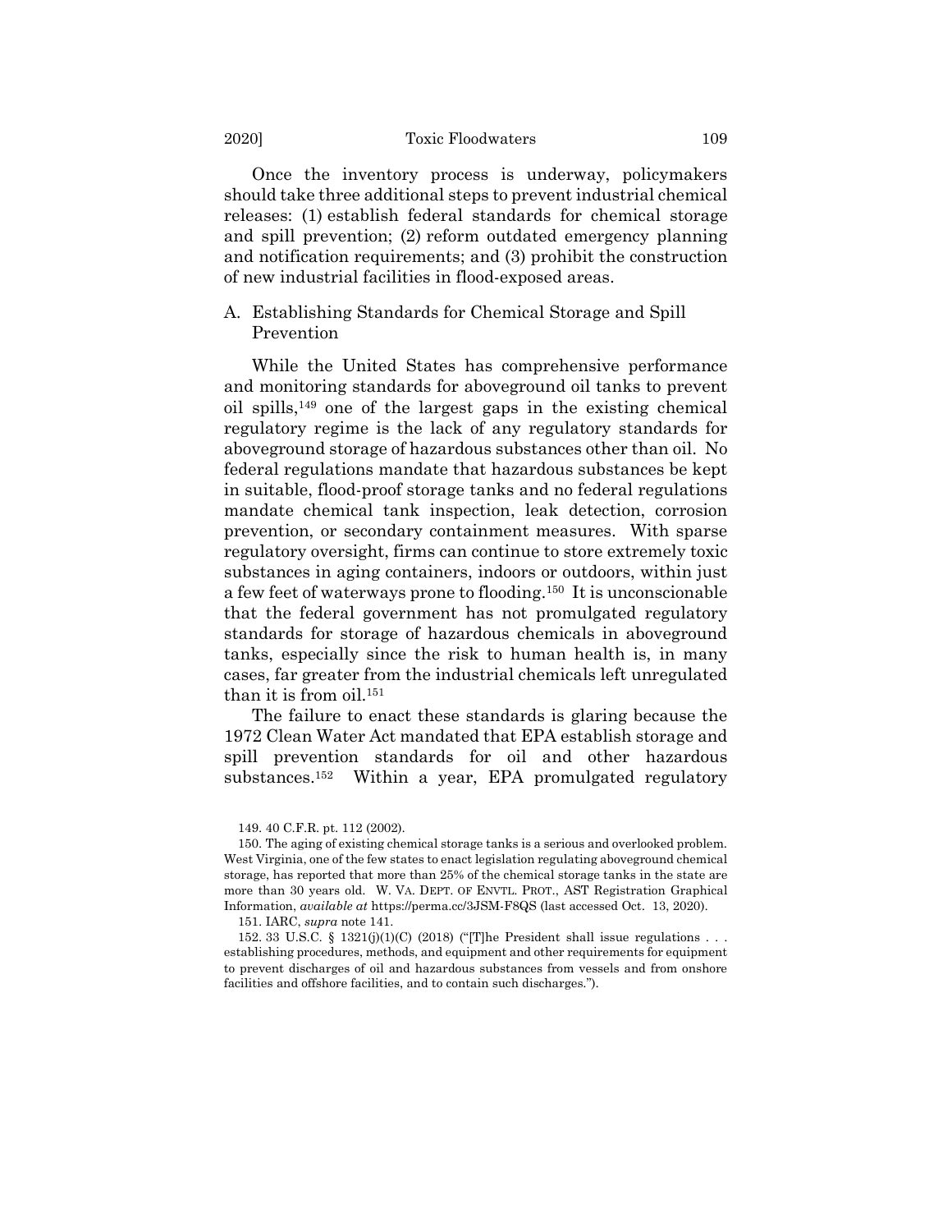Once the inventory process is underway, policymakers should take three additional steps to prevent industrial chemical releases: (1) establish federal standards for chemical storage and spill prevention; (2) reform outdated emergency planning and notification requirements; and (3) prohibit the construction of new industrial facilities in flood-exposed areas.

## A. Establishing Standards for Chemical Storage and Spill Prevention

While the United States has comprehensive performance and monitoring standards for aboveground oil tanks to prevent oil spills,[149] one of the largest gaps in the existing chemical regulatory regime is the lack of any regulatory standards for aboveground storage of hazardous substances other than oil. No federal regulations mandate that hazardous substances be kept in suitable, flood-proof storage tanks and no federal regulations mandate chemical tank inspection, leak detection, corrosion prevention, or secondary containment measures. With sparse regulatory oversight, firms can continue to store extremely toxic substances in aging containers, indoors or outdoors, within just a few feet of waterways prone to flooding.[150] It is unconscionable that the federal government has not promulgated regulatory standards for storage of hazardous chemicals in aboveground tanks, especially since the risk to human health is, in many cases, far greater from the industrial chemicals left unregulated than it is from oil.[151]

The failure to enact these standards is glaring because the 1972 Clean Water Act mandated that EPA establish storage and spill prevention standards for oil and other hazardous substances.[152] Within a year, EPA promulgated regulatory

149. 40 C.F.R. pt. 112 (2002).

150. The aging of existing chemical storage tanks is a serious and overlooked problem. West Virginia, one of the few states to enact legislation regulating aboveground chemical storage, has reported that more than 25% of the chemical storage tanks in the state are more than 30 years old. W. VA. DEPT. OF ENVTL. PROT., AST Registration Graphical Information, *available at* https://perma.cc/3JSM-F8QS (last accessed Oct. 13, 2020).

151. IARC, *supra* note 141.

152. 33 U.S.C. § 1321(j)(1)(C) (2018) ("[T]he President shall issue regulations . . . establishing procedures, methods, and equipment and other requirements for equipment to prevent discharges of oil and hazardous substances from vessels and from onshore facilities and offshore facilities, and to contain such discharges.").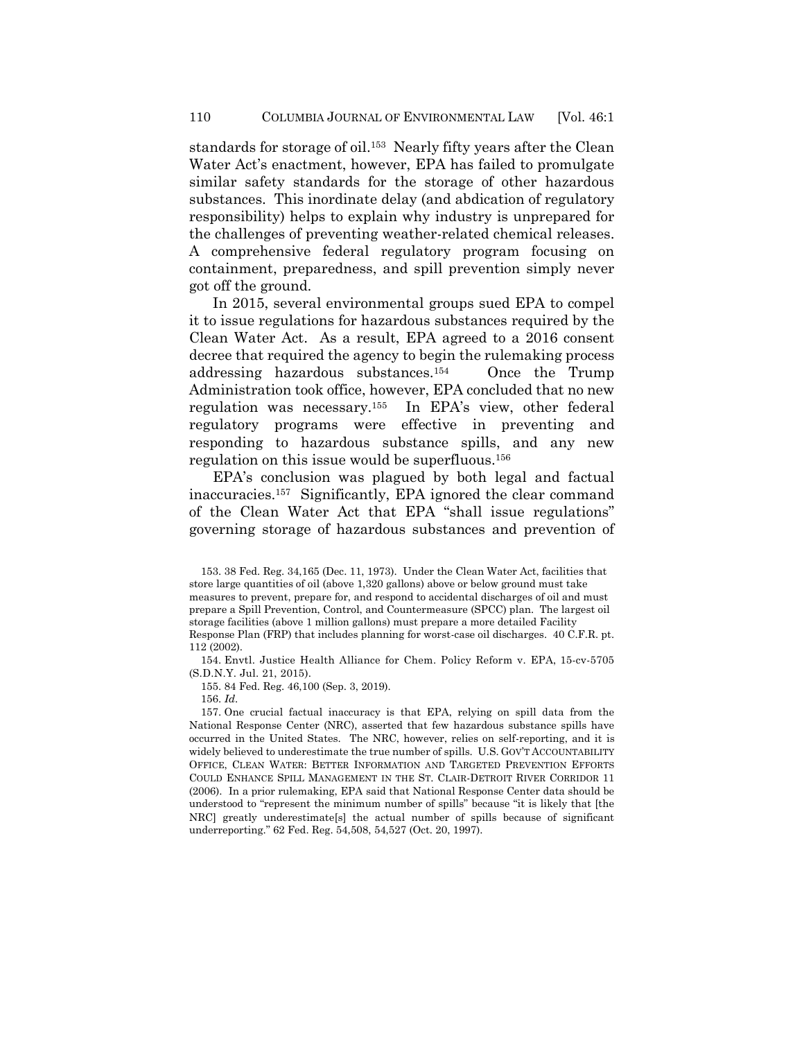standards for storage of oil.[153] Nearly fifty years after the Clean Water Act's enactment, however, EPA has failed to promulgate similar safety standards for the storage of other hazardous substances. This inordinate delay (and abdication of regulatory responsibility) helps to explain why industry is unprepared for the challenges of preventing weather-related chemical releases. A comprehensive federal regulatory program focusing on containment, preparedness, and spill prevention simply never got off the ground.

In 2015, several environmental groups sued EPA to compel it to issue regulations for hazardous substances required by the Clean Water Act. As a result, EPA agreed to a 2016 consent decree that required the agency to begin the rulemaking process addressing hazardous substances.[154] Once the Trump Administration took office, however, EPA concluded that no new regulation was necessary.[155] In EPA's view, other federal regulatory programs were effective in preventing and responding to hazardous substance spills, and any new regulation on this issue would be superfluous.[156]

EPA's conclusion was plagued by both legal and factual inaccuracies.[157] Significantly, EPA ignored the clear command of the Clean Water Act that EPA "shall issue regulations" governing storage of hazardous substances and prevention of

153. 38 Fed. Reg. 34,165 (Dec. 11, 1973). Under the Clean Water Act, facilities that store large quantities of oil (above 1,320 gallons) above or below ground must take measures to prevent, prepare for, and respond to accidental discharges of oil and must prepare a Spill Prevention, Control, and Countermeasure (SPCC) plan. The largest oil storage facilities (above 1 million gallons) must prepare a more detailed Facility Response Plan (FRP) that includes planning for worst-case oil discharges. 40 C.F.R. pt. 112 (2002).

154. Envtl. Justice Health Alliance for Chem. Policy Reform v. EPA, 15-cv-5705 (S.D.N.Y. Jul. 21, 2015).

155. 84 Fed. Reg. 46,100 (Sep. 3, 2019).

156. *Id.*

157. One crucial factual inaccuracy is that EPA, relying on spill data from the National Response Center (NRC), asserted that few hazardous substance spills have occurred in the United States. The NRC, however, relies on self-reporting, and it is widely believed to underestimate the true number of spills. U.S. GOV'T ACCOUNTABILITY OFFICE, CLEAN WATER: BETTER INFORMATION AND TARGETED PREVENTION EFFORTS COULD ENHANCE SPILL MANAGEMENT IN THE ST. CLAIR-DETROIT RIVER CORRIDOR 11 (2006). In a prior rulemaking, EPA said that National Response Center data should be understood to "represent the minimum number of spills" because "it is likely that [the NRC] greatly underestimate[s] the actual number of spills because of significant underreporting." 62 Fed. Reg. 54,508, 54,527 (Oct. 20, 1997).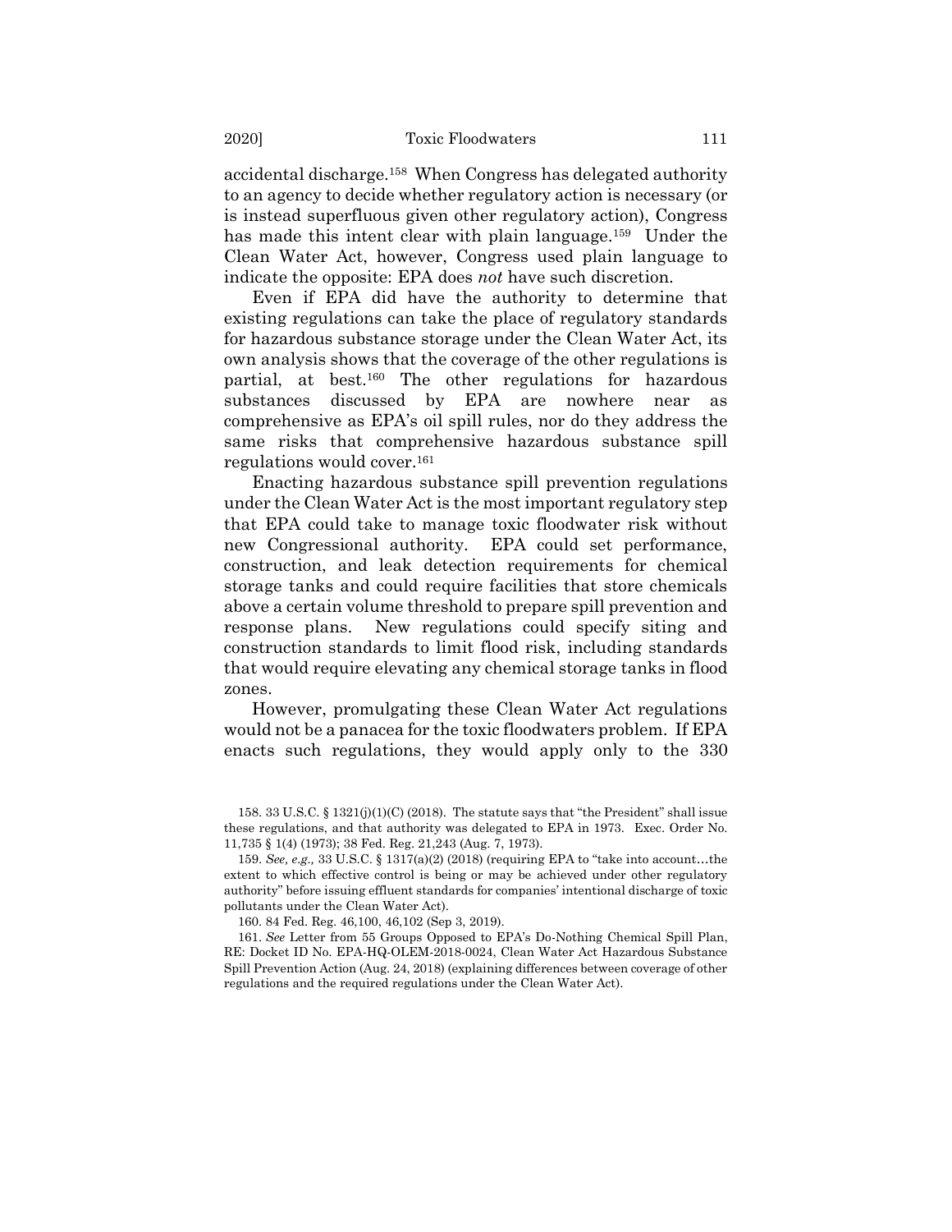accidental discharge.[158] When Congress has delegated authority to an agency to decide whether regulatory action is necessary (or is instead superfluous given other regulatory action), Congress has made this intent clear with plain language.[159] Under the Clean Water Act, however, Congress used plain language to indicate the opposite: EPA does *not* have such discretion.

Even if EPA did have the authority to determine that existing regulations can take the place of regulatory standards for hazardous substance storage under the Clean Water Act, its own analysis shows that the coverage of the other regulations is partial, at best.[160] The other regulations for hazardous substances discussed by EPA are nowhere near as comprehensive as EPA's oil spill rules, nor do they address the same risks that comprehensive hazardous substance spill regulations would cover.[161]

Enacting hazardous substance spill prevention regulations under the Clean Water Act is the most important regulatory step that EPA could take to manage toxic floodwater risk without new Congressional authority. EPA could set performance, construction, and leak detection requirements for chemical storage tanks and could require facilities that store chemicals above a certain volume threshold to prepare spill prevention and response plans. New regulations could specify siting and construction standards to limit flood risk, including standards that would require elevating any chemical storage tanks in flood zones.

However, promulgating these Clean Water Act regulations would not be a panacea for the toxic floodwaters problem. If EPA enacts such regulations, they would apply only to the 330

---

158. 33 U.S.C. § 1321(j)(1)(C) (2018). The statute says that "the President" shall issue these regulations, and that authority was delegated to EPA in 1973. Exec. Order No. 11,735 § 1(4) (1973); 38 Fed. Reg. 21,243 (Aug. 7, 1973).

159. *See, e.g.,* 33 U.S.C. § 1317(a)(2) (2018) (requiring EPA to "take into account…the extent to which effective control is being or may be achieved under other regulatory authority" before issuing effluent standards for companies' intentional discharge of toxic pollutants under the Clean Water Act).

160. 84 Fed. Reg. 46,100, 46,102 (Sep 3, 2019).

161. *See* Letter from 55 Groups Opposed to EPA's Do-Nothing Chemical Spill Plan, RE: Docket ID No. EPA-HQ-OLEM-2018-0024, Clean Water Act Hazardous Substance Spill Prevention Action (Aug. 24, 2018) (explaining differences between coverage of other regulations and the required regulations under the Clean Water Act).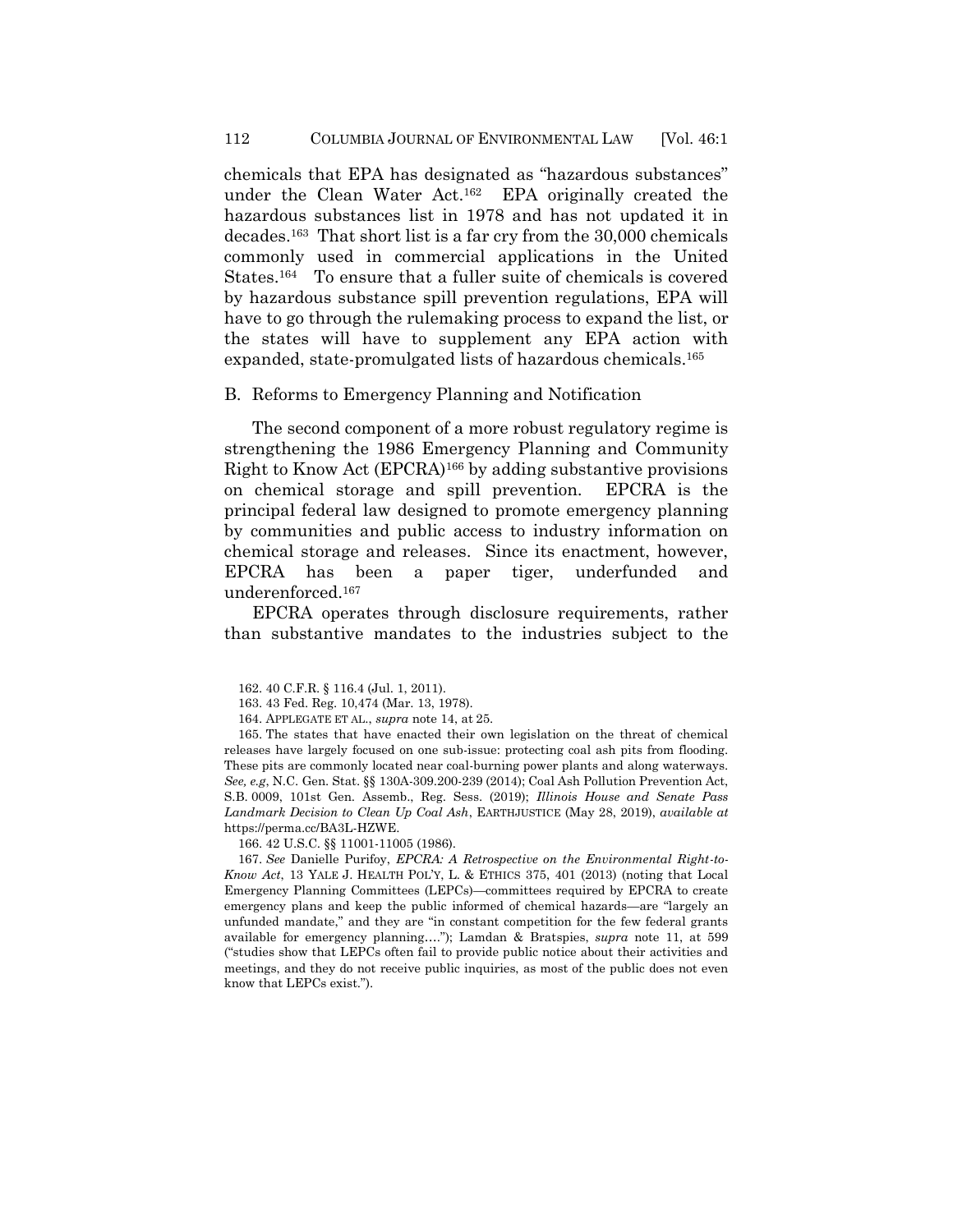chemicals that EPA has designated as "hazardous substances" under the Clean Water Act.[162] EPA originally created the hazardous substances list in 1978 and has not updated it in decades.[163] That short list is a far cry from the 30,000 chemicals commonly used in commercial applications in the United States.[164] To ensure that a fuller suite of chemicals is covered by hazardous substance spill prevention regulations, EPA will have to go through the rulemaking process to expand the list, or the states will have to supplement any EPA action with expanded, state-promulgated lists of hazardous chemicals.[165]

## B. Reforms to Emergency Planning and Notification

The second component of a more robust regulatory regime is strengthening the 1986 Emergency Planning and Community Right to Know Act (EPCRA)[166] by adding substantive provisions on chemical storage and spill prevention. EPCRA is the principal federal law designed to promote emergency planning by communities and public access to industry information on chemical storage and releases. Since its enactment, however, EPCRA has been a paper tiger, underfunded and underenforced.[167]

EPCRA operates through disclosure requirements, rather than substantive mandates to the industries subject to the

---

162. 40 C.F.R. § 116.4 (Jul. 1, 2011).

163. 43 Fed. Reg. 10,474 (Mar. 13, 1978).

164. APPLEGATE ET AL., *supra* note 14, at 25.

165. The states that have enacted their own legislation on the threat of chemical releases have largely focused on one sub-issue: protecting coal ash pits from flooding. These pits are commonly located near coal-burning power plants and along waterways. *See, e.g*, N.C. Gen. Stat. §§ 130A-309.200-239 (2014); Coal Ash Pollution Prevention Act, S.B. 0009, 101st Gen. Assemb., Reg. Sess. (2019); *Illinois House and Senate Pass Landmark Decision to Clean Up Coal Ash*, EARTHJUSTICE (May 28, 2019), *available at* https://perma.cc/BA3L-HZWE.

166. 42 U.S.C. §§ 11001-11005 (1986).

167. *See* Danielle Purifoy, *EPCRA: A Retrospective on the Environmental Right-to-Know Act*, 13 YALE J. HEALTH POL'Y, L. & ETHICS 375, 401 (2013) (noting that Local Emergency Planning Committees (LEPCs)—committees required by EPCRA to create emergency plans and keep the public informed of chemical hazards—are "largely an unfunded mandate," and they are "in constant competition for the few federal grants available for emergency planning…."); Lamdan & Bratspies, *supra* note 11, at 599 ("studies show that LEPCs often fail to provide public notice about their activities and meetings, and they do not receive public inquiries, as most of the public does not even know that LEPCs exist.").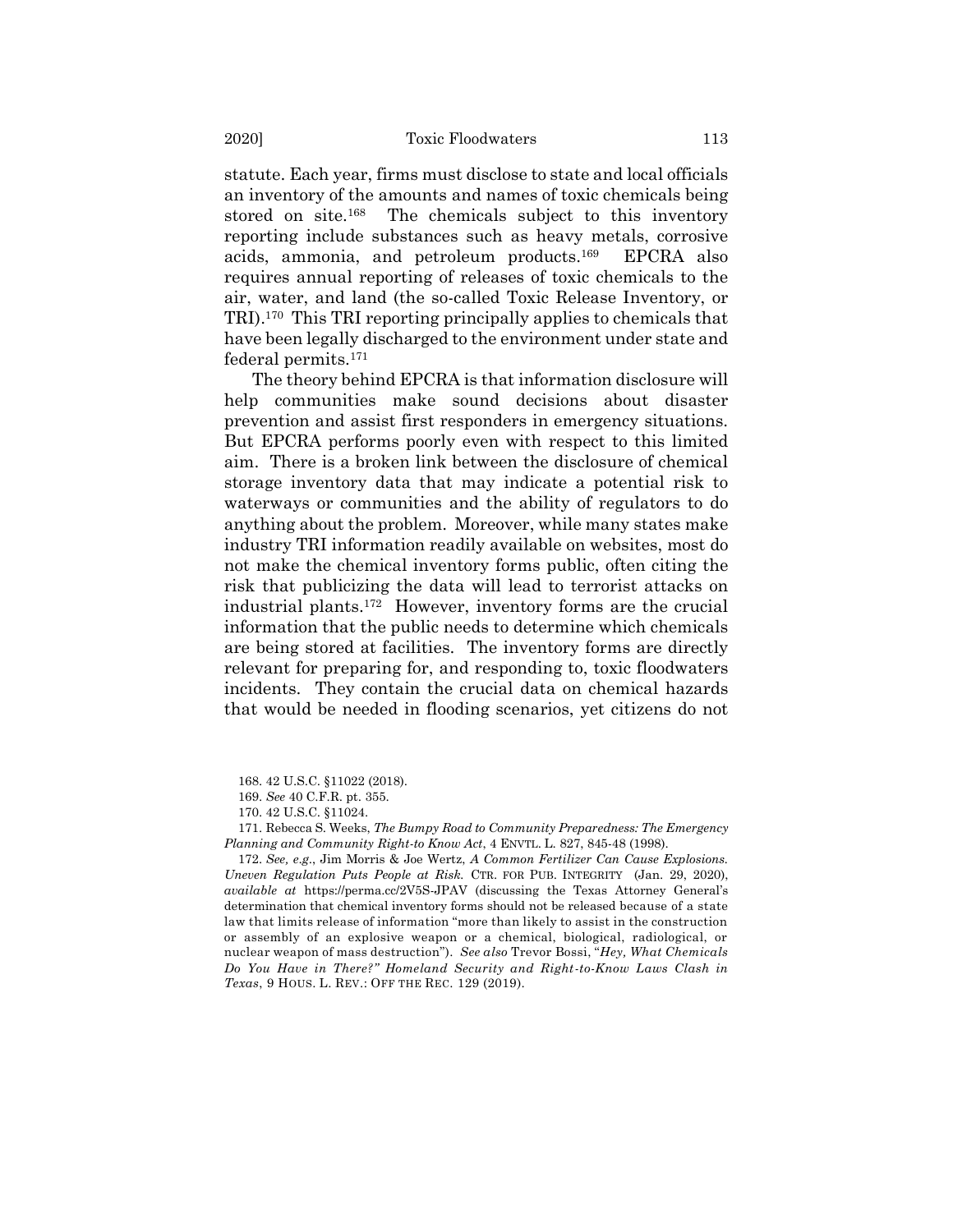statute. Each year, firms must disclose to state and local officials an inventory of the amounts and names of toxic chemicals being stored on site.[168] The chemicals subject to this inventory reporting include substances such as heavy metals, corrosive acids, ammonia, and petroleum products.[169] EPCRA also requires annual reporting of releases of toxic chemicals to the air, water, and land (the so-called Toxic Release Inventory, or TRI).[170] This TRI reporting principally applies to chemicals that have been legally discharged to the environment under state and federal permits.[171]

The theory behind EPCRA is that information disclosure will help communities make sound decisions about disaster prevention and assist first responders in emergency situations. But EPCRA performs poorly even with respect to this limited aim. There is a broken link between the disclosure of chemical storage inventory data that may indicate a potential risk to waterways or communities and the ability of regulators to do anything about the problem. Moreover, while many states make industry TRI information readily available on websites, most do not make the chemical inventory forms public, often citing the risk that publicizing the data will lead to terrorist attacks on industrial plants.[172] However, inventory forms are the crucial information that the public needs to determine which chemicals are being stored at facilities. The inventory forms are directly relevant for preparing for, and responding to, toxic floodwaters incidents. They contain the crucial data on chemical hazards that would be needed in flooding scenarios, yet citizens do not

168. 42 U.S.C. §11022 (2018).

169. *See* 40 C.F.R. pt. 355.

170. 42 U.S.C. §11024.

171. Rebecca S. Weeks, *The Bumpy Road to Community Preparedness: The Emergency Planning and Community Right-to Know Act*, 4 ENVTL. L. 827, 845-48 (1998).

172. *See, e.g.*, Jim Morris & Joe Wertz, *A Common Fertilizer Can Cause Explosions. Uneven Regulation Puts People at Risk.* CTR. FOR PUB. INTEGRITY (Jan. 29, 2020), *available at* https://perma.cc/2V5S-JPAV (discussing the Texas Attorney General's determination that chemical inventory forms should not be released because of a state law that limits release of information "more than likely to assist in the construction or assembly of an explosive weapon or a chemical, biological, radiological, or nuclear weapon of mass destruction"). *See also* Trevor Bossi, "*Hey, What Chemicals Do You Have in There?" Homeland Security and Right-to-Know Laws Clash in Texas*, 9 HOUS. L. REV.: OFF THE REC. 129 (2019).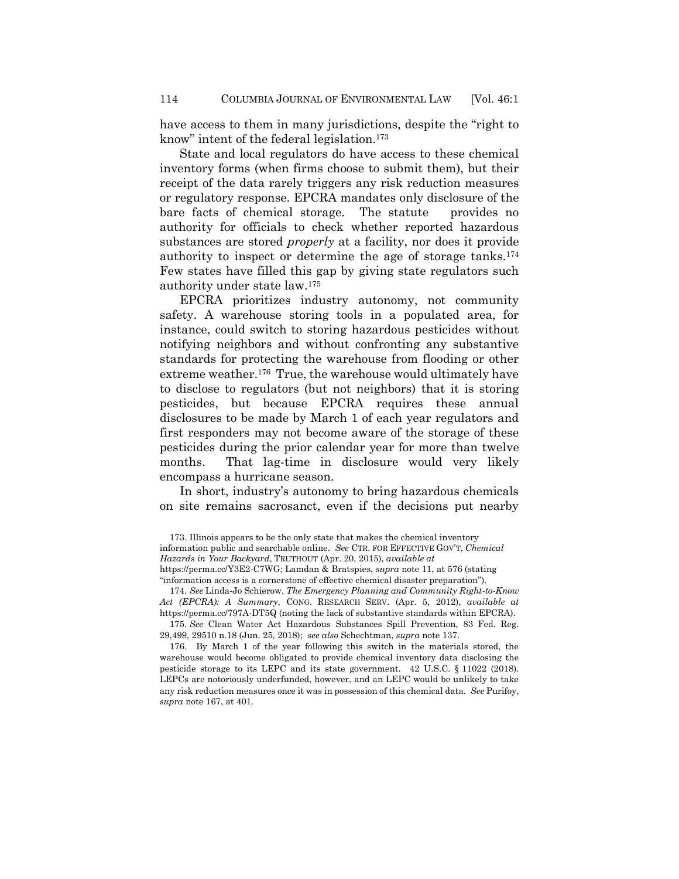have access to them in many jurisdictions, despite the "right to know" intent of the federal legislation.[173]

State and local regulators do have access to these chemical inventory forms (when firms choose to submit them), but their receipt of the data rarely triggers any risk reduction measures or regulatory response. EPCRA mandates only disclosure of the bare facts of chemical storage. The statute provides no authority for officials to check whether reported hazardous substances are stored *properly* at a facility, nor does it provide authority to inspect or determine the age of storage tanks.[174] Few states have filled this gap by giving state regulators such authority under state law.[175]

EPCRA prioritizes industry autonomy, not community safety. A warehouse storing tools in a populated area, for instance, could switch to storing hazardous pesticides without notifying neighbors and without confronting any substantive standards for protecting the warehouse from flooding or other extreme weather.[176] True, the warehouse would ultimately have to disclose to regulators (but not neighbors) that it is storing pesticides, but because EPCRA requires these annual disclosures to be made by March 1 of each year regulators and first responders may not become aware of the storage of these pesticides during the prior calendar year for more than twelve months. That lag-time in disclosure would very likely encompass a hurricane season.

In short, industry's autonomy to bring hazardous chemicals on site remains sacrosanct, even if the decisions put nearby

173. Illinois appears to be the only state that makes the chemical inventory information public and searchable online. *See* CTR. FOR EFFECTIVE GOV'T, *Chemical Hazards in Your Backyard*, TRUTHOUT (Apr. 20, 2015), *available at* https://perma.cc/Y3E2-C7WG; Lamdan & Bratspies, *supra* note 11, at 576 (stating "information access is a cornerstone of effective chemical disaster preparation").

174. *See* Linda-Jo Schierow, *The Emergency Planning and Community Right-to-Know Act (EPCRA): A Summary*, CONG. RESEARCH SERV. (Apr. 5, 2012), *available at* https://perma.cc/797A-DT5Q (noting the lack of substantive standards within EPCRA).

175. *See* Clean Water Act Hazardous Substances Spill Prevention, 83 Fed. Reg. 29,499, 29510 n.18 (Jun. 25, 2018); *see also* Schechtman, *supra* note 137.

176. By March 1 of the year following this switch in the materials stored, the warehouse would become obligated to provide chemical inventory data disclosing the pesticide storage to its LEPC and its state government. 42 U.S.C. § 11022 (2018). LEPCs are notoriously underfunded, however, and an LEPC would be unlikely to take any risk reduction measures once it was in possession of this chemical data. *See* Purifoy, *supra* note 167, at 401.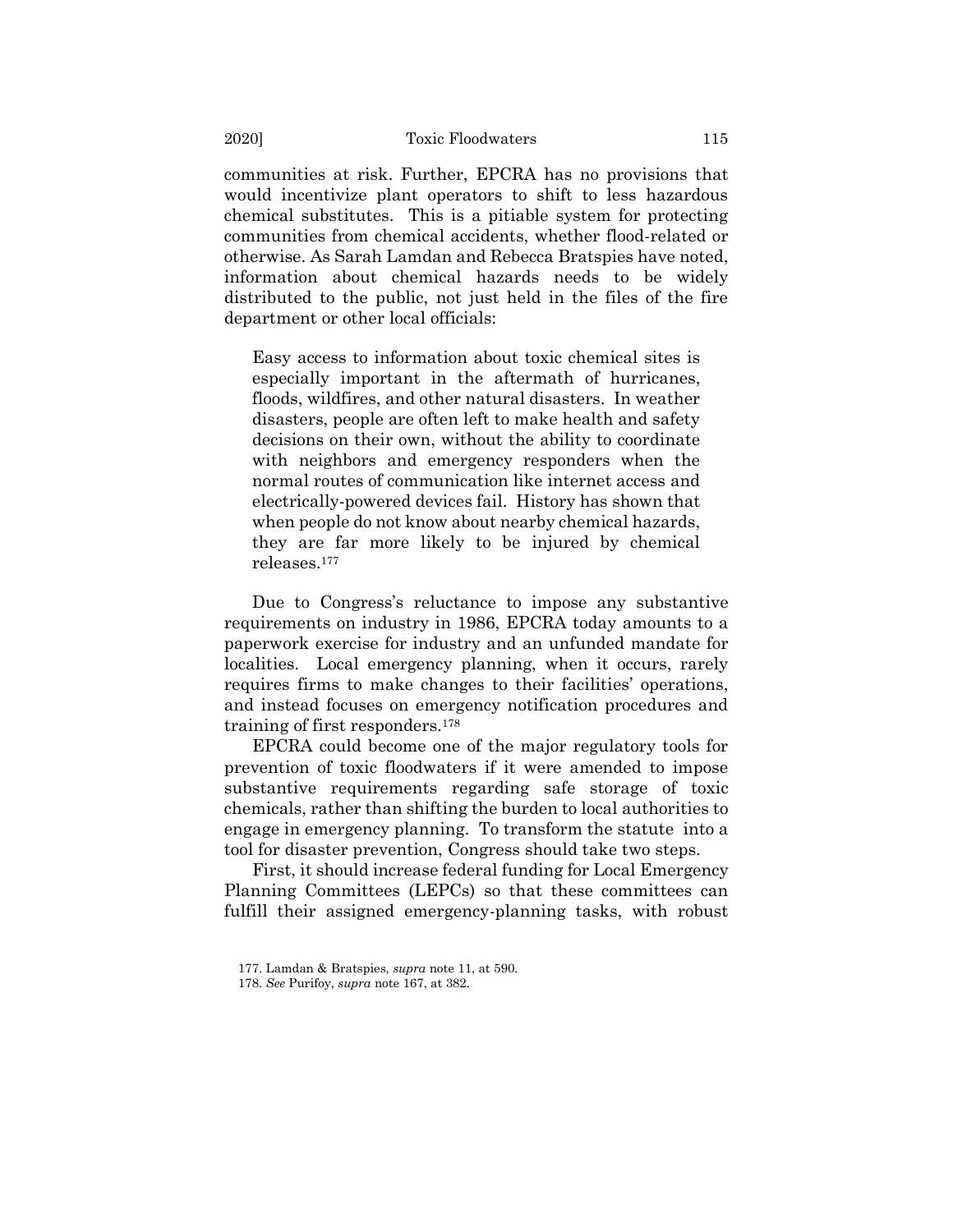communities at risk. Further, EPCRA has no provisions that would incentivize plant operators to shift to less hazardous chemical substitutes. This is a pitiable system for protecting communities from chemical accidents, whether flood-related or otherwise. As Sarah Lamdan and Rebecca Bratspies have noted, information about chemical hazards needs to be widely distributed to the public, not just held in the files of the fire department or other local officials:

> Easy access to information about toxic chemical sites is especially important in the aftermath of hurricanes, floods, wildfires, and other natural disasters. In weather disasters, people are often left to make health and safety decisions on their own, without the ability to coordinate with neighbors and emergency responders when the normal routes of communication like internet access and electrically-powered devices fail. History has shown that when people do not know about nearby chemical hazards, they are far more likely to be injured by chemical releases.[177]

Due to Congress's reluctance to impose any substantive requirements on industry in 1986, EPCRA today amounts to a paperwork exercise for industry and an unfunded mandate for localities. Local emergency planning, when it occurs, rarely requires firms to make changes to their facilities' operations, and instead focuses on emergency notification procedures and training of first responders.[178]

EPCRA could become one of the major regulatory tools for prevention of toxic floodwaters if it were amended to impose substantive requirements regarding safe storage of toxic chemicals, rather than shifting the burden to local authorities to engage in emergency planning. To transform the statute into a tool for disaster prevention, Congress should take two steps.

First, it should increase federal funding for Local Emergency Planning Committees (LEPCs) so that these committees can fulfill their assigned emergency-planning tasks, with robust

177. Lamdan & Bratspies, *supra* note 11, at 590.

178. *See* Purifoy, *supra* note 167, at 382.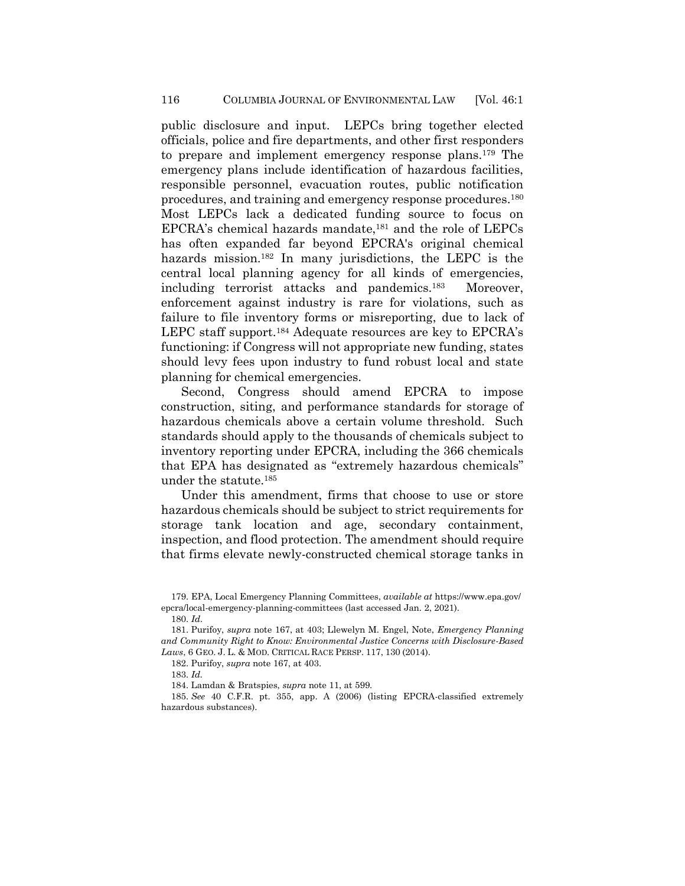public disclosure and input. LEPCs bring together elected officials, police and fire departments, and other first responders to prepare and implement emergency response plans.[179] The emergency plans include identification of hazardous facilities, responsible personnel, evacuation routes, public notification procedures, and training and emergency response procedures.[180] Most LEPCs lack a dedicated funding source to focus on EPCRA's chemical hazards mandate,[181] and the role of LEPCs has often expanded far beyond EPCRA's original chemical hazards mission.[182] In many jurisdictions, the LEPC is the central local planning agency for all kinds of emergencies, including terrorist attacks and pandemics.[183] Moreover, enforcement against industry is rare for violations, such as failure to file inventory forms or misreporting, due to lack of LEPC staff support.[184] Adequate resources are key to EPCRA's functioning: if Congress will not appropriate new funding, states should levy fees upon industry to fund robust local and state planning for chemical emergencies.

Second, Congress should amend EPCRA to impose construction, siting, and performance standards for storage of hazardous chemicals above a certain volume threshold. Such standards should apply to the thousands of chemicals subject to inventory reporting under EPCRA, including the 366 chemicals that EPA has designated as "extremely hazardous chemicals" under the statute.[185]

Under this amendment, firms that choose to use or store hazardous chemicals should be subject to strict requirements for storage tank location and age, secondary containment, inspection, and flood protection. The amendment should require that firms elevate newly-constructed chemical storage tanks in

179. EPA, Local Emergency Planning Committees, *available at* https://www.epa.gov/epcra/local-emergency-planning-committees (last accessed Jan. 2, 2021).

180. *Id*.

181. Purifoy, *supra* note 167, at 403; Llewelyn M. Engel, Note, *Emergency Planning and Community Right to Know: Environmental Justice Concerns with Disclosure-Based Laws*, 6 GEO. J. L. & MOD. CRITICAL RACE PERSP. 117, 130 (2014).

182. Purifoy, *supra* note 167, at 403.

183. *Id.*

184. Lamdan & Bratspies, *supra* note 11, at 599.

185. *See* 40 C.F.R. pt. 355, app. A (2006) (listing EPCRA-classified extremely hazardous substances).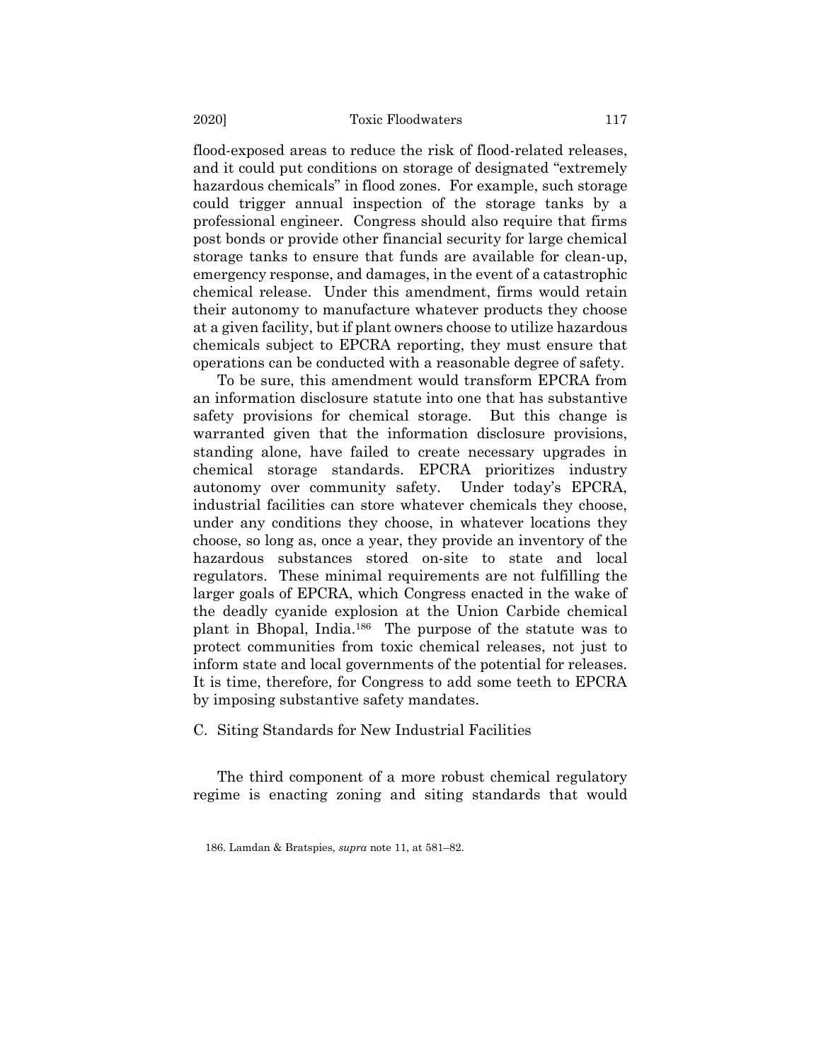flood-exposed areas to reduce the risk of flood-related releases, and it could put conditions on storage of designated "extremely hazardous chemicals" in flood zones. For example, such storage could trigger annual inspection of the storage tanks by a professional engineer. Congress should also require that firms post bonds or provide other financial security for large chemical storage tanks to ensure that funds are available for clean-up, emergency response, and damages, in the event of a catastrophic chemical release. Under this amendment, firms would retain their autonomy to manufacture whatever products they choose at a given facility, but if plant owners choose to utilize hazardous chemicals subject to EPCRA reporting, they must ensure that operations can be conducted with a reasonable degree of safety.

To be sure, this amendment would transform EPCRA from an information disclosure statute into one that has substantive safety provisions for chemical storage. But this change is warranted given that the information disclosure provisions, standing alone, have failed to create necessary upgrades in chemical storage standards. EPCRA prioritizes industry autonomy over community safety. Under today's EPCRA, industrial facilities can store whatever chemicals they choose, under any conditions they choose, in whatever locations they choose, so long as, once a year, they provide an inventory of the hazardous substances stored on-site to state and local regulators. These minimal requirements are not fulfilling the larger goals of EPCRA, which Congress enacted in the wake of the deadly cyanide explosion at the Union Carbide chemical plant in Bhopal, India.[186] The purpose of the statute was to protect communities from toxic chemical releases, not just to inform state and local governments of the potential for releases. It is time, therefore, for Congress to add some teeth to EPCRA by imposing substantive safety mandates.

### C. Siting Standards for New Industrial Facilities

The third component of a more robust chemical regulatory regime is enacting zoning and siting standards that would

186. Lamdan & Bratspies, *supra* note 11, at 581–82.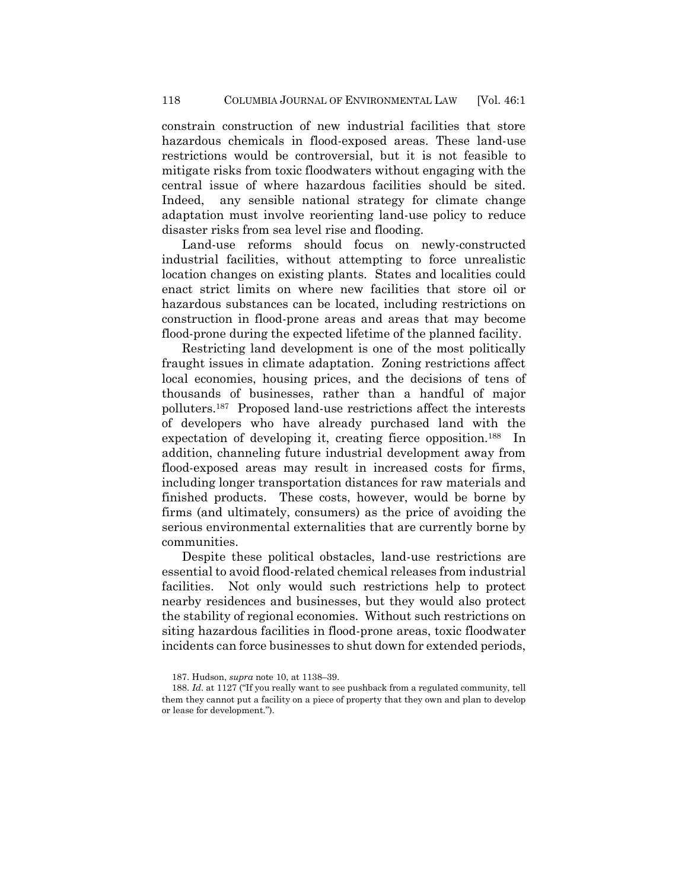constrain construction of new industrial facilities that store hazardous chemicals in flood-exposed areas. These land-use restrictions would be controversial, but it is not feasible to mitigate risks from toxic floodwaters without engaging with the central issue of where hazardous facilities should be sited. Indeed, any sensible national strategy for climate change adaptation must involve reorienting land-use policy to reduce disaster risks from sea level rise and flooding.

Land-use reforms should focus on newly-constructed industrial facilities, without attempting to force unrealistic location changes on existing plants. States and localities could enact strict limits on where new facilities that store oil or hazardous substances can be located, including restrictions on construction in flood-prone areas and areas that may become flood-prone during the expected lifetime of the planned facility.

Restricting land development is one of the most politically fraught issues in climate adaptation. Zoning restrictions affect local economies, housing prices, and the decisions of tens of thousands of businesses, rather than a handful of major polluters.[187] Proposed land-use restrictions affect the interests of developers who have already purchased land with the expectation of developing it, creating fierce opposition.[188] In addition, channeling future industrial development away from flood-exposed areas may result in increased costs for firms, including longer transportation distances for raw materials and finished products. These costs, however, would be borne by firms (and ultimately, consumers) as the price of avoiding the serious environmental externalities that are currently borne by communities.

Despite these political obstacles, land-use restrictions are essential to avoid flood-related chemical releases from industrial facilities. Not only would such restrictions help to protect nearby residences and businesses, but they would also protect the stability of regional economies. Without such restrictions on siting hazardous facilities in flood-prone areas, toxic floodwater incidents can force businesses to shut down for extended periods,

187. Hudson, *supra* note 10, at 1138–39.

188. *Id*. at 1127 ("If you really want to see pushback from a regulated community, tell them they cannot put a facility on a piece of property that they own and plan to develop or lease for development.").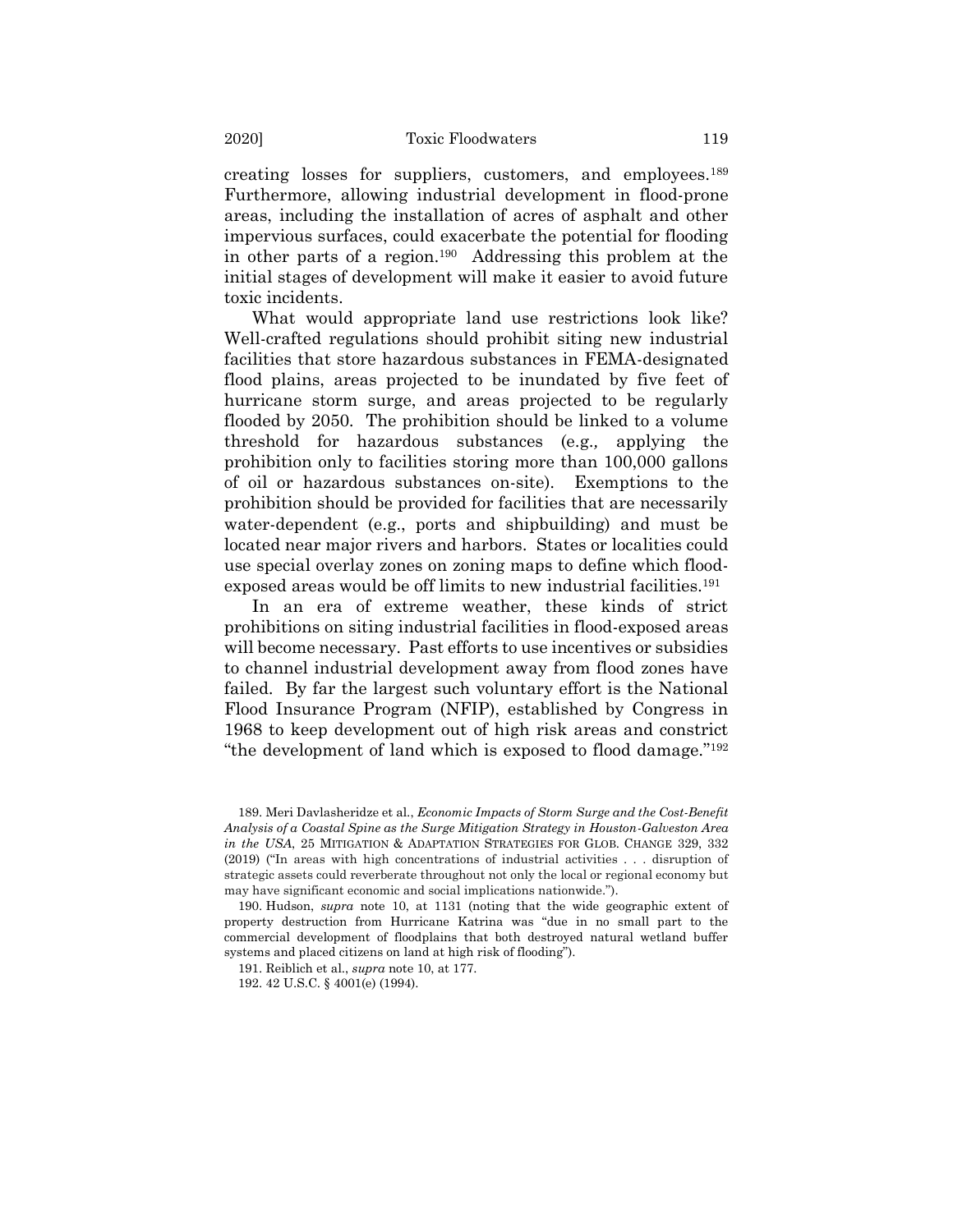creating losses for suppliers, customers, and employees.[189] Furthermore, allowing industrial development in flood-prone areas, including the installation of acres of asphalt and other impervious surfaces, could exacerbate the potential for flooding in other parts of a region.[190] Addressing this problem at the initial stages of development will make it easier to avoid future toxic incidents.

What would appropriate land use restrictions look like? Well-crafted regulations should prohibit siting new industrial facilities that store hazardous substances in FEMA-designated flood plains, areas projected to be inundated by five feet of hurricane storm surge, and areas projected to be regularly flooded by 2050. The prohibition should be linked to a volume threshold for hazardous substances (e.g., applying the prohibition only to facilities storing more than 100,000 gallons of oil or hazardous substances on-site). Exemptions to the prohibition should be provided for facilities that are necessarily water-dependent (e.g., ports and shipbuilding) and must be located near major rivers and harbors. States or localities could use special overlay zones on zoning maps to define which flood-exposed areas would be off limits to new industrial facilities.[191]

In an era of extreme weather, these kinds of strict prohibitions on siting industrial facilities in flood-exposed areas will become necessary. Past efforts to use incentives or subsidies to channel industrial development away from flood zones have failed. By far the largest such voluntary effort is the National Flood Insurance Program (NFIP), established by Congress in 1968 to keep development out of high risk areas and constrict "the development of land which is exposed to flood damage."[192]

---

189. Meri Davlasheridze et al., *Economic Impacts of Storm Surge and the Cost-Benefit Analysis of a Coastal Spine as the Surge Mitigation Strategy in Houston-Galveston Area in the USA*, 25 MITIGATION & ADAPTATION STRATEGIES FOR GLOB. CHANGE 329, 332 (2019) ("In areas with high concentrations of industrial activities . . . disruption of strategic assets could reverberate throughout not only the local or regional economy but may have significant economic and social implications nationwide.").

190. Hudson, *supra* note 10, at 1131 (noting that the wide geographic extent of property destruction from Hurricane Katrina was "due in no small part to the commercial development of floodplains that both destroyed natural wetland buffer systems and placed citizens on land at high risk of flooding").

191. Reiblich et al., *supra* note 10, at 177.

192. 42 U.S.C. § 4001(e) (1994).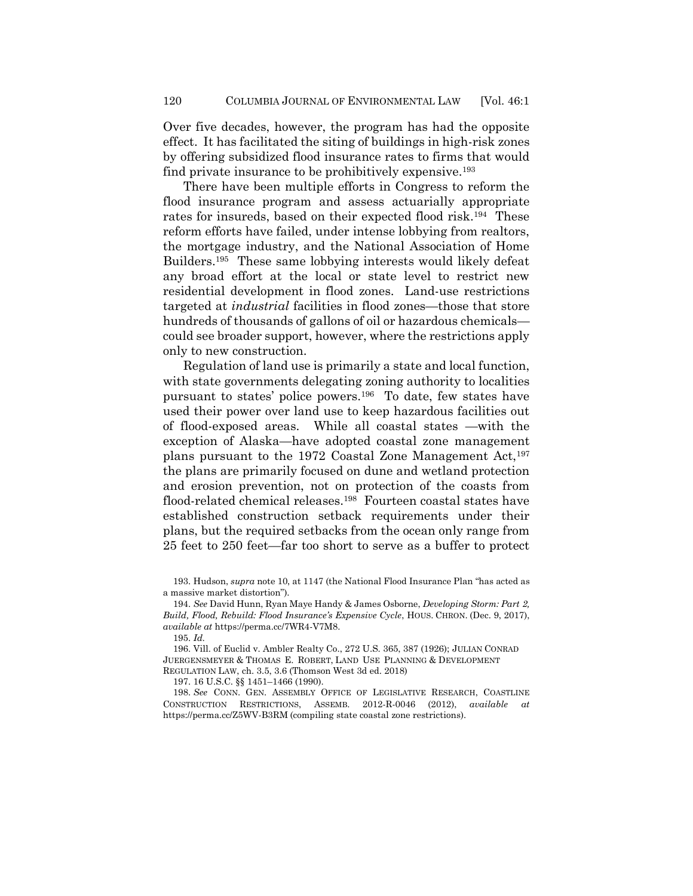Over five decades, however, the program has had the opposite effect. It has facilitated the siting of buildings in high-risk zones by offering subsidized flood insurance rates to firms that would find private insurance to be prohibitively expensive.[193]

There have been multiple efforts in Congress to reform the flood insurance program and assess actuarially appropriate rates for insureds, based on their expected flood risk.[194] These reform efforts have failed, under intense lobbying from realtors, the mortgage industry, and the National Association of Home Builders.[195] These same lobbying interests would likely defeat any broad effort at the local or state level to restrict new residential development in flood zones. Land-use restrictions targeted at *industrial* facilities in flood zones—those that store hundreds of thousands of gallons of oil or hazardous chemicals—could see broader support, however, where the restrictions apply only to new construction.

Regulation of land use is primarily a state and local function, with state governments delegating zoning authority to localities pursuant to states' police powers.[196] To date, few states have used their power over land use to keep hazardous facilities out of flood-exposed areas. While all coastal states —with the exception of Alaska—have adopted coastal zone management plans pursuant to the 1972 Coastal Zone Management Act,[197] the plans are primarily focused on dune and wetland protection and erosion prevention, not on protection of the coasts from flood-related chemical releases.[198] Fourteen coastal states have established construction setback requirements under their plans, but the required setbacks from the ocean only range from 25 feet to 250 feet—far too short to serve as a buffer to protect

193. Hudson, *supra* note 10, at 1147 (the National Flood Insurance Plan "has acted as a massive market distortion").

194. *See* David Hunn, Ryan Maye Handy & James Osborne, *Developing Storm: Part 2, Build, Flood, Rebuild: Flood Insurance's Expensive Cycle*, HOUS. CHRON. (Dec. 9, 2017), *available at* https://perma.cc/7WR4-V7M8.

195. *Id.*

196. Vill. of Euclid v. Ambler Realty Co., 272 U.S. 365, 387 (1926); JULIAN CONRAD JUERGENSMEYER & THOMAS E. ROBERT, LAND USE PLANNING & DEVELOPMENT REGULATION LAW, ch. 3.5, 3.6 (Thomson West 3d ed. 2018)

197. 16 U.S.C. §§ 1451–1466 (1990).

198. *See* CONN. GEN. ASSEMBLY OFFICE OF LEGISLATIVE RESEARCH, COASTLINE CONSTRUCTION RESTRICTIONS, ASSEMB. 2012-R-0046 (2012), *available at* https://perma.cc/Z5WV-B3RM (compiling state coastal zone restrictions).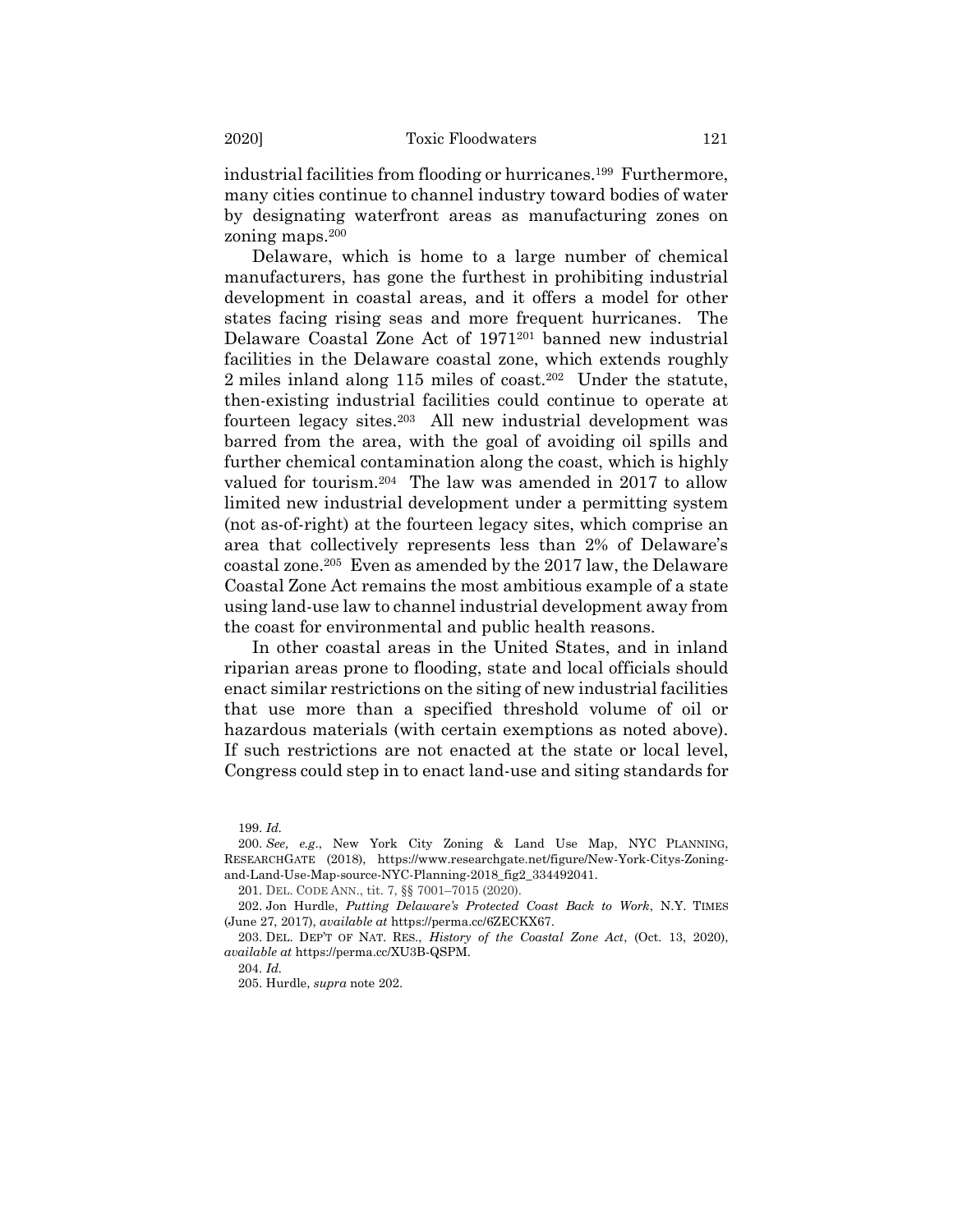industrial facilities from flooding or hurricanes.[199] Furthermore, many cities continue to channel industry toward bodies of water by designating waterfront areas as manufacturing zones on zoning maps.[200]

Delaware, which is home to a large number of chemical manufacturers, has gone the furthest in prohibiting industrial development in coastal areas, and it offers a model for other states facing rising seas and more frequent hurricanes. The Delaware Coastal Zone Act of 1971[201] banned new industrial facilities in the Delaware coastal zone, which extends roughly 2 miles inland along 115 miles of coast.[202] Under the statute, then-existing industrial facilities could continue to operate at fourteen legacy sites.[203] All new industrial development was barred from the area, with the goal of avoiding oil spills and further chemical contamination along the coast, which is highly valued for tourism.[204] The law was amended in 2017 to allow limited new industrial development under a permitting system (not as-of-right) at the fourteen legacy sites, which comprise an area that collectively represents less than 2% of Delaware's coastal zone.[205] Even as amended by the 2017 law, the Delaware Coastal Zone Act remains the most ambitious example of a state using land-use law to channel industrial development away from the coast for environmental and public health reasons.

In other coastal areas in the United States, and in inland riparian areas prone to flooding, state and local officials should enact similar restrictions on the siting of new industrial facilities that use more than a specified threshold volume of oil or hazardous materials (with certain exemptions as noted above). If such restrictions are not enacted at the state or local level, Congress could step in to enact land-use and siting standards for

199. *Id.*

200. *See, e.g.*, New York City Zoning & Land Use Map, NYC PLANNING, RESEARCHGATE (2018), https://www.researchgate.net/figure/New-York-Citys-Zoning-and-Land-Use-Map-source-NYC-Planning-2018_fig2_334492041.

201. DEL. CODE ANN., tit. 7, §§ 7001–7015 (2020).

202. Jon Hurdle, *Putting Delaware's Protected Coast Back to Work*, N.Y. TIMES (June 27, 2017), *available at* https://perma.cc/6ZECKX67.

203. DEL. DEP'T OF NAT. RES., *History of the Coastal Zone Act*, (Oct. 13, 2020), *available at* https://perma.cc/XU3B-QSPM.

204. *Id.*

205. Hurdle, *supra* note 202.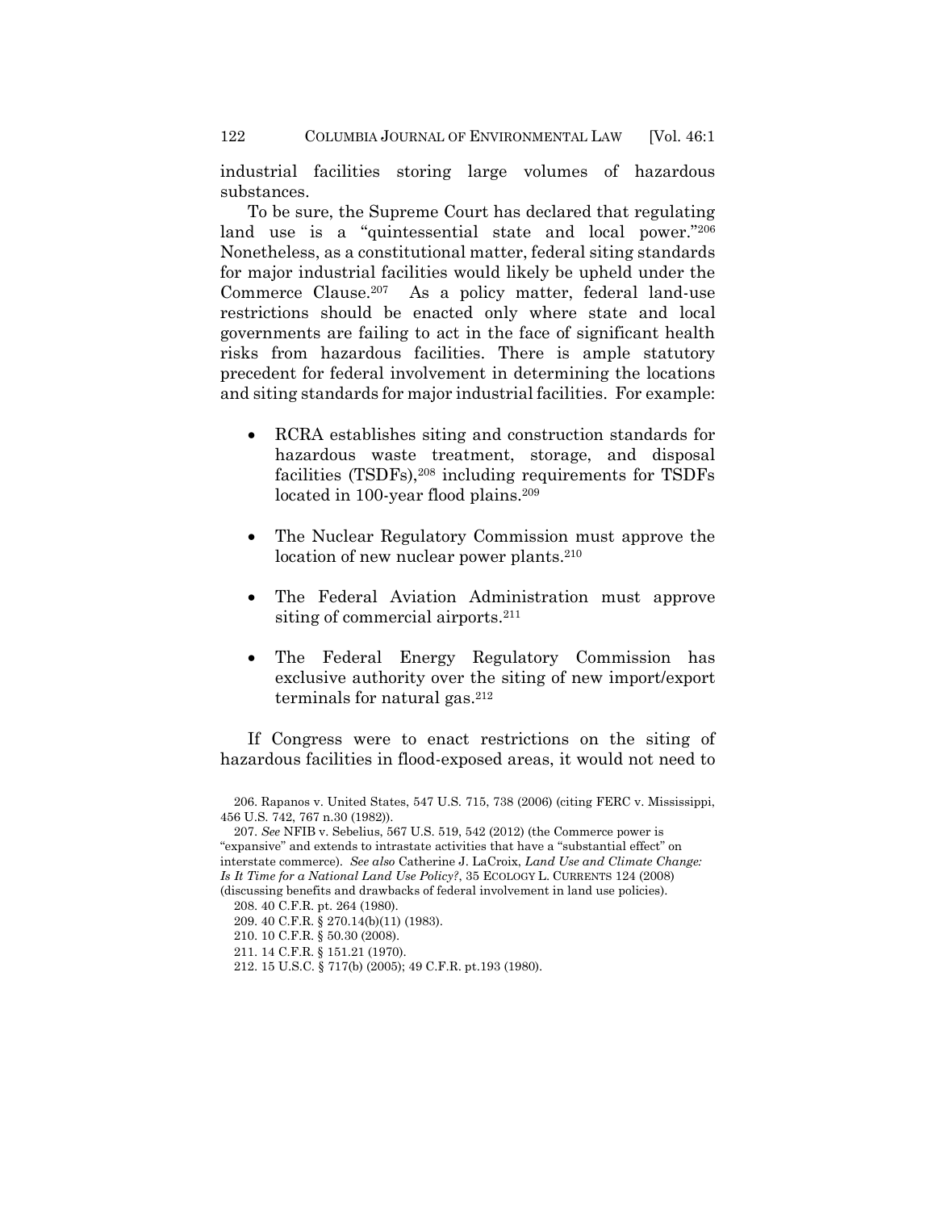industrial facilities storing large volumes of hazardous substances.

To be sure, the Supreme Court has declared that regulating land use is a "quintessential state and local power."[206] Nonetheless, as a constitutional matter, federal siting standards for major industrial facilities would likely be upheld under the Commerce Clause.[207] As a policy matter, federal land-use restrictions should be enacted only where state and local governments are failing to act in the face of significant health risks from hazardous facilities. There is ample statutory precedent for federal involvement in determining the locations and siting standards for major industrial facilities. For example:

- RCRA establishes siting and construction standards for hazardous waste treatment, storage, and disposal facilities (TSDFs),[208] including requirements for TSDFs located in 100-year flood plains.[209]
- The Nuclear Regulatory Commission must approve the location of new nuclear power plants.[210]
- The Federal Aviation Administration must approve siting of commercial airports.[211]
- The Federal Energy Regulatory Commission has exclusive authority over the siting of new import/export terminals for natural gas.[212]

If Congress were to enact restrictions on the siting of hazardous facilities in flood-exposed areas, it would not need to

206. Rapanos v. United States, 547 U.S. 715, 738 (2006) (citing FERC v. Mississippi, 456 U.S. 742, 767 n.30 (1982)).

207. *See* NFIB v. Sebelius, 567 U.S. 519, 542 (2012) (the Commerce power is "expansive" and extends to intrastate activities that have a "substantial effect" on interstate commerce). *See also* Catherine J. LaCroix, *Land Use and Climate Change: Is It Time for a National Land Use Policy?*, 35 ECOLOGY L. CURRENTS 124 (2008) (discussing benefits and drawbacks of federal involvement in land use policies).

208. 40 C.F.R. pt. 264 (1980).

209. 40 C.F.R. § 270.14(b)(11) (1983).

210. 10 C.F.R. § 50.30 (2008).

211. 14 C.F.R. § 151.21 (1970).

212. 15 U.S.C. § 717(b) (2005); 49 C.F.R. pt.193 (1980).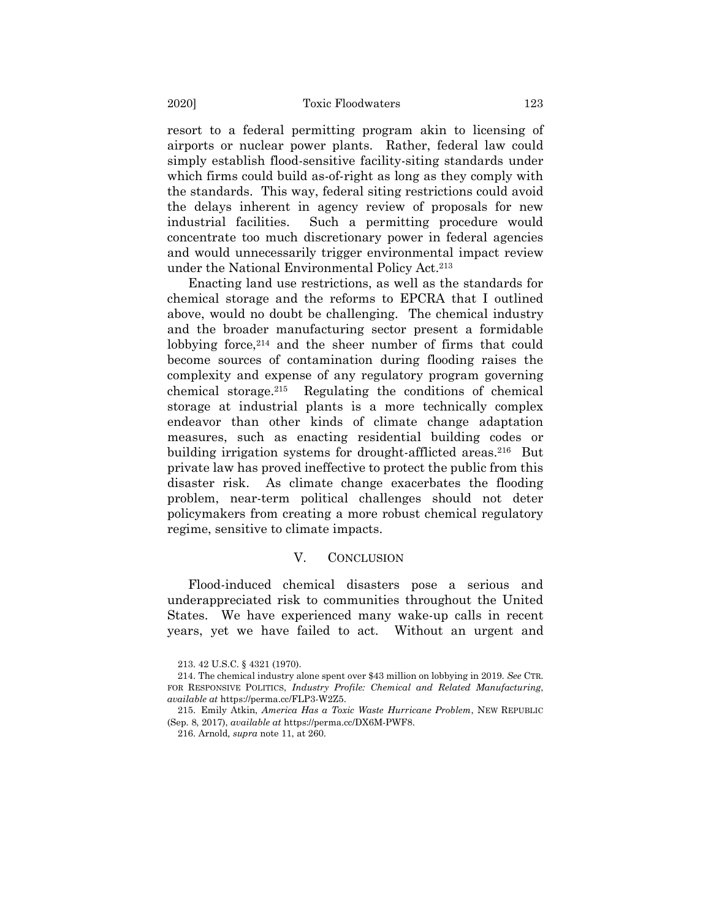resort to a federal permitting program akin to licensing of airports or nuclear power plants. Rather, federal law could simply establish flood-sensitive facility-siting standards under which firms could build as-of-right as long as they comply with the standards. This way, federal siting restrictions could avoid the delays inherent in agency review of proposals for new industrial facilities. Such a permitting procedure would concentrate too much discretionary power in federal agencies and would unnecessarily trigger environmental impact review under the National Environmental Policy Act.[213]

Enacting land use restrictions, as well as the standards for chemical storage and the reforms to EPCRA that I outlined above, would no doubt be challenging. The chemical industry and the broader manufacturing sector present a formidable lobbying force,[214] and the sheer number of firms that could become sources of contamination during flooding raises the complexity and expense of any regulatory program governing chemical storage.[215] Regulating the conditions of chemical storage at industrial plants is a more technically complex endeavor than other kinds of climate change adaptation measures, such as enacting residential building codes or building irrigation systems for drought-afflicted areas.[216] But private law has proved ineffective to protect the public from this disaster risk. As climate change exacerbates the flooding problem, near-term political challenges should not deter policymakers from creating a more robust chemical regulatory regime, sensitive to climate impacts.

## V. CONCLUSION

Flood-induced chemical disasters pose a serious and underappreciated risk to communities throughout the United States. We have experienced many wake-up calls in recent years, yet we have failed to act. Without an urgent and

213. 42 U.S.C. § 4321 (1970).

214. The chemical industry alone spent over $43 million on lobbying in 2019. *See* CTR. FOR RESPONSIVE POLITICS, *Industry Profile: Chemical and Related Manufacturing*, *available at* https://perma.cc/FLP3-W2Z5.

215. Emily Atkin, *America Has a Toxic Waste Hurricane Problem*, NEW REPUBLIC (Sep. 8, 2017), *available at* https://perma.cc/DX6M-PWF8.

216. Arnold, *supra* note 11, at 260.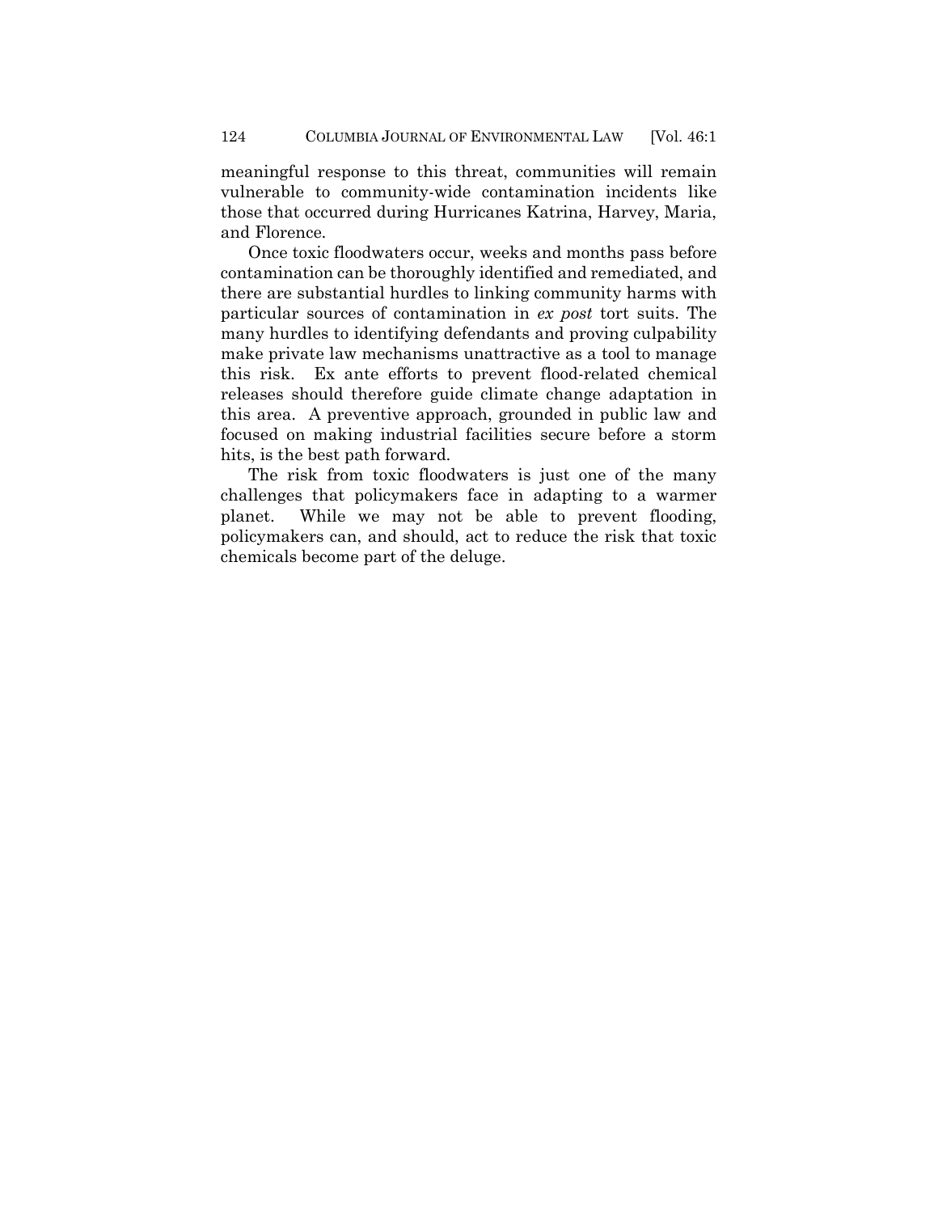meaningful response to this threat, communities will remain vulnerable to community-wide contamination incidents like those that occurred during Hurricanes Katrina, Harvey, Maria, and Florence.

Once toxic floodwaters occur, weeks and months pass before contamination can be thoroughly identified and remediated, and there are substantial hurdles to linking community harms with particular sources of contamination in *ex post* tort suits. The many hurdles to identifying defendants and proving culpability make private law mechanisms unattractive as a tool to manage this risk. Ex ante efforts to prevent flood-related chemical releases should therefore guide climate change adaptation in this area. A preventive approach, grounded in public law and focused on making industrial facilities secure before a storm hits, is the best path forward.

The risk from toxic floodwaters is just one of the many challenges that policymakers face in adapting to a warmer planet. While we may not be able to prevent flooding, policymakers can, and should, act to reduce the risk that toxic chemicals become part of the deluge.